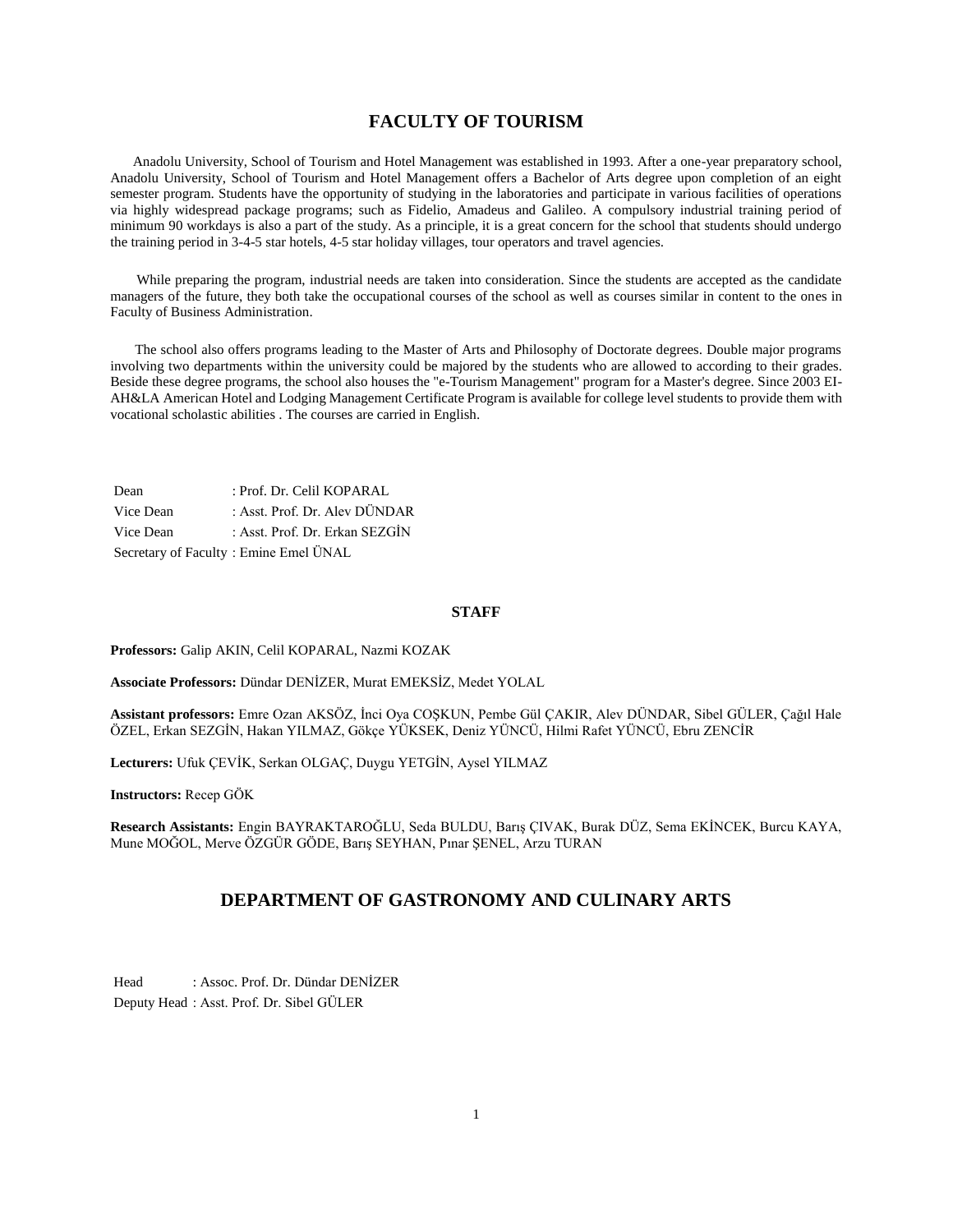# FACULTY OF TOURISM

Anadolu University, School of Tourism and Hotel Management was established in 1993. After a one-year preparatory school, Anadolu University, School of Tourism and Hotel Management offers a Bachelor of Arts degree upon completion of an eight semester program. Students have the opportunity of studying in the laboratories and participate in various facilities of operations via highly widespread package programs; such as Fidelio, Amadeus and Galileo. A compulsory industrial training period of minimum 90 workdays is also a part of the study. As a principle, it is a great concern for the school that students should undergo the training period in 3-4-5 star hotels, 4-5 star holiday villages, tour operators and travel agencies.

While preparing the program, industrial needs are taken into consideration. Since the students are accepted as the candidate managers of the future, they both take the occupational courses of the school as well as courses similar in content to the ones in Faculty of Business Administration.

The school also offers programs leading to the Master of Arts and Philosophy of Doctorate degrees. Double major programs involving two departments within the university could be majored by the students who are allowed to according to their grades. Beside these degree programs, the school also houses the "e-Tourism Management" program for a Master's degree. Since 2003 EI-AH&LA American Hotel and Lodging Management Certificate Program is available for college level students to provide them with vocational scholastic abilities . The courses are carried in English.

Dean : Prof. Dr. Celil KOPARAL
Vice Dean : Asst. Prof. Dr. Alev DÜNDAR
Vice Dean : Asst. Prof. Dr. Erkan SEZGİN
Secretary of Faculty : Emine Emel ÜNAL

### STAFF

**Professors:** Galip AKIN, Celil KOPARAL, Nazmi KOZAK

**Associate Professors:** Dündar DENİZER, Murat EMEKSİZ, Medet YOLAL

**Assistant professors:** Emre Ozan AKSÖZ, İnci Oya COŞKUN, Pembe Gül ÇAKIR, Alev DÜNDAR, Sibel GÜLER, Çağıl Hale ÖZEL, Erkan SEZGİN, Hakan YILMAZ, Gökçe YÜKSEK, Deniz YÜNCÜ, Hilmi Rafet YÜNCÜ, Ebru ZENCİR

**Lecturers:** Ufuk ÇEVİK, Serkan OLGAÇ, Duygu YETGİN, Aysel YILMAZ

**Instructors:** Recep GÖK

**Research Assistants:** Engin BAYRAKTAROĞLU, Seda BULDU, Barış ÇIVAK, Burak DÜZ, Sema EKİNCEK, Burcu KAYA, Mune MOĞOL, Merve ÖZGÜR GÖDE, Barış SEYHAN, Pınar ŞENEL, Arzu TURAN

## DEPARTMENT OF GASTRONOMY AND CULINARY ARTS

Head : Assoc. Prof. Dr. Dündar DENİZER
Deputy Head : Asst. Prof. Dr. Sibel GÜLER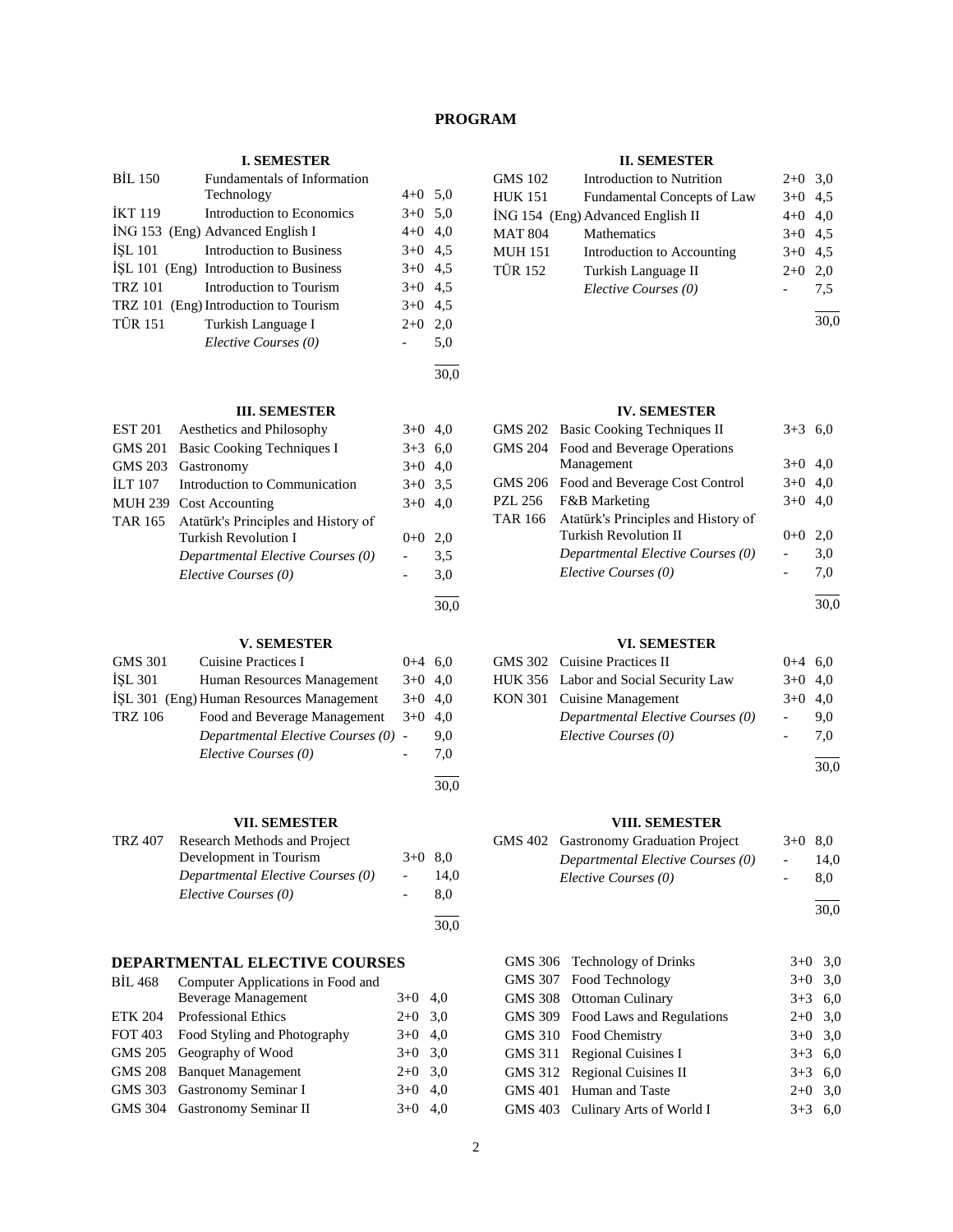# PROGRAM

## I. SEMESTER

| Code | Course | Hours | ECTS |
|---|---|---|---|
| BİL 150 | Fundamentals of Information Technology | 4+0 | 5,0 |
| İKT 119 | Introduction to Economics | 3+0 | 5,0 |
| İNG 153 (Eng) | Advanced English I | 4+0 | 4,0 |
| İŞL 101 | Introduction to Business | 3+0 | 4,5 |
| İŞL 101 (Eng) | Introduction to Business | 3+0 | 4,5 |
| TRZ 101 | Introduction to Tourism | 3+0 | 4,5 |
| TRZ 101 (Eng) | Introduction to Tourism | 3+0 | 4,5 |
| TÜR 151 | Turkish Language I | 2+0 | 2,0 |
| | *Elective Courses (0)* | - | 5,0 |
| | | | 30,0 |

## II. SEMESTER

| Code | Course | Hours | ECTS |
|---|---|---|---|
| GMS 102 | Introduction to Nutrition | 2+0 | 3,0 |
| HUK 151 | Fundamental Concepts of Law | 3+0 | 4,5 |
| İNG 154 (Eng) | Advanced English II | 4+0 | 4,0 |
| MAT 804 | Mathematics | 3+0 | 4,5 |
| MUH 151 | Introduction to Accounting | 3+0 | 4,5 |
| TÜR 152 | Turkish Language II | 2+0 | 2,0 |
| | *Elective Courses (0)* | - | 7,5 |
| | | | 30,0 |

## III. SEMESTER

| Code | Course | Hours | ECTS |
|---|---|---|---|
| EST 201 | Aesthetics and Philosophy | 3+0 | 4,0 |
| GMS 201 | Basic Cooking Techniques I | 3+3 | 6,0 |
| GMS 203 | Gastronomy | 3+0 | 4,0 |
| İLT 107 | Introduction to Communication | 3+0 | 3,5 |
| MUH 239 | Cost Accounting | 3+0 | 4,0 |
| TAR 165 | Atatürk's Principles and History of Turkish Revolution I | 0+0 | 2,0 |
| | *Departmental Elective Courses (0)* | - | 3,5 |
| | *Elective Courses (0)* | - | 3,0 |
| | | | 30,0 |

## IV. SEMESTER

| Code | Course | Hours | ECTS |
|---|---|---|---|
| GMS 202 | Basic Cooking Techniques II | 3+3 | 6,0 |
| GMS 204 | Food and Beverage Operations Management | 3+0 | 4,0 |
| GMS 206 | Food and Beverage Cost Control | 3+0 | 4,0 |
| PZL 256 | F&B Marketing | 3+0 | 4,0 |
| TAR 166 | Atatürk's Principles and History of Turkish Revolution II | 0+0 | 2,0 |
| | *Departmental Elective Courses (0)* | - | 3,0 |
| | *Elective Courses (0)* | - | 7,0 |
| | | | 30,0 |

## V. SEMESTER

| Code | Course | Hours | ECTS |
|---|---|---|---|
| GMS 301 | Cuisine Practices I | 0+4 | 6,0 |
| İŞL 301 | Human Resources Management | 3+0 | 4,0 |
| İŞL 301 (Eng) | Human Resources Management | 3+0 | 4,0 |
| TRZ 106 | Food and Beverage Management | 3+0 | 4,0 |
| | *Departmental Elective Courses (0)* | - | 9,0 |
| | *Elective Courses (0)* | - | 7,0 |
| | | | 30,0 |

## VI. SEMESTER

| Code | Course | Hours | ECTS |
|---|---|---|---|
| GMS 302 | Cuisine Practices II | 0+4 | 6,0 |
| HUK 356 | Labor and Social Security Law | 3+0 | 4,0 |
| KON 301 | Cuisine Management | 3+0 | 4,0 |
| | *Departmental Elective Courses (0)* | - | 9,0 |
| | *Elective Courses (0)* | - | 7,0 |
| | | | 30,0 |

## VII. SEMESTER

| Code | Course | Hours | ECTS |
|---|---|---|---|
| TRZ 407 | Research Methods and Project Development in Tourism | 3+0 | 8,0 |
| | *Departmental Elective Courses (0)* | - | 14,0 |
| | *Elective Courses (0)* | - | 8,0 |
| | | | 30,0 |

## VIII. SEMESTER

| Code | Course | Hours | ECTS |
|---|---|---|---|
| GMS 402 | Gastronomy Graduation Project | 3+0 | 8,0 |
| | *Departmental Elective Courses (0)* | - | 14,0 |
| | *Elective Courses (0)* | - | 8,0 |
| | | | 30,0 |

## DEPARTMENTAL ELECTIVE COURSES

| Code | Course | Hours | ECTS |
|---|---|---|---|
| BİL 468 | Computer Applications in Food and Beverage Management | 3+0 | 4,0 |
| ETK 204 | Professional Ethics | 2+0 | 3,0 |
| FOT 403 | Food Styling and Photography | 3+0 | 4,0 |
| GMS 205 | Geography of Wood | 3+0 | 3,0 |
| GMS 208 | Banquet Management | 2+0 | 3,0 |
| GMS 303 | Gastronomy Seminar I | 3+0 | 4,0 |
| GMS 304 | Gastronomy Seminar II | 3+0 | 4,0 |
| GMS 306 | Technology of Drinks | 3+0 | 3,0 |
| GMS 307 | Food Technology | 3+0 | 3,0 |
| GMS 308 | Ottoman Culinary | 3+3 | 6,0 |
| GMS 309 | Food Laws and Regulations | 2+0 | 3,0 |
| GMS 310 | Food Chemistry | 3+0 | 3,0 |
| GMS 311 | Regional Cuisines I | 3+3 | 6,0 |
| GMS 312 | Regional Cuisines II | 3+3 | 6,0 |
| GMS 401 | Human and Taste | 2+0 | 3,0 |
| GMS 403 | Culinary Arts of World I | 3+3 | 6,0 |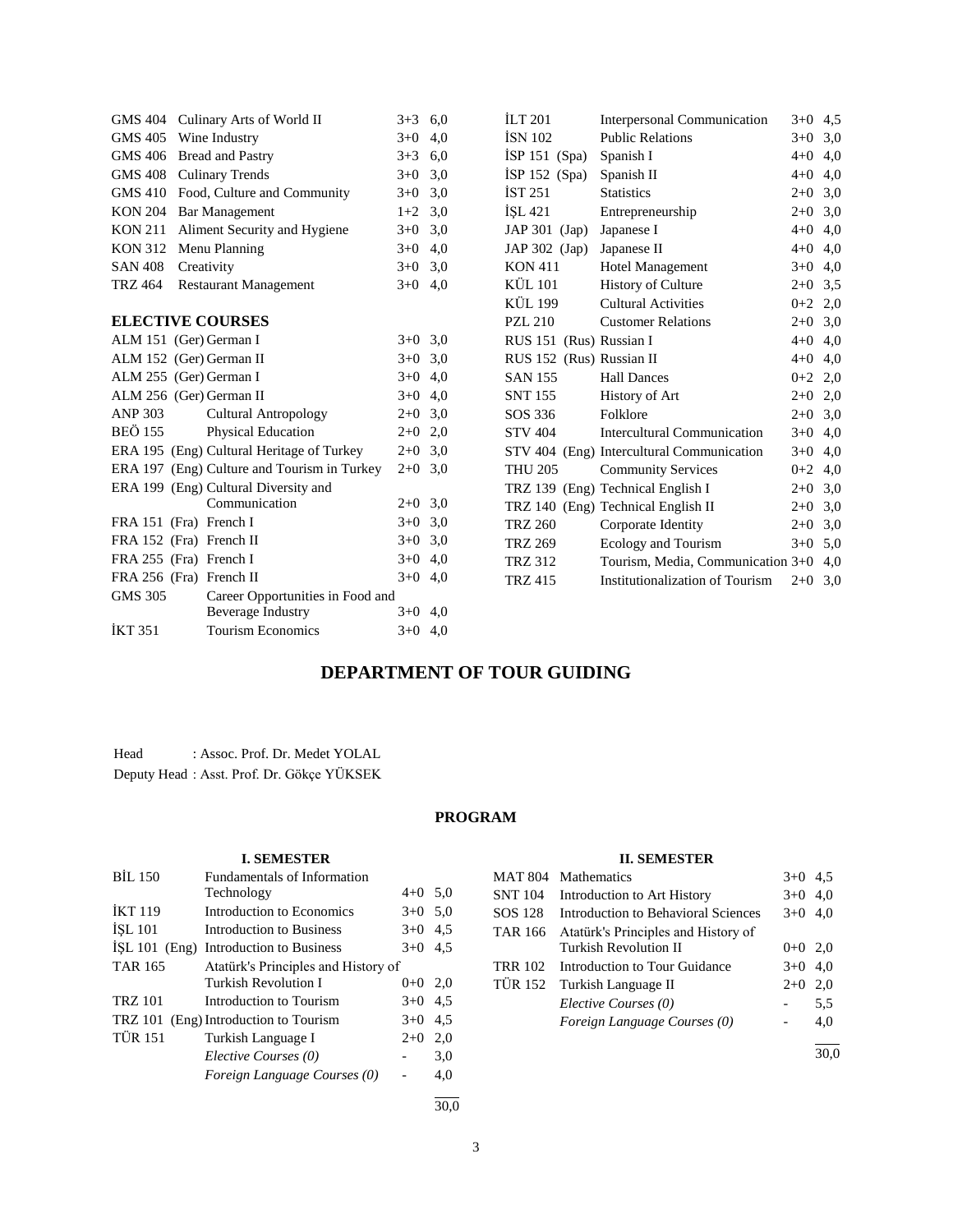| | | | |
|---|---|---|---|
| GMS 404 | Culinary Arts of World II | 3+3 | 6,0 |
| GMS 405 | Wine Industry | 3+0 | 4,0 |
| GMS 406 | Bread and Pastry | 3+3 | 6,0 |
| GMS 408 | Culinary Trends | 3+0 | 3,0 |
| GMS 410 | Food, Culture and Community | 3+0 | 3,0 |
| KON 204 | Bar Management | 1+2 | 3,0 |
| KON 211 | Aliment Security and Hygiene | 3+0 | 3,0 |
| KON 312 | Menu Planning | 3+0 | 4,0 |
| SAN 408 | Creativity | 3+0 | 3,0 |
| TRZ 464 | Restaurant Management | 3+0 | 4,0 |

**ELECTIVE COURSES**

| | | | |
|---|---|---|---|
| ALM 151 (Ger) | German I | 3+0 | 3,0 |
| ALM 152 (Ger) | German II | 3+0 | 3,0 |
| ALM 255 (Ger) | German I | 3+0 | 4,0 |
| ALM 256 (Ger) | German II | 3+0 | 4,0 |
| ANP 303 | Cultural Antropology | 2+0 | 3,0 |
| BEÖ 155 | Physical Education | 2+0 | 2,0 |
| ERA 195 (Eng) | Cultural Heritage of Turkey | 2+0 | 3,0 |
| ERA 197 (Eng) | Culture and Tourism in Turkey | 2+0 | 3,0 |
| ERA 199 (Eng) | Cultural Diversity and Communication | 2+0 | 3,0 |
| FRA 151 (Fra) | French I | 3+0 | 3,0 |
| FRA 152 (Fra) | French II | 3+0 | 3,0 |
| FRA 255 (Fra) | French I | 3+0 | 4,0 |
| FRA 256 (Fra) | French II | 3+0 | 4,0 |
| GMS 305 | Career Opportunities in Food and Beverage Industry | 3+0 | 4,0 |
| İKT 351 | Tourism Economics | 3+0 | 4,0 |
| İLT 201 | Interpersonal Communication | 3+0 | 4,5 |
| İSN 102 | Public Relations | 3+0 | 3,0 |
| İSP 151 (Spa) | Spanish I | 4+0 | 4,0 |
| İSP 152 (Spa) | Spanish II | 4+0 | 4,0 |
| İST 251 | Statistics | 2+0 | 3,0 |
| İŞL 421 | Entrepreneurship | 2+0 | 3,0 |
| JAP 301 (Jap) | Japanese I | 4+0 | 4,0 |
| JAP 302 (Jap) | Japanese II | 4+0 | 4,0 |
| KON 411 | Hotel Management | 3+0 | 4,0 |
| KÜL 101 | History of Culture | 2+0 | 3,5 |
| KÜL 199 | Cultural Activities | 0+2 | 2,0 |
| PZL 210 | Customer Relations | 2+0 | 3,0 |
| RUS 151 (Rus) | Russian I | 4+0 | 4,0 |
| RUS 152 (Rus) | Russian II | 4+0 | 4,0 |
| SAN 155 | Hall Dances | 0+2 | 2,0 |
| SNT 155 | History of Art | 2+0 | 2,0 |
| SOS 336 | Folklore | 2+0 | 3,0 |
| STV 404 | Intercultural Communication | 3+0 | 4,0 |
| STV 404 (Eng) | Intercultural Communication | 3+0 | 4,0 |
| THU 205 | Community Services | 0+2 | 4,0 |
| TRZ 139 (Eng) | Technical English I | 2+0 | 3,0 |
| TRZ 140 (Eng) | Technical English II | 2+0 | 3,0 |
| TRZ 260 | Corporate Identity | 2+0 | 3,0 |
| TRZ 269 | Ecology and Tourism | 3+0 | 5,0 |
| TRZ 312 | Tourism, Media, Communication | 3+0 | 4,0 |
| TRZ 415 | Institutionalization of Tourism | 2+0 | 3,0 |

# DEPARTMENT OF TOUR GUIDING

Head : Assoc. Prof. Dr. Medet YOLAL

Deputy Head : Asst. Prof. Dr. Gökçe YÜKSEK

## PROGRAM

### I. SEMESTER

| | | | |
|---|---|---|---|
| BİL 150 | Fundamentals of Information Technology | 4+0 | 5,0 |
| İKT 119 | Introduction to Economics | 3+0 | 5,0 |
| İŞL 101 | Introduction to Business | 3+0 | 4,5 |
| İŞL 101 (Eng) | Introduction to Business | 3+0 | 4,5 |
| TAR 165 | Atatürk's Principles and History of Turkish Revolution I | 0+0 | 2,0 |
| TRZ 101 | Introduction to Tourism | 3+0 | 4,5 |
| TRZ 101 (Eng) | Introduction to Tourism | 3+0 | 4,5 |
| TÜR 151 | Turkish Language I | 2+0 | 2,0 |
| | *Elective Courses (0)* | - | 3,0 |
| | *Foreign Language Courses (0)* | - | 4,0 |
| | | | 30,0 |

### II. SEMESTER

| | | | |
|---|---|---|---|
| MAT 804 | Mathematics | 3+0 | 4,5 |
| SNT 104 | Introduction to Art History | 3+0 | 4,0 |
| SOS 128 | Introduction to Behavioral Sciences | 3+0 | 4,0 |
| TAR 166 | Atatürk's Principles and History of Turkish Revolution II | 0+0 | 2,0 |
| TRR 102 | Introduction to Tour Guidance | 3+0 | 4,0 |
| TÜR 152 | Turkish Language II | 2+0 | 2,0 |
| | *Elective Courses (0)* | - | 5,5 |
| | *Foreign Language Courses (0)* | - | 4,0 |
| | | | 30,0 |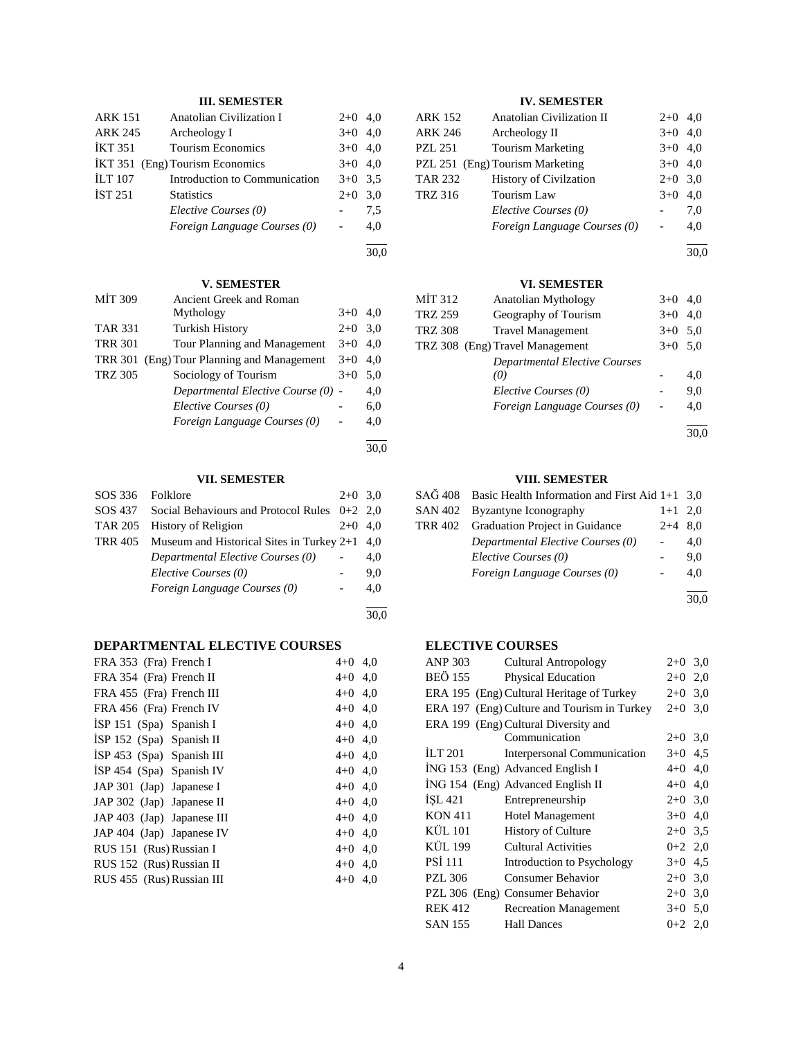### III. SEMESTER

| | | | |
|---|---|---|---|
| ARK 151 | Anatolian Civilization I | 2+0 | 4,0 |
| ARK 245 | Archeology I | 3+0 | 4,0 |
| İKT 351 | Tourism Economics | 3+0 | 4,0 |
| İKT 351 (Eng) | Tourism Economics | 3+0 | 4,0 |
| İLT 107 | Introduction to Communication | 3+0 | 3,5 |
| İST 251 | Statistics | 2+0 | 3,0 |
| | *Elective Courses (0)* | - | 7,5 |
| | *Foreign Language Courses (0)* | - | 4,0 |
| | | | 30,0 |

### IV. SEMESTER

| | | | |
|---|---|---|---|
| ARK 152 | Anatolian Civilization II | 2+0 | 4,0 |
| ARK 246 | Archeology II | 3+0 | 4,0 |
| PZL 251 | Tourism Marketing | 3+0 | 4,0 |
| PZL 251 (Eng) | Tourism Marketing | 3+0 | 4,0 |
| TAR 232 | History of Civilzation | 2+0 | 3,0 |
| TRZ 316 | Tourism Law | 3+0 | 4,0 |
| | *Elective Courses (0)* | - | 7,0 |
| | *Foreign Language Courses (0)* | - | 4,0 |
| | | | 30,0 |

### V. SEMESTER

| | | | |
|---|---|---|---|
| MİT 309 | Ancient Greek and Roman Mythology | 3+0 | 4,0 |
| TAR 331 | Turkish History | 2+0 | 3,0 |
| TRR 301 | Tour Planning and Management | 3+0 | 4,0 |
| TRR 301 (Eng) | Tour Planning and Management | 3+0 | 4,0 |
| TRZ 305 | Sociology of Tourism | 3+0 | 5,0 |
| | *Departmental Elective Course (0)* | - | 4,0 |
| | *Elective Courses (0)* | - | 6,0 |
| | *Foreign Language Courses (0)* | - | 4,0 |
| | | | 30,0 |

### VI. SEMESTER

| | | | |
|---|---|---|---|
| MİT 312 | Anatolian Mythology | 3+0 | 4,0 |
| TRZ 259 | Geography of Tourism | 3+0 | 4,0 |
| TRZ 308 | Travel Management | 3+0 | 5,0 |
| TRZ 308 (Eng) | Travel Management | 3+0 | 5,0 |
| | *Departmental Elective Courses (0)* | - | 4,0 |
| | *Elective Courses (0)* | - | 9,0 |
| | *Foreign Language Courses (0)* | - | 4,0 |
| | | | 30,0 |

### VII. SEMESTER

| | | | |
|---|---|---|---|
| SOS 336 | Folklore | 2+0 | 3,0 |
| SOS 437 | Social Behaviours and Protocol Rules | 0+2 | 2,0 |
| TAR 205 | History of Religion | 2+0 | 4,0 |
| TRR 405 | Museum and Historical Sites in Turkey | 2+1 | 4,0 |
| | *Departmental Elective Courses (0)* | - | 4,0 |
| | *Elective Courses (0)* | - | 9,0 |
| | *Foreign Language Courses (0)* | - | 4,0 |
| | | | 30,0 |

### VIII. SEMESTER

| | | | |
|---|---|---|---|
| SAĞ 408 | Basic Health Information and First Aid | 1+1 | 3,0 |
| SAN 402 | Byzantyne Iconography | 1+1 | 2,0 |
| TRR 402 | Graduation Project in Guidance | 2+4 | 8,0 |
| | *Departmental Elective Courses (0)* | - | 4,0 |
| | *Elective Courses (0)* | - | 9,0 |
| | *Foreign Language Courses (0)* | - | 4,0 |
| | | | 30,0 |

## DEPARTMENTAL ELECTIVE COURSES

| | | | |
|---|---|---|---|
| FRA 353 (Fra) | French I | 4+0 | 4,0 |
| FRA 354 (Fra) | French II | 4+0 | 4,0 |
| FRA 455 (Fra) | French III | 4+0 | 4,0 |
| FRA 456 (Fra) | French IV | 4+0 | 4,0 |
| İSP 151 (Spa) | Spanish I | 4+0 | 4,0 |
| İSP 152 (Spa) | Spanish II | 4+0 | 4,0 |
| İSP 453 (Spa) | Spanish III | 4+0 | 4,0 |
| İSP 454 (Spa) | Spanish IV | 4+0 | 4,0 |
| JAP 301 (Jap) | Japanese I | 4+0 | 4,0 |
| JAP 302 (Jap) | Japanese II | 4+0 | 4,0 |
| JAP 403 (Jap) | Japanese III | 4+0 | 4,0 |
| JAP 404 (Jap) | Japanese IV | 4+0 | 4,0 |
| RUS 151 (Rus) | Russian I | 4+0 | 4,0 |
| RUS 152 (Rus) | Russian II | 4+0 | 4,0 |
| RUS 455 (Rus) | Russian III | 4+0 | 4,0 |

## ELECTIVE COURSES

| | | | |
|---|---|---|---|
| ANP 303 | Cultural Antropology | 2+0 | 3,0 |
| BEÖ 155 | Physical Education | 2+0 | 2,0 |
| ERA 195 (Eng) | Cultural Heritage of Turkey | 2+0 | 3,0 |
| ERA 197 (Eng) | Culture and Tourism in Turkey | 2+0 | 3,0 |
| ERA 199 (Eng) | Cultural Diversity and Communication | 2+0 | 3,0 |
| İLT 201 | Interpersonal Communication | 3+0 | 4,5 |
| İNG 153 (Eng) | Advanced English I | 4+0 | 4,0 |
| İNG 154 (Eng) | Advanced English II | 4+0 | 4,0 |
| İŞL 421 | Entrepreneurship | 2+0 | 3,0 |
| KON 411 | Hotel Management | 3+0 | 4,0 |
| KÜL 101 | History of Culture | 2+0 | 3,5 |
| KÜL 199 | Cultural Activities | 0+2 | 2,0 |
| PSİ 111 | Introduction to Psychology | 3+0 | 4,5 |
| PZL 306 | Consumer Behavior | 2+0 | 3,0 |
| PZL 306 (Eng) | Consumer Behavior | 2+0 | 3,0 |
| REK 412 | Recreation Management | 3+0 | 5,0 |
| SAN 155 | Hall Dances | 0+2 | 2,0 |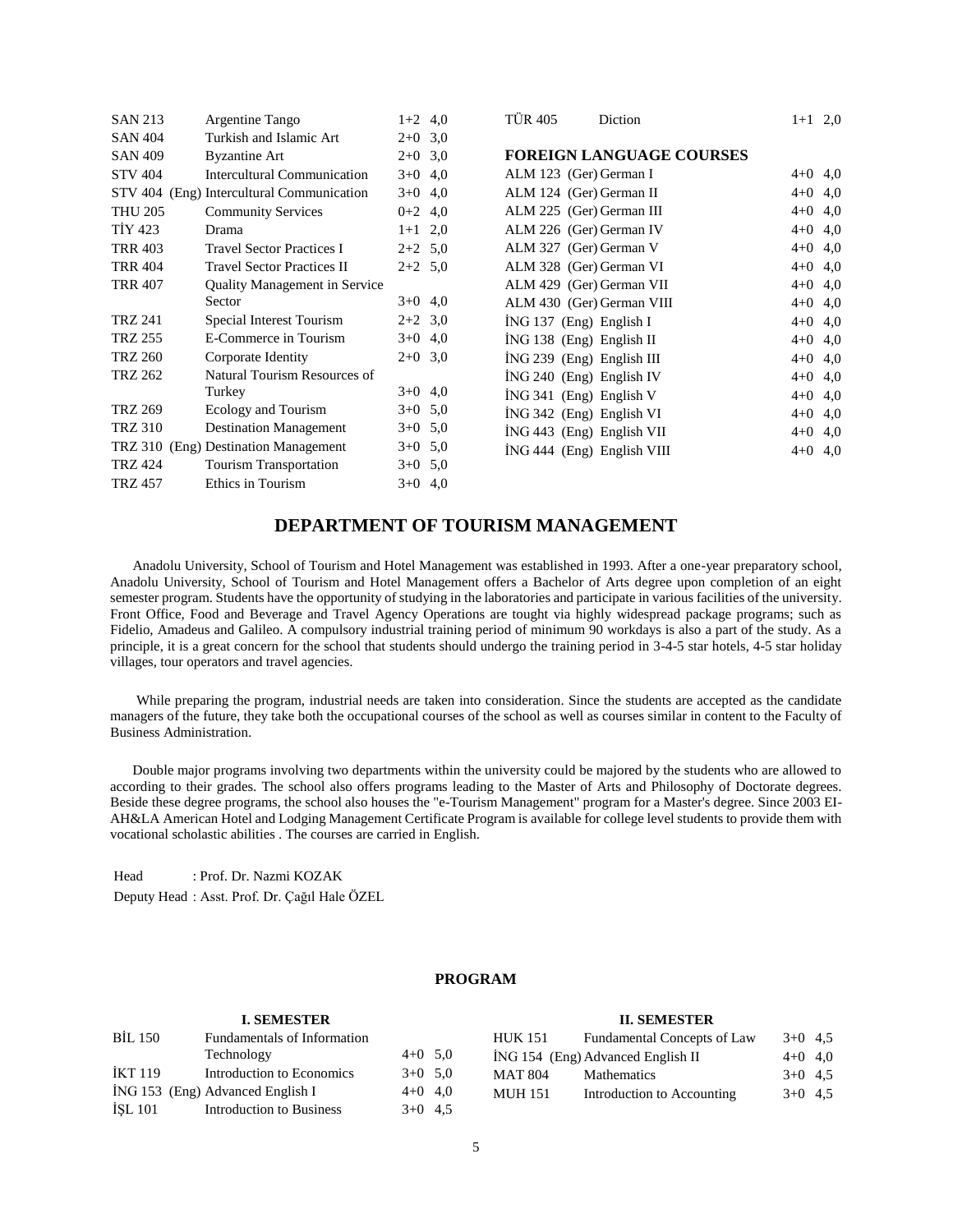| | | | |
|---|---|---|---|
| SAN 213 | Argentine Tango | 1+2 | 4,0 |
| SAN 404 | Turkish and Islamic Art | 2+0 | 3,0 |
| SAN 409 | Byzantine Art | 2+0 | 3,0 |
| STV 404 | Intercultural Communication | 3+0 | 4,0 |
| STV 404 (Eng) | Intercultural Communication | 3+0 | 4,0 |
| THU 205 | Community Services | 0+2 | 4,0 |
| TİY 423 | Drama | 1+1 | 2,0 |
| TRR 403 | Travel Sector Practices I | 2+2 | 5,0 |
| TRR 404 | Travel Sector Practices II | 2+2 | 5,0 |
| TRR 407 | Quality Management in Service Sector | 3+0 | 4,0 |
| TRZ 241 | Special Interest Tourism | 2+2 | 3,0 |
| TRZ 255 | E-Commerce in Tourism | 3+0 | 4,0 |
| TRZ 260 | Corporate Identity | 2+0 | 3,0 |
| TRZ 262 | Natural Tourism Resources of Turkey | 3+0 | 4,0 |
| TRZ 269 | Ecology and Tourism | 3+0 | 5,0 |
| TRZ 310 | Destination Management | 3+0 | 5,0 |
| TRZ 310 (Eng) | Destination Management | 3+0 | 5,0 |
| TRZ 424 | Tourism Transportation | 3+0 | 5,0 |
| TRZ 457 | Ethics in Tourism | 3+0 | 4,0 |
| TÜR 405 | Diction | 1+1 | 2,0 |

**FOREIGN LANGUAGE COURSES**

| | | | |
|---|---|---|---|
| ALM 123 (Ger) | German I | 4+0 | 4,0 |
| ALM 124 (Ger) | German II | 4+0 | 4,0 |
| ALM 225 (Ger) | German III | 4+0 | 4,0 |
| ALM 226 (Ger) | German IV | 4+0 | 4,0 |
| ALM 327 (Ger) | German V | 4+0 | 4,0 |
| ALM 328 (Ger) | German VI | 4+0 | 4,0 |
| ALM 429 (Ger) | German VII | 4+0 | 4,0 |
| ALM 430 (Ger) | German VIII | 4+0 | 4,0 |
| İNG 137 (Eng) | English I | 4+0 | 4,0 |
| İNG 138 (Eng) | English II | 4+0 | 4,0 |
| İNG 239 (Eng) | English III | 4+0 | 4,0 |
| İNG 240 (Eng) | English IV | 4+0 | 4,0 |
| İNG 341 (Eng) | English V | 4+0 | 4,0 |
| İNG 342 (Eng) | English VI | 4+0 | 4,0 |
| İNG 443 (Eng) | English VII | 4+0 | 4,0 |
| İNG 444 (Eng) | English VIII | 4+0 | 4,0 |

## DEPARTMENT OF TOURISM MANAGEMENT

Anadolu University, School of Tourism and Hotel Management was established in 1993. After a one-year preparatory school, Anadolu University, School of Tourism and Hotel Management offers a Bachelor of Arts degree upon completion of an eight semester program. Students have the opportunity of studying in the laboratories and participate in various facilities of the university. Front Office, Food and Beverage and Travel Agency Operations are tought via highly widespread package programs; such as Fidelio, Amadeus and Galileo. A compulsory industrial training period of minimum 90 workdays is also a part of the study. As a principle, it is a great concern for the school that students should undergo the training period in 3-4-5 star hotels, 4-5 star holiday villages, tour operators and travel agencies.

While preparing the program, industrial needs are taken into consideration. Since the students are accepted as the candidate managers of the future, they take both the occupational courses of the school as well as courses similar in content to the Faculty of Business Administration.

Double major programs involving two departments within the university could be majored by the students who are allowed to according to their grades. The school also offers programs leading to the Master of Arts and Philosophy of Doctorate degrees. Beside these degree programs, the school also houses the "e-Tourism Management" program for a Master's degree. Since 2003 EI-AH&LA American Hotel and Lodging Management Certificate Program is available for college level students to provide them with vocational scholastic abilities . The courses are carried in English.

Head : Prof. Dr. Nazmi KOZAK

Deputy Head : Asst. Prof. Dr. Çağıl Hale ÖZEL

### PROGRAM

**I. SEMESTER**

| | | | |
|---|---|---|---|
| BİL 150 | Fundamentals of Information Technology | 4+0 | 5,0 |
| İKT 119 | Introduction to Economics | 3+0 | 5,0 |
| İNG 153 (Eng) | Advanced English I | 4+0 | 4,0 |
| İŞL 101 | Introduction to Business | 3+0 | 4,5 |

**II. SEMESTER**

| | | | |
|---|---|---|---|
| HUK 151 | Fundamental Concepts of Law | 3+0 | 4,5 |
| İNG 154 (Eng) | Advanced English II | 4+0 | 4,0 |
| MAT 804 | Mathematics | 3+0 | 4,5 |
| MUH 151 | Introduction to Accounting | 3+0 | 4,5 |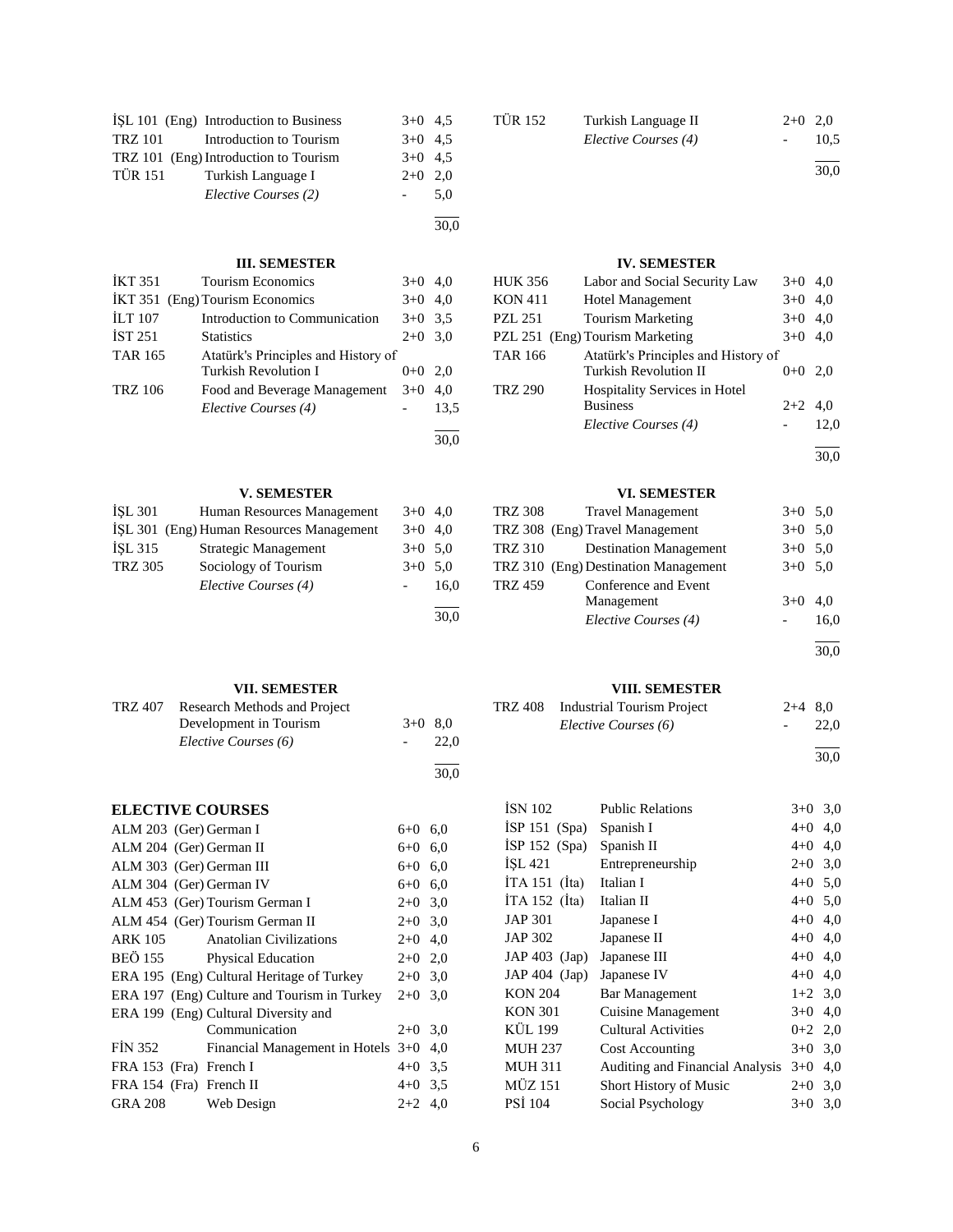| | | | |
|---|---|---|---|
| İŞL 101 (Eng) | Introduction to Business | 3+0 | 4,5 |
| TRZ 101 | Introduction to Tourism | 3+0 | 4,5 |
| TRZ 101 (Eng) | Introduction to Tourism | 3+0 | 4,5 |
| TÜR 151 | Turkish Language I | 2+0 | 2,0 |
| | *Elective Courses (2)* | - | 5,0 |
| | | | 30,0 |

| | | | |
|---|---|---|---|
| TÜR 152 | Turkish Language II | 2+0 | 2,0 |
| | *Elective Courses (4)* | - | 10,5 |
| | | | 30,0 |

### III. SEMESTER

| | | | |
|---|---|---|---|
| İKT 351 | Tourism Economics | 3+0 | 4,0 |
| İKT 351 (Eng) | Tourism Economics | 3+0 | 4,0 |
| İLT 107 | Introduction to Communication | 3+0 | 3,5 |
| İST 251 | Statistics | 2+0 | 3,0 |
| TAR 165 | Atatürk's Principles and History of Turkish Revolution I | 0+0 | 2,0 |
| TRZ 106 | Food and Beverage Management | 3+0 | 4,0 |
| | *Elective Courses (4)* | - | 13,5 |
| | | | 30,0 |

### IV. SEMESTER

| | | | |
|---|---|---|---|
| HUK 356 | Labor and Social Security Law | 3+0 | 4,0 |
| KON 411 | Hotel Management | 3+0 | 4,0 |
| PZL 251 | Tourism Marketing | 3+0 | 4,0 |
| PZL 251 (Eng) | Tourism Marketing | 3+0 | 4,0 |
| TAR 166 | Atatürk's Principles and History of Turkish Revolution II | 0+0 | 2,0 |
| TRZ 290 | Hospitality Services in Hotel Business | 2+2 | 4,0 |
| | *Elective Courses (4)* | - | 12,0 |
| | | | 30,0 |

### V. SEMESTER

| | | | |
|---|---|---|---|
| İŞL 301 | Human Resources Management | 3+0 | 4,0 |
| İŞL 301 (Eng) | Human Resources Management | 3+0 | 4,0 |
| İŞL 315 | Strategic Management | 3+0 | 5,0 |
| TRZ 305 | Sociology of Tourism | 3+0 | 5,0 |
| | *Elective Courses (4)* | - | 16,0 |
| | | | 30,0 |

### VI. SEMESTER

| | | | |
|---|---|---|---|
| TRZ 308 | Travel Management | 3+0 | 5,0 |
| TRZ 308 (Eng) | Travel Management | 3+0 | 5,0 |
| TRZ 310 | Destination Management | 3+0 | 5,0 |
| TRZ 310 (Eng) | Destination Management | 3+0 | 5,0 |
| TRZ 459 | Conference and Event Management | 3+0 | 4,0 |
| | *Elective Courses (4)* | - | 16,0 |
| | | | 30,0 |

### VII. SEMESTER

| | | | |
|---|---|---|---|
| TRZ 407 | Research Methods and Project Development in Tourism | 3+0 | 8,0 |
| | *Elective Courses (6)* | - | 22,0 |
| | | | 30,0 |

### VIII. SEMESTER

| | | | |
|---|---|---|---|
| TRZ 408 | Industrial Tourism Project | 2+4 | 8,0 |
| | *Elective Courses (6)* | - | 22,0 |
| | | | 30,0 |

## ELECTIVE COURSES

| | | | |
|---|---|---|---|
| ALM 203 (Ger) | German I | 6+0 | 6,0 |
| ALM 204 (Ger) | German II | 6+0 | 6,0 |
| ALM 303 (Ger) | German III | 6+0 | 6,0 |
| ALM 304 (Ger) | German IV | 6+0 | 6,0 |
| ALM 453 (Ger) | Tourism German I | 2+0 | 3,0 |
| ALM 454 (Ger) | Tourism German II | 2+0 | 3,0 |
| ARK 105 | Anatolian Civilizations | 2+0 | 4,0 |
| BEÖ 155 | Physical Education | 2+0 | 2,0 |
| ERA 195 (Eng) | Cultural Heritage of Turkey | 2+0 | 3,0 |
| ERA 197 (Eng) | Culture and Tourism in Turkey | 2+0 | 3,0 |
| ERA 199 (Eng) | Cultural Diversity and Communication | 2+0 | 3,0 |
| FİN 352 | Financial Management in Hotels | 3+0 | 4,0 |
| FRA 153 (Fra) | French I | 4+0 | 3,5 |
| FRA 154 (Fra) | French II | 4+0 | 3,5 |
| GRA 208 | Web Design | 2+2 | 4,0 |
| İSN 102 | Public Relations | 3+0 | 3,0 |
| İSP 151 (Spa) | Spanish I | 4+0 | 4,0 |
| İSP 152 (Spa) | Spanish II | 4+0 | 4,0 |
| İŞL 421 | Entrepreneurship | 2+0 | 3,0 |
| İTA 151 (İta) | Italian I | 4+0 | 5,0 |
| İTA 152 (İta) | Italian II | 4+0 | 5,0 |
| JAP 301 | Japanese I | 4+0 | 4,0 |
| JAP 302 | Japanese II | 4+0 | 4,0 |
| JAP 403 (Jap) | Japanese III | 4+0 | 4,0 |
| JAP 404 (Jap) | Japanese IV | 4+0 | 4,0 |
| KON 204 | Bar Management | 1+2 | 3,0 |
| KON 301 | Cuisine Management | 3+0 | 4,0 |
| KÜL 199 | Cultural Activities | 0+2 | 2,0 |
| MUH 237 | Cost Accounting | 3+0 | 3,0 |
| MUH 311 | Auditing and Financial Analysis | 3+0 | 4,0 |
| MÜZ 151 | Short History of Music | 2+0 | 3,0 |
| PSİ 104 | Social Psychology | 3+0 | 3,0 |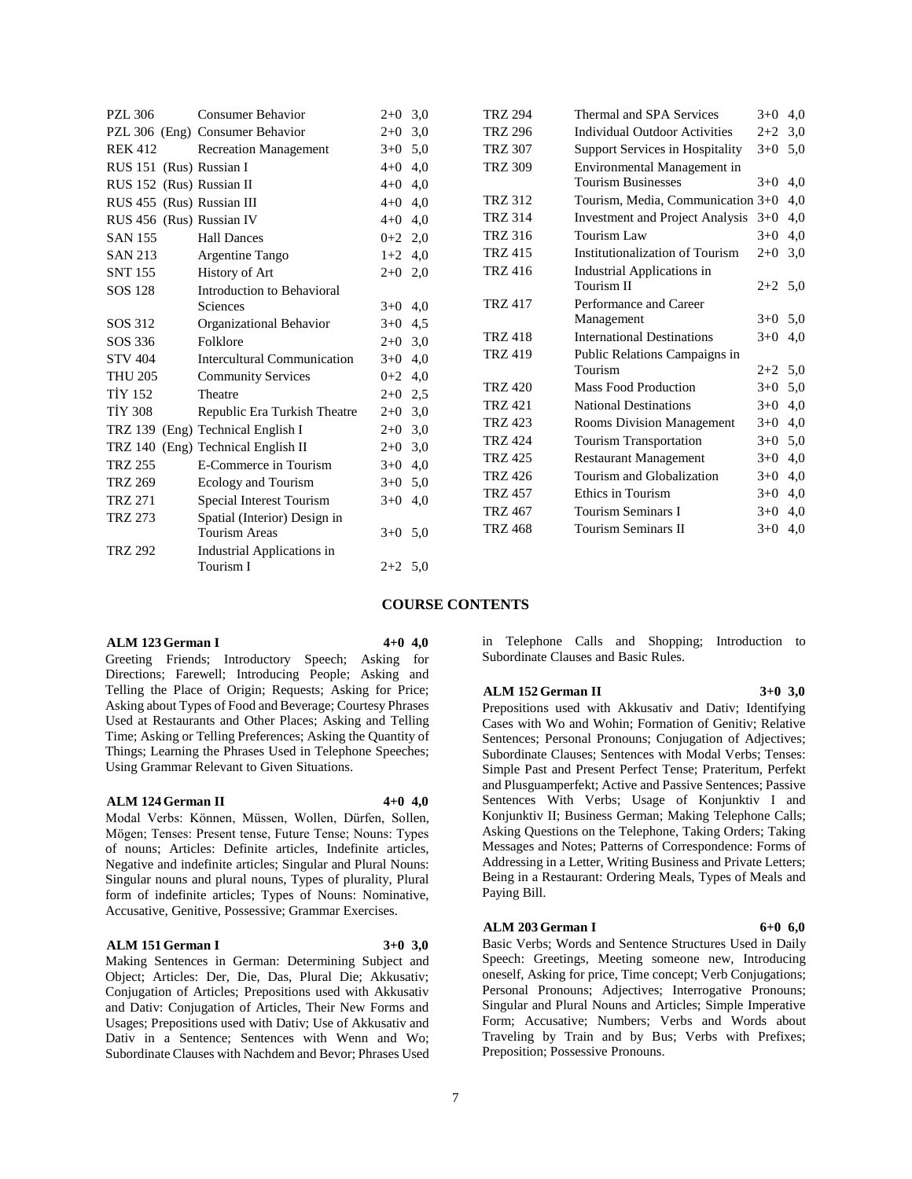| Code | Course | Hours | Credits |
|---|---|---|---|
| PZL 306 | Consumer Behavior | 2+0 | 3,0 |
| PZL 306 (Eng) | Consumer Behavior | 2+0 | 3,0 |
| REK 412 | Recreation Management | 3+0 | 5,0 |
| RUS 151 (Rus) | Russian I | 4+0 | 4,0 |
| RUS 152 (Rus) | Russian II | 4+0 | 4,0 |
| RUS 455 (Rus) | Russian III | 4+0 | 4,0 |
| RUS 456 (Rus) | Russian IV | 4+0 | 4,0 |
| SAN 155 | Hall Dances | 0+2 | 2,0 |
| SAN 213 | Argentine Tango | 1+2 | 4,0 |
| SNT 155 | History of Art | 2+0 | 2,0 |
| SOS 128 | Introduction to Behavioral Sciences | 3+0 | 4,0 |
| SOS 312 | Organizational Behavior | 3+0 | 4,5 |
| SOS 336 | Folklore | 2+0 | 3,0 |
| STV 404 | Intercultural Communication | 3+0 | 4,0 |
| THU 205 | Community Services | 0+2 | 4,0 |
| TİY 152 | Theatre | 2+0 | 2,5 |
| TİY 308 | Republic Era Turkish Theatre | 2+0 | 3,0 |
| TRZ 139 (Eng) | Technical English I | 2+0 | 3,0 |
| TRZ 140 (Eng) | Technical English II | 2+0 | 3,0 |
| TRZ 255 | E-Commerce in Tourism | 3+0 | 4,0 |
| TRZ 269 | Ecology and Tourism | 3+0 | 5,0 |
| TRZ 271 | Special Interest Tourism | 3+0 | 4,0 |
| TRZ 273 | Spatial (Interior) Design in Tourism Areas | 3+0 | 5,0 |
| TRZ 292 | Industrial Applications in Tourism I | 2+2 | 5,0 |
| TRZ 294 | Thermal and SPA Services | 3+0 | 4,0 |
| TRZ 296 | Individual Outdoor Activities | 2+2 | 3,0 |
| TRZ 307 | Support Services in Hospitality | 3+0 | 5,0 |
| TRZ 309 | Environmental Management in Tourism Businesses | 3+0 | 4,0 |
| TRZ 312 | Tourism, Media, Communication | 3+0 | 4,0 |
| TRZ 314 | Investment and Project Analysis | 3+0 | 4,0 |
| TRZ 316 | Tourism Law | 3+0 | 4,0 |
| TRZ 415 | Institutionalization of Tourism | 2+0 | 3,0 |
| TRZ 416 | Industrial Applications in Tourism II | 2+2 | 5,0 |
| TRZ 417 | Performance and Career Management | 3+0 | 5,0 |
| TRZ 418 | International Destinations | 3+0 | 4,0 |
| TRZ 419 | Public Relations Campaigns in Tourism | 2+2 | 5,0 |
| TRZ 420 | Mass Food Production | 3+0 | 5,0 |
| TRZ 421 | National Destinations | 3+0 | 4,0 |
| TRZ 423 | Rooms Division Management | 3+0 | 4,0 |
| TRZ 424 | Tourism Transportation | 3+0 | 5,0 |
| TRZ 425 | Restaurant Management | 3+0 | 4,0 |
| TRZ 426 | Tourism and Globalization | 3+0 | 4,0 |
| TRZ 457 | Ethics in Tourism | 3+0 | 4,0 |
| TRZ 467 | Tourism Seminars I | 3+0 | 4,0 |
| TRZ 468 | Tourism Seminars II | 3+0 | 4,0 |

## COURSE CONTENTS

**ALM 123 German I** **4+0 4,0**

Greeting Friends; Introductory Speech; Asking for Directions; Farewell; Introducing People; Asking and Telling the Place of Origin; Requests; Asking for Price; Asking about Types of Food and Beverage; Courtesy Phrases Used at Restaurants and Other Places; Asking and Telling Time; Asking or Telling Preferences; Asking the Quantity of Things; Learning the Phrases Used in Telephone Speeches; Using Grammar Relevant to Given Situations.

**ALM 124 German II** **4+0 4,0**

Modal Verbs: Können, Müssen, Wollen, Dürfen, Sollen, Mögen; Tenses: Present tense, Future Tense; Nouns: Types of nouns; Articles: Definite articles, Indefinite articles, Negative and indefinite articles; Singular and Plural Nouns: Singular nouns and plural nouns, Types of plurality, Plural form of indefinite articles; Types of Nouns: Nominative, Accusative, Genitive, Possessive; Grammar Exercises.

**ALM 151 German I** **3+0 3,0**

Making Sentences in German: Determining Subject and Object; Articles: Der, Die, Das, Plural Die; Akkusativ; Conjugation of Articles; Prepositions used with Akkusativ and Dativ: Conjugation of Articles, Their New Forms and Usages; Prepositions used with Dativ; Use of Akkusativ and Dativ in a Sentence; Sentences with Wenn and Wo; Subordinate Clauses with Nachdem and Bevor; Phrases Used in Telephone Calls and Shopping; Introduction to Subordinate Clauses and Basic Rules.

**ALM 152 German II** **3+0 3,0**

Prepositions used with Akkusativ and Dativ; Identifying Cases with Wo and Wohin; Formation of Genitiv; Relative Sentences; Personal Pronouns; Conjugation of Adjectives; Subordinate Clauses; Sentences with Modal Verbs; Tenses: Simple Past and Present Perfect Tense; Prateritum, Perfekt and Plusguamperfekt; Active and Passive Sentences; Passive Sentences With Verbs; Usage of Konjunktiv I and Konjunktiv II; Business German; Making Telephone Calls; Asking Questions on the Telephone, Taking Orders; Taking Messages and Notes; Patterns of Correspondence: Forms of Addressing in a Letter, Writing Business and Private Letters; Being in a Restaurant: Ordering Meals, Types of Meals and Paying Bill.

**ALM 203 German I** **6+0 6,0**

Basic Verbs; Words and Sentence Structures Used in Daily Speech: Greetings, Meeting someone new, Introducing oneself, Asking for price, Time concept; Verb Conjugations; Personal Pronouns; Adjectives; Interrogative Pronouns; Singular and Plural Nouns and Articles; Simple Imperative Form; Accusative; Numbers; Verbs and Words about Traveling by Train and by Bus; Verbs with Prefixes; Preposition; Possessive Pronouns.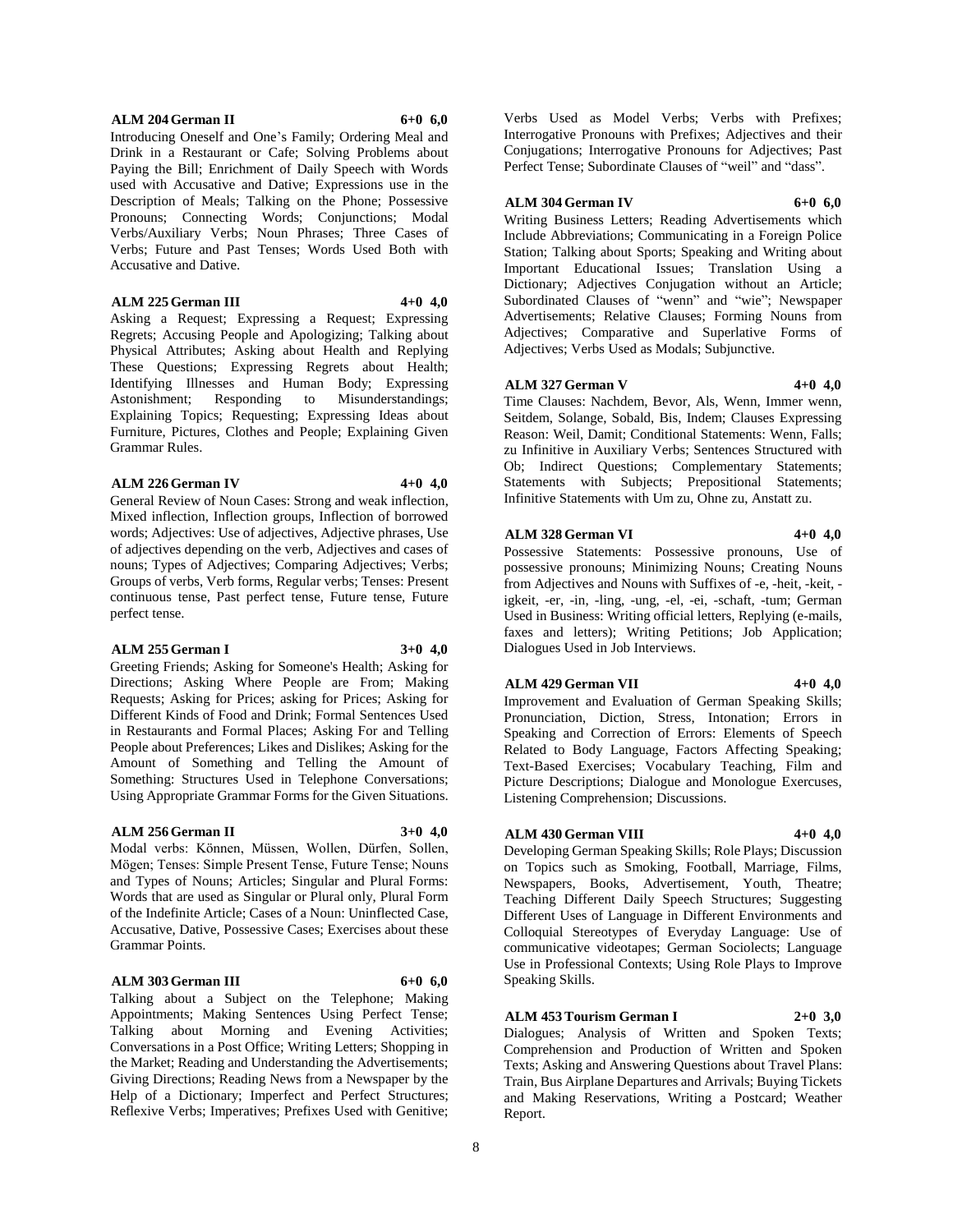**ALM 204 German II 6+0 6,0**

Introducing Oneself and One's Family; Ordering Meal and Drink in a Restaurant or Cafe; Solving Problems about Paying the Bill; Enrichment of Daily Speech with Words used with Accusative and Dative; Expressions use in the Description of Meals; Talking on the Phone; Possessive Pronouns; Connecting Words; Conjunctions; Modal Verbs/Auxiliary Verbs; Noun Phrases; Three Cases of Verbs; Future and Past Tenses; Words Used Both with Accusative and Dative.

**ALM 225 German III 4+0 4,0**

Asking a Request; Expressing a Request; Expressing Regrets; Accusing People and Apologizing; Talking about Physical Attributes; Asking about Health and Replying These Questions; Expressing Regrets about Health; Identifying Illnesses and Human Body; Expressing Astonishment; Responding to Misunderstandings; Explaining Topics; Requesting; Expressing Ideas about Furniture, Pictures, Clothes and People; Explaining Given Grammar Rules.

**ALM 226 German IV 4+0 4,0**

General Review of Noun Cases: Strong and weak inflection, Mixed inflection, Inflection groups, Inflection of borrowed words; Adjectives: Use of adjectives, Adjective phrases, Use of adjectives depending on the verb, Adjectives and cases of nouns; Types of Adjectives; Comparing Adjectives; Verbs; Groups of verbs, Verb forms, Regular verbs; Tenses: Present continuous tense, Past perfect tense, Future tense, Future perfect tense.

**ALM 255 German I 3+0 4,0**

Greeting Friends; Asking for Someone's Health; Asking for Directions; Asking Where People are From; Making Requests; Asking for Prices; asking for Prices; Asking for Different Kinds of Food and Drink; Formal Sentences Used in Restaurants and Formal Places; Asking For and Telling People about Preferences; Likes and Dislikes; Asking for the Amount of Something and Telling the Amount of Something: Structures Used in Telephone Conversations; Using Appropriate Grammar Forms for the Given Situations.

**ALM 256 German II 3+0 4,0**

Modal verbs: Können, Müssen, Wollen, Dürfen, Sollen, Mögen; Tenses: Simple Present Tense, Future Tense; Nouns and Types of Nouns; Articles; Singular and Plural Forms: Words that are used as Singular or Plural only, Plural Form of the Indefinite Article; Cases of a Noun: Uninflected Case, Accusative, Dative, Possessive Cases; Exercises about these Grammar Points.

**ALM 303 German III 6+0 6,0**

Talking about a Subject on the Telephone; Making Appointments; Making Sentences Using Perfect Tense; Talking about Morning and Evening Activities; Conversations in a Post Office; Writing Letters; Shopping in the Market; Reading and Understanding the Advertisements; Giving Directions; Reading News from a Newspaper by the Help of a Dictionary; Imperfect and Perfect Structures; Reflexive Verbs; Imperatives; Prefixes Used with Genitive; Verbs Used as Model Verbs; Verbs with Prefixes; Interrogative Pronouns with Prefixes; Adjectives and their Conjugations; Interrogative Pronouns for Adjectives; Past Perfect Tense; Subordinate Clauses of "weil" and "dass".

**ALM 304 German IV 6+0 6,0**

Writing Business Letters; Reading Advertisements which Include Abbreviations; Communicating in a Foreign Police Station; Talking about Sports; Speaking and Writing about Important Educational Issues; Translation Using a Dictionary; Adjectives Conjugation without an Article; Subordinated Clauses of "wenn" and "wie"; Newspaper Advertisements; Relative Clauses; Forming Nouns from Adjectives; Comparative and Superlative Forms of Adjectives; Verbs Used as Modals; Subjunctive.

**ALM 327 German V 4+0 4,0**

Time Clauses: Nachdem, Bevor, Als, Wenn, Immer wenn, Seitdem, Solange, Sobald, Bis, Indem; Clauses Expressing Reason: Weil, Damit; Conditional Statements: Wenn, Falls; zu Infinitive in Auxiliary Verbs; Sentences Structured with Ob; Indirect Questions; Complementary Statements; Statements with Subjects; Prepositional Statements; Infinitive Statements with Um zu, Ohne zu, Anstatt zu.

**ALM 328 German VI 4+0 4,0**

Possessive Statements: Possessive pronouns, Use of possessive pronouns; Minimizing Nouns; Creating Nouns from Adjectives and Nouns with Suffixes of -e, -heit, -keit, -igkeit, -er, -in, -ling, -ung, -el, -ei, -schaft, -tum; German Used in Business: Writing official letters, Replying (e-mails, faxes and letters); Writing Petitions; Job Application; Dialogues Used in Job Interviews.

**ALM 429 German VII 4+0 4,0**

Improvement and Evaluation of German Speaking Skills; Pronunciation, Diction, Stress, Intonation; Errors in Speaking and Correction of Errors: Elements of Speech Related to Body Language, Factors Affecting Speaking; Text-Based Exercises; Vocabulary Teaching, Film and Picture Descriptions; Dialogue and Monologue Exercuses, Listening Comprehension; Discussions.

**ALM 430 German VIII 4+0 4,0**

Developing German Speaking Skills; Role Plays; Discussion on Topics such as Smoking, Football, Marriage, Films, Newspapers, Books, Advertisement, Youth, Theatre; Teaching Different Daily Speech Structures; Suggesting Different Uses of Language in Different Environments and Colloquial Stereotypes of Everyday Language: Use of communicative videotapes; German Sociolects; Language Use in Professional Contexts; Using Role Plays to Improve Speaking Skills.

**ALM 453 Tourism German I 2+0 3,0**

Dialogues; Analysis of Written and Spoken Texts; Comprehension and Production of Written and Spoken Texts; Asking and Answering Questions about Travel Plans: Train, Bus Airplane Departures and Arrivals; Buying Tickets and Making Reservations, Writing a Postcard; Weather Report.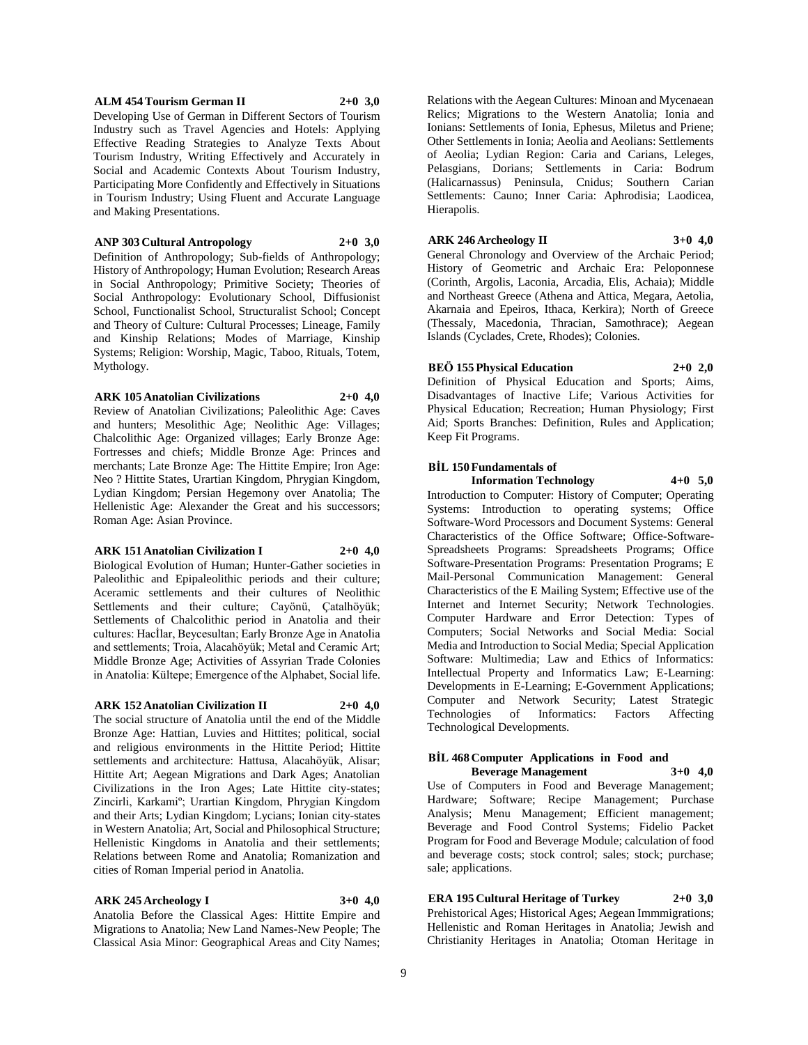**ALM 454 Tourism German II 2+0 3,0**

Developing Use of German in Different Sectors of Tourism Industry such as Travel Agencies and Hotels: Applying Effective Reading Strategies to Analyze Texts About Tourism Industry, Writing Effectively and Accurately in Social and Academic Contexts About Tourism Industry, Participating More Confidently and Effectively in Situations in Tourism Industry; Using Fluent and Accurate Language and Making Presentations.

**ANP 303 Cultural Antropology 2+0 3,0**

Definition of Anthropology; Sub-fields of Anthropology; History of Anthropology; Human Evolution; Research Areas in Social Anthropology; Primitive Society; Theories of Social Anthropology: Evolutionary School, Diffusionist School, Functionalist School, Structuralist School; Concept and Theory of Culture: Cultural Processes; Lineage, Family and Kinship Relations; Modes of Marriage, Kinship Systems; Religion: Worship, Magic, Taboo, Rituals, Totem, Mythology.

**ARK 105 Anatolian Civilizations 2+0 4,0**

Review of Anatolian Civilizations; Paleolithic Age: Caves and hunters; Mesolithic Age; Neolithic Age: Villages; Chalcolithic Age: Organized villages; Early Bronze Age: Fortresses and chiefs; Middle Bronze Age: Princes and merchants; Late Bronze Age: The Hittite Empire; Iron Age: Neo ? Hittite States, Urartian Kingdom, Phrygian Kingdom, Lydian Kingdom; Persian Hegemony over Anatolia; The Hellenistic Age: Alexander the Great and his successors; Roman Age: Asian Province.

**ARK 151 Anatolian Civilization I 2+0 4,0**

Biological Evolution of Human; Hunter-Gather societies in Paleolithic and Epipaleolithic periods and their culture; Aceramic settlements and their cultures of Neolithic Settlements and their culture; Cayönü, Çatalhöyük; Settlements of Chalcolithic period in Anatolia and their cultures: Hacİlar, Beycesultan; Early Bronze Age in Anatolia and settlements; Troia, Alacahöyük; Metal and Ceramic Art; Middle Bronze Age; Activities of Assyrian Trade Colonies in Anatolia: Kültepe; Emergence of the Alphabet, Social life.

**ARK 152 Anatolian Civilization II 2+0 4,0**

The social structure of Anatolia until the end of the Middle Bronze Age: Hattian, Luvies and Hittites; political, social and religious environments in the Hittite Period; Hittite settlements and architecture: Hattusa, Alacahöyük, Alisar; Hittite Art; Aegean Migrations and Dark Ages; Anatolian Civilizations in the Iron Ages; Late Hittite city-states; Zincirli, Karkamiº; Urartian Kingdom, Phrygian Kingdom and their Arts; Lydian Kingdom; Lycians; Ionian city-states in Western Anatolia; Art, Social and Philosophical Structure; Hellenistic Kingdoms in Anatolia and their settlements; Relations between Rome and Anatolia; Romanization and cities of Roman Imperial period in Anatolia.

**ARK 245 Archeology I 3+0 4,0**

Anatolia Before the Classical Ages: Hittite Empire and Migrations to Anatolia; New Land Names-New People; The Classical Asia Minor: Geographical Areas and City Names; Relations with the Aegean Cultures: Minoan and Mycenaean Relics; Migrations to the Western Anatolia; Ionia and Ionians: Settlements of Ionia, Ephesus, Miletus and Priene; Other Settlements in Ionia; Aeolia and Aeolians: Settlements of Aeolia; Lydian Region: Caria and Carians, Leleges, Pelasgians, Dorians; Settlements in Caria: Bodrum (Halicarnassus) Peninsula, Cnidus; Southern Carian Settlements: Cauno; Inner Caria: Aphrodisia; Laodicea, Hierapolis.

**ARK 246 Archeology II 3+0 4,0**

General Chronology and Overview of the Archaic Period; History of Geometric and Archaic Era: Peloponnese (Corinth, Argolis, Laconia, Arcadia, Elis, Achaia); Middle and Northeast Greece (Athena and Attica, Megara, Aetolia, Akarnaia and Epeiros, Ithaca, Kerkira); North of Greece (Thessaly, Macedonia, Thracian, Samothrace); Aegean Islands (Cyclades, Crete, Rhodes); Colonies.

**BEÖ 155 Physical Education 2+0 2,0**

Definition of Physical Education and Sports; Aims, Disadvantages of Inactive Life; Various Activities for Physical Education; Recreation; Human Physiology; First Aid; Sports Branches: Definition, Rules and Application; Keep Fit Programs.

**BİL 150 Fundamentals of Information Technology 4+0 5,0**

Introduction to Computer: History of Computer; Operating Systems: Introduction to operating systems; Office Software-Word Processors and Document Systems: General Characteristics of the Office Software; Office-Software-Spreadsheets Programs: Spreadsheets Programs; Office Software-Presentation Programs: Presentation Programs; E Mail-Personal Communication Management: General Characteristics of the E Mailing System; Effective use of the Internet and Internet Security; Network Technologies. Computer Hardware and Error Detection: Types of Computers; Social Networks and Social Media: Social Media and Introduction to Social Media; Special Application Software: Multimedia; Law and Ethics of Informatics: Intellectual Property and Informatics Law; E-Learning: Developments in E-Learning; E-Government Applications; Computer and Network Security; Latest Strategic Technologies of Informatics: Factors Affecting Technological Developments.

**BİL 468 Computer Applications in Food and Beverage Management 3+0 4,0**

Use of Computers in Food and Beverage Management; Hardware; Software; Recipe Management; Purchase Analysis; Menu Management; Efficient management; Beverage and Food Control Systems; Fidelio Packet Program for Food and Beverage Module; calculation of food and beverage costs; stock control; sales; stock; purchase; sale; applications.

**ERA 195 Cultural Heritage of Turkey 2+0 3,0**

Prehistorical Ages; Historical Ages; Aegean Immmigrations; Hellenistic and Roman Heritages in Anatolia; Jewish and Christianity Heritages in Anatolia; Otoman Heritage in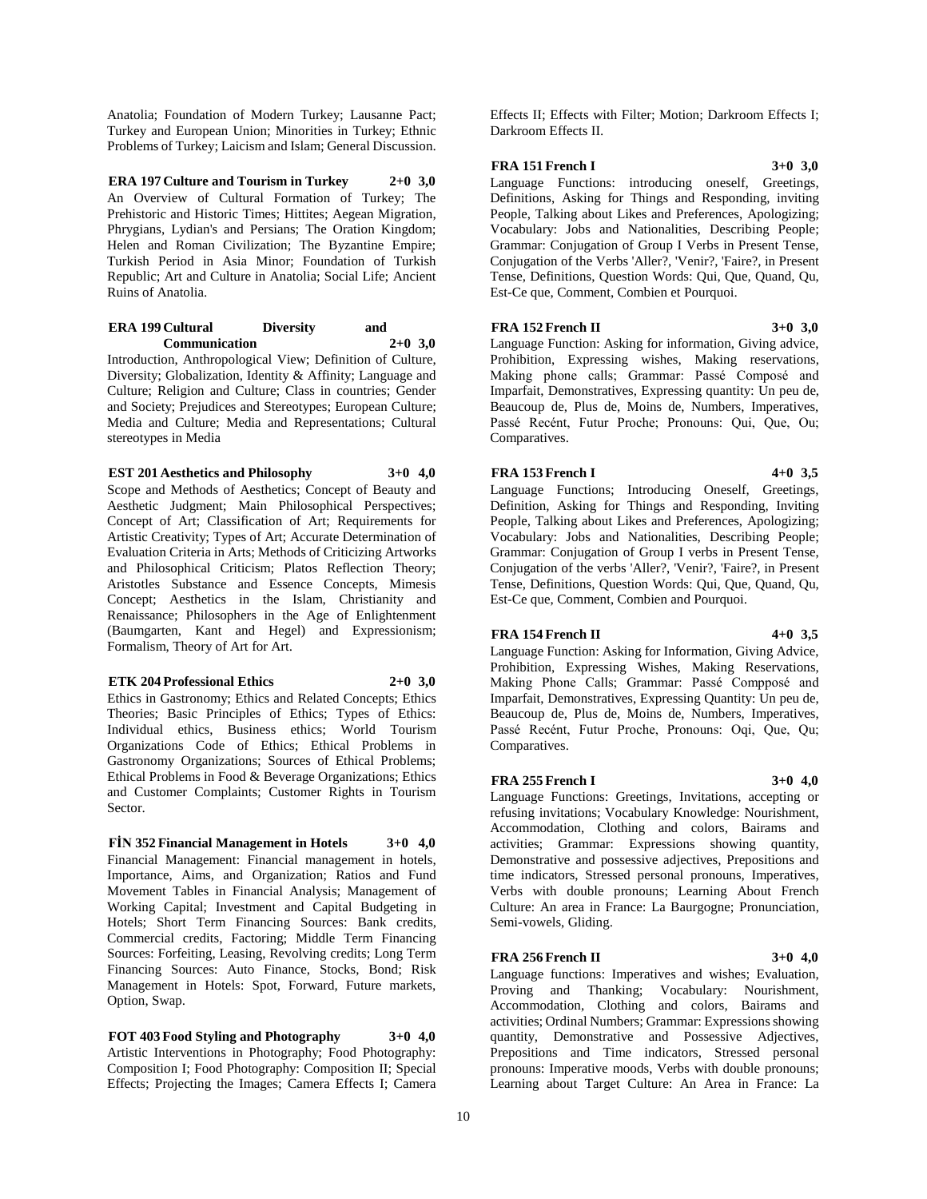Anatolia; Foundation of Modern Turkey; Lausanne Pact; Turkey and European Union; Minorities in Turkey; Ethnic Problems of Turkey; Laicism and Islam; General Discussion.

**ERA 197 Culture and Tourism in Turkey 2+0 3,0**
An Overview of Cultural Formation of Turkey; The Prehistoric and Historic Times; Hittites; Aegean Migration, Phrygians, Lydian's and Persians; The Oration Kingdom; Helen and Roman Civilization; The Byzantine Empire; Turkish Period in Asia Minor; Foundation of Turkish Republic; Art and Culture in Anatolia; Social Life; Ancient Ruins of Anatolia.

**ERA 199 Cultural Diversity and Communication 2+0 3,0**
Introduction, Anthropological View; Definition of Culture, Diversity; Globalization, Identity & Affinity; Language and Culture; Religion and Culture; Class in countries; Gender and Society; Prejudices and Stereotypes; European Culture; Media and Culture; Media and Representations; Cultural stereotypes in Media

**EST 201 Aesthetics and Philosophy 3+0 4,0**
Scope and Methods of Aesthetics; Concept of Beauty and Aesthetic Judgment; Main Philosophical Perspectives; Concept of Art; Classification of Art; Requirements for Artistic Creativity; Types of Art; Accurate Determination of Evaluation Criteria in Arts; Methods of Criticizing Artworks and Philosophical Criticism; Platos Reflection Theory; Aristotles Substance and Essence Concepts, Mimesis Concept; Aesthetics in the Islam, Christianity and Renaissance; Philosophers in the Age of Enlightenment (Baumgarten, Kant and Hegel) and Expressionism; Formalism, Theory of Art for Art.

**ETK 204 Professional Ethics 2+0 3,0**
Ethics in Gastronomy; Ethics and Related Concepts; Ethics Theories; Basic Principles of Ethics; Types of Ethics: Individual ethics, Business ethics; World Tourism Organizations Code of Ethics; Ethical Problems in Gastronomy Organizations; Sources of Ethical Problems; Ethical Problems in Food & Beverage Organizations; Ethics and Customer Complaints; Customer Rights in Tourism Sector.

**FİN 352 Financial Management in Hotels 3+0 4,0**
Financial Management: Financial management in hotels, Importance, Aims, and Organization; Ratios and Fund Movement Tables in Financial Analysis; Management of Working Capital; Investment and Capital Budgeting in Hotels; Short Term Financing Sources: Bank credits, Commercial credits, Factoring; Middle Term Financing Sources: Forfeiting, Leasing, Revolving credits; Long Term Financing Sources: Auto Finance, Stocks, Bond; Risk Management in Hotels: Spot, Forward, Future markets, Option, Swap.

**FOT 403 Food Styling and Photography 3+0 4,0**
Artistic Interventions in Photography; Food Photography: Composition I; Food Photography: Composition II; Special Effects; Projecting the Images; Camera Effects I; Camera Effects II; Effects with Filter; Motion; Darkroom Effects I; Darkroom Effects II.

**FRA 151 French I 3+0 3,0**
Language Functions: introducing oneself, Greetings, Definitions, Asking for Things and Responding, inviting People, Talking about Likes and Preferences, Apologizing; Vocabulary: Jobs and Nationalities, Describing People; Grammar: Conjugation of Group I Verbs in Present Tense, Conjugation of the Verbs 'Aller?, 'Venir?, 'Faire?, in Present Tense, Definitions, Question Words: Qui, Que, Quand, Qu, Est-Ce que, Comment, Combien et Pourquoi.

**FRA 152 French II 3+0 3,0**
Language Function: Asking for information, Giving advice, Prohibition, Expressing wishes, Making reservations, Making phone calls; Grammar: Passé Composé and Imparfait, Demonstratives, Expressing quantity: Un peu de, Beaucoup de, Plus de, Moins de, Numbers, Imperatives, Passé Recént, Futur Proche; Pronouns: Qui, Que, Ou; Comparatives.

**FRA 153 French I 4+0 3,5**
Language Functions; Introducing Oneself, Greetings, Definition, Asking for Things and Responding, Inviting People, Talking about Likes and Preferences, Apologizing; Vocabulary: Jobs and Nationalities, Describing People; Grammar: Conjugation of Group I verbs in Present Tense, Conjugation of the verbs 'Aller?, 'Venir?, 'Faire?, in Present Tense, Definitions, Question Words: Qui, Que, Quand, Qu, Est-Ce que, Comment, Combien and Pourquoi.

**FRA 154 French II 4+0 3,5**
Language Function: Asking for Information, Giving Advice, Prohibition, Expressing Wishes, Making Reservations, Making Phone Calls; Grammar: Passé Compposé and Imparfait, Demonstratives, Expressing Quantity: Un peu de, Beaucoup de, Plus de, Moins de, Numbers, Imperatives, Passé Recént, Futur Proche, Pronouns: Oqi, Que, Qu; Comparatives.

**FRA 255 French I 3+0 4,0**
Language Functions: Greetings, Invitations, accepting or refusing invitations; Vocabulary Knowledge: Nourishment, Accommodation, Clothing and colors, Bairams and activities; Grammar: Expressions showing quantity, Demonstrative and possessive adjectives, Prepositions and time indicators, Stressed personal pronouns, Imperatives, Verbs with double pronouns; Learning About French Culture: An area in France: La Baurgogne; Pronunciation, Semi-vowels, Gliding.

**FRA 256 French II 3+0 4,0**
Language functions: Imperatives and wishes; Evaluation, Proving and Thanking; Vocabulary: Nourishment, Accommodation, Clothing and colors, Bairams and activities; Ordinal Numbers; Grammar: Expressions showing quantity, Demonstrative and Possessive Adjectives, Prepositions and Time indicators, Stressed personal pronouns: Imperative moods, Verbs with double pronouns; Learning about Target Culture: An Area in France: La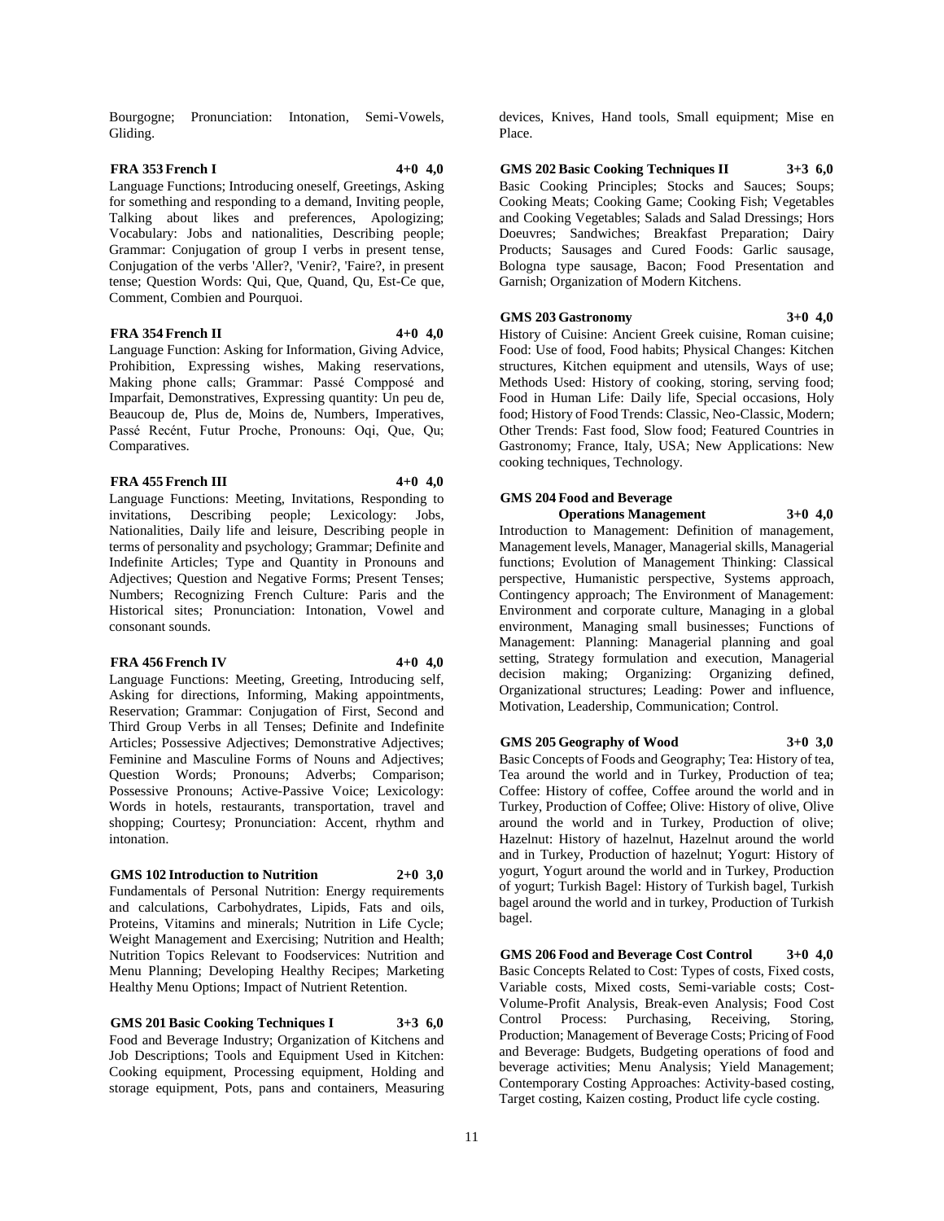Bourgogne; Pronunciation: Intonation, Semi-Vowels, Gliding.

**FRA 353 French I 4+0 4,0**

Language Functions; Introducing oneself, Greetings, Asking for something and responding to a demand, Inviting people, Talking about likes and preferences, Apologizing; Vocabulary: Jobs and nationalities, Describing people; Grammar: Conjugation of group I verbs in present tense, Conjugation of the verbs 'Aller?, 'Venir?, 'Faire?, in present tense; Question Words: Qui, Que, Quand, Qu, Est-Ce que, Comment, Combien and Pourquoi.

**FRA 354 French II 4+0 4,0**

Language Function: Asking for Information, Giving Advice, Prohibition, Expressing wishes, Making reservations, Making phone calls; Grammar: Passé Compposé and Imparfait, Demonstratives, Expressing quantity: Un peu de, Beaucoup de, Plus de, Moins de, Numbers, Imperatives, Passé Recént, Futur Proche, Pronouns: Oqi, Que, Qu; Comparatives.

**FRA 455 French III 4+0 4,0**

Language Functions: Meeting, Invitations, Responding to invitations, Describing people; Lexicology: Jobs, Nationalities, Daily life and leisure, Describing people in terms of personality and psychology; Grammar; Definite and Indefinite Articles; Type and Quantity in Pronouns and Adjectives; Question and Negative Forms; Present Tenses; Numbers; Recognizing French Culture: Paris and the Historical sites; Pronunciation: Intonation, Vowel and consonant sounds.

**FRA 456 French IV 4+0 4,0**

Language Functions: Meeting, Greeting, Introducing self, Asking for directions, Informing, Making appointments, Reservation; Grammar: Conjugation of First, Second and Third Group Verbs in all Tenses; Definite and Indefinite Articles; Possessive Adjectives; Demonstrative Adjectives; Feminine and Masculine Forms of Nouns and Adjectives; Question Words; Pronouns; Adverbs; Comparison; Possessive Pronouns; Active-Passive Voice; Lexicology: Words in hotels, restaurants, transportation, travel and shopping; Courtesy; Pronunciation: Accent, rhythm and intonation.

**GMS 102 Introduction to Nutrition 2+0 3,0**

Fundamentals of Personal Nutrition: Energy requirements and calculations, Carbohydrates, Lipids, Fats and oils, Proteins, Vitamins and minerals; Nutrition in Life Cycle; Weight Management and Exercising; Nutrition and Health; Nutrition Topics Relevant to Foodservices: Nutrition and Menu Planning; Developing Healthy Recipes; Marketing Healthy Menu Options; Impact of Nutrient Retention.

**GMS 201 Basic Cooking Techniques I 3+3 6,0**

Food and Beverage Industry; Organization of Kitchens and Job Descriptions; Tools and Equipment Used in Kitchen: Cooking equipment, Processing equipment, Holding and storage equipment, Pots, pans and containers, Measuring devices, Knives, Hand tools, Small equipment; Mise en Place.

**GMS 202 Basic Cooking Techniques II 3+3 6,0**

Basic Cooking Principles; Stocks and Sauces; Soups; Cooking Meats; Cooking Game; Cooking Fish; Vegetables and Cooking Vegetables; Salads and Salad Dressings; Hors Doeuvres; Sandwiches; Breakfast Preparation; Dairy Products; Sausages and Cured Foods: Garlic sausage, Bologna type sausage, Bacon; Food Presentation and Garnish; Organization of Modern Kitchens.

**GMS 203 Gastronomy 3+0 4,0**

History of Cuisine: Ancient Greek cuisine, Roman cuisine; Food: Use of food, Food habits; Physical Changes: Kitchen structures, Kitchen equipment and utensils, Ways of use; Methods Used: History of cooking, storing, serving food; Food in Human Life: Daily life, Special occasions, Holy food; History of Food Trends: Classic, Neo-Classic, Modern; Other Trends: Fast food, Slow food; Featured Countries in Gastronomy; France, Italy, USA; New Applications: New cooking techniques, Technology.

**GMS 204 Food and Beverage Operations Management 3+0 4,0**

Introduction to Management: Definition of management, Management levels, Manager, Managerial skills, Managerial functions; Evolution of Management Thinking: Classical perspective, Humanistic perspective, Systems approach, Contingency approach; The Environment of Management: Environment and corporate culture, Managing in a global environment, Managing small businesses; Functions of Management: Planning: Managerial planning and goal setting, Strategy formulation and execution, Managerial decision making; Organizing: Organizing defined, Organizational structures; Leading: Power and influence, Motivation, Leadership, Communication; Control.

**GMS 205 Geography of Wood 3+0 3,0**

Basic Concepts of Foods and Geography; Tea: History of tea, Tea around the world and in Turkey, Production of tea; Coffee: History of coffee, Coffee around the world and in Turkey, Production of Coffee; Olive: History of olive, Olive around the world and in Turkey, Production of olive; Hazelnut: History of hazelnut, Hazelnut around the world and in Turkey, Production of hazelnut; Yogurt: History of yogurt, Yogurt around the world and in Turkey, Production of yogurt; Turkish Bagel: History of Turkish bagel, Turkish bagel around the world and in turkey, Production of Turkish bagel.

**GMS 206 Food and Beverage Cost Control 3+0 4,0**

Basic Concepts Related to Cost: Types of costs, Fixed costs, Variable costs, Mixed costs, Semi-variable costs; Cost-Volume-Profit Analysis, Break-even Analysis; Food Cost Control Process: Purchasing, Receiving, Storing, Production; Management of Beverage Costs; Pricing of Food and Beverage: Budgets, Budgeting operations of food and beverage activities; Menu Analysis; Yield Management; Contemporary Costing Approaches: Activity-based costing, Target costing, Kaizen costing, Product life cycle costing.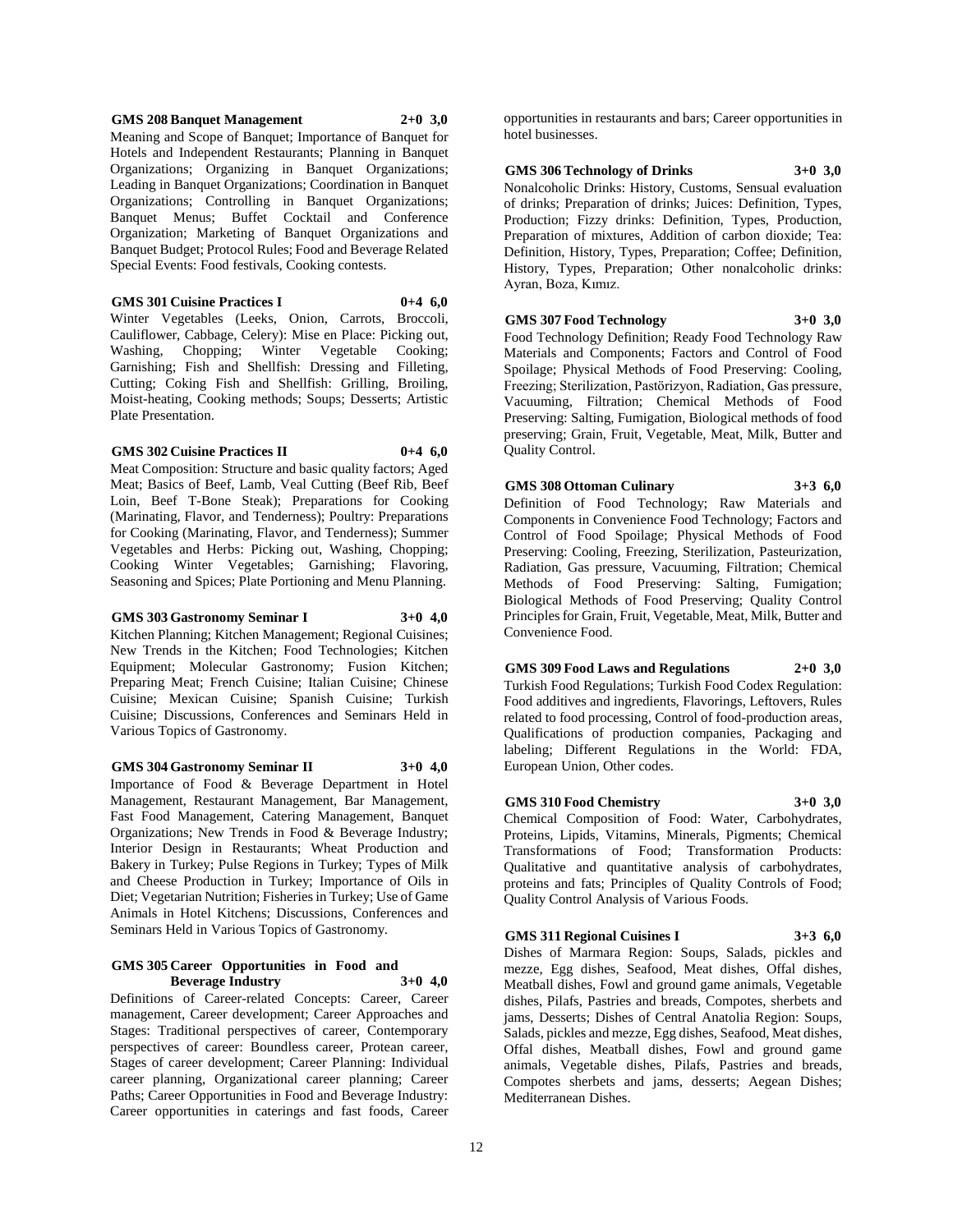**GMS 208 Banquet Management 2+0 3,0**

Meaning and Scope of Banquet; Importance of Banquet for Hotels and Independent Restaurants; Planning in Banquet Organizations; Organizing in Banquet Organizations; Leading in Banquet Organizations; Coordination in Banquet Organizations; Controlling in Banquet Organizations; Banquet Menus; Buffet Cocktail and Conference Organization; Marketing of Banquet Organizations and Banquet Budget; Protocol Rules; Food and Beverage Related Special Events: Food festivals, Cooking contests.

**GMS 301 Cuisine Practices I 0+4 6,0**

Winter Vegetables (Leeks, Onion, Carrots, Broccoli, Cauliflower, Cabbage, Celery): Mise en Place: Picking out, Washing, Chopping; Winter Vegetable Cooking; Garnishing; Fish and Shellfish: Dressing and Filleting, Cutting; Coking Fish and Shellfish: Grilling, Broiling, Moist-heating, Cooking methods; Soups; Desserts; Artistic Plate Presentation.

**GMS 302 Cuisine Practices II 0+4 6,0**

Meat Composition: Structure and basic quality factors; Aged Meat; Basics of Beef, Lamb, Veal Cutting (Beef Rib, Beef Loin, Beef T-Bone Steak); Preparations for Cooking (Marinating, Flavor, and Tenderness); Poultry: Preparations for Cooking (Marinating, Flavor, and Tenderness); Summer Vegetables and Herbs: Picking out, Washing, Chopping; Cooking Winter Vegetables; Garnishing; Flavoring, Seasoning and Spices; Plate Portioning and Menu Planning.

**GMS 303 Gastronomy Seminar I 3+0 4,0**

Kitchen Planning; Kitchen Management; Regional Cuisines; New Trends in the Kitchen; Food Technologies; Kitchen Equipment; Molecular Gastronomy; Fusion Kitchen; Preparing Meat; French Cuisine; Italian Cuisine; Chinese Cuisine; Mexican Cuisine; Spanish Cuisine; Turkish Cuisine; Discussions, Conferences and Seminars Held in Various Topics of Gastronomy.

**GMS 304 Gastronomy Seminar II 3+0 4,0**

Importance of Food & Beverage Department in Hotel Management, Restaurant Management, Bar Management, Fast Food Management, Catering Management, Banquet Organizations; New Trends in Food & Beverage Industry; Interior Design in Restaurants; Wheat Production and Bakery in Turkey; Pulse Regions in Turkey; Types of Milk and Cheese Production in Turkey; Importance of Oils in Diet; Vegetarian Nutrition; Fisheries in Turkey; Use of Game Animals in Hotel Kitchens; Discussions, Conferences and Seminars Held in Various Topics of Gastronomy.

**GMS 305 Career Opportunities in Food and Beverage Industry 3+0 4,0**

Definitions of Career-related Concepts: Career, Career management, Career development; Career Approaches and Stages: Traditional perspectives of career, Contemporary perspectives of career: Boundless career, Protean career, Stages of career development; Career Planning: Individual career planning, Organizational career planning; Career Paths; Career Opportunities in Food and Beverage Industry: Career opportunities in caterings and fast foods, Career opportunities in restaurants and bars; Career opportunities in hotel businesses.

**GMS 306 Technology of Drinks 3+0 3,0**

Nonalcoholic Drinks: History, Customs, Sensual evaluation of drinks; Preparation of drinks; Juices: Definition, Types, Production; Fizzy drinks: Definition, Types, Production, Preparation of mixtures, Addition of carbon dioxide; Tea: Definition, History, Types, Preparation; Coffee; Definition, History, Types, Preparation; Other nonalcoholic drinks: Ayran, Boza, Kımız.

**GMS 307 Food Technology 3+0 3,0**

Food Technology Definition; Ready Food Technology Raw Materials and Components; Factors and Control of Food Spoilage; Physical Methods of Food Preserving: Cooling, Freezing; Sterilization, Pastörizyon, Radiation, Gas pressure, Vacuuming, Filtration; Chemical Methods of Food Preserving: Salting, Fumigation, Biological methods of food preserving; Grain, Fruit, Vegetable, Meat, Milk, Butter and Quality Control.

**GMS 308 Ottoman Culinary 3+3 6,0**

Definition of Food Technology; Raw Materials and Components in Convenience Food Technology; Factors and Control of Food Spoilage; Physical Methods of Food Preserving: Cooling, Freezing, Sterilization, Pasteurization, Radiation, Gas pressure, Vacuuming, Filtration; Chemical Methods of Food Preserving: Salting, Fumigation; Biological Methods of Food Preserving; Quality Control Principles for Grain, Fruit, Vegetable, Meat, Milk, Butter and Convenience Food.

**GMS 309 Food Laws and Regulations 2+0 3,0**

Turkish Food Regulations; Turkish Food Codex Regulation: Food additives and ingredients, Flavorings, Leftovers, Rules related to food processing, Control of food-production areas, Qualifications of production companies, Packaging and labeling; Different Regulations in the World: FDA, European Union, Other codes.

**GMS 310 Food Chemistry 3+0 3,0**

Chemical Composition of Food: Water, Carbohydrates, Proteins, Lipids, Vitamins, Minerals, Pigments; Chemical Transformations of Food; Transformation Products: Qualitative and quantitative analysis of carbohydrates, proteins and fats; Principles of Quality Controls of Food; Quality Control Analysis of Various Foods.

**GMS 311 Regional Cuisines I 3+3 6,0**

Dishes of Marmara Region: Soups, Salads, pickles and mezze, Egg dishes, Seafood, Meat dishes, Offal dishes, Meatball dishes, Fowl and ground game animals, Vegetable dishes, Pilafs, Pastries and breads, Compotes, sherbets and jams, Desserts; Dishes of Central Anatolia Region: Soups, Salads, pickles and mezze, Egg dishes, Seafood, Meat dishes, Offal dishes, Meatball dishes, Fowl and ground game animals, Vegetable dishes, Pilafs, Pastries and breads, Compotes sherbets and jams, desserts; Aegean Dishes; Mediterranean Dishes.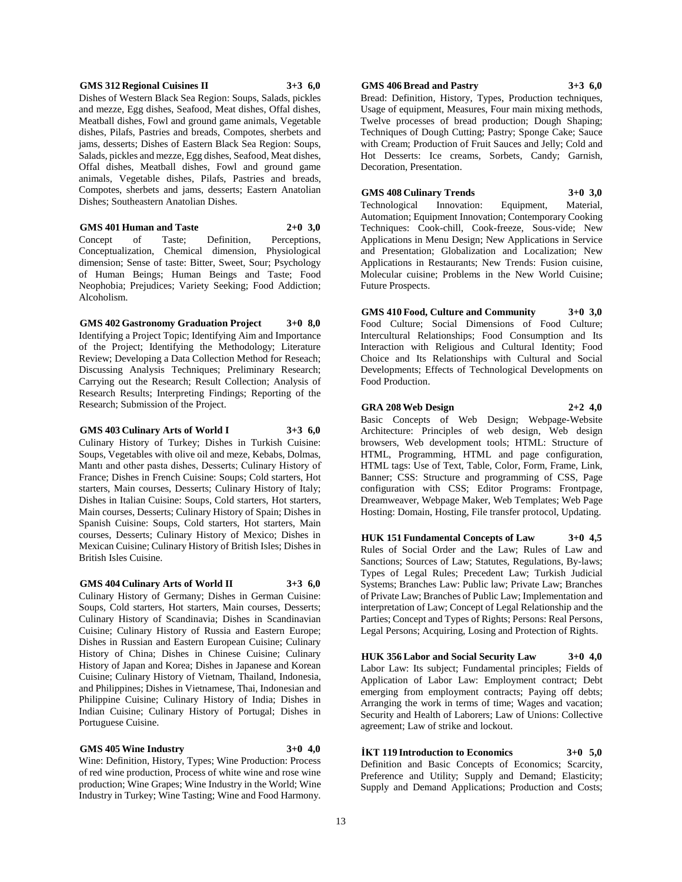**GMS 312 Regional Cuisines II 3+3 6,0**
Dishes of Western Black Sea Region: Soups, Salads, pickles and mezze, Egg dishes, Seafood, Meat dishes, Offal dishes, Meatball dishes, Fowl and ground game animals, Vegetable dishes, Pilafs, Pastries and breads, Compotes, sherbets and jams, desserts; Dishes of Eastern Black Sea Region: Soups, Salads, pickles and mezze, Egg dishes, Seafood, Meat dishes, Offal dishes, Meatball dishes, Fowl and ground game animals, Vegetable dishes, Pilafs, Pastries and breads, Compotes, sherbets and jams, desserts; Eastern Anatolian Dishes; Southeastern Anatolian Dishes.

**GMS 401 Human and Taste 2+0 3,0**
Concept of Taste; Definition, Perceptions, Conceptualization, Chemical dimension, Physiological dimension; Sense of taste: Bitter, Sweet, Sour; Psychology of Human Beings; Human Beings and Taste; Food Neophobia; Prejudices; Variety Seeking; Food Addiction; Alcoholism.

**GMS 402 Gastronomy Graduation Project 3+0 8,0**
Identifying a Project Topic; Identifying Aim and Importance of the Project; Identifying the Methodology; Literature Review; Developing a Data Collection Method for Reseach; Discussing Analysis Techniques; Preliminary Research; Carrying out the Research; Result Collection; Analysis of Research Results; Interpreting Findings; Reporting of the Research; Submission of the Project.

**GMS 403 Culinary Arts of World I 3+3 6,0**
Culinary History of Turkey; Dishes in Turkish Cuisine: Soups, Vegetables with olive oil and meze, Kebabs, Dolmas, Mantı and other pasta dishes, Desserts; Culinary History of France; Dishes in French Cuisine: Soups; Cold starters, Hot starters, Main courses, Desserts; Culinary History of Italy; Dishes in Italian Cuisine: Soups, Cold starters, Hot starters, Main courses, Desserts; Culinary History of Spain; Dishes in Spanish Cuisine: Soups, Cold starters, Hot starters, Main courses, Desserts; Culinary History of Mexico; Dishes in Mexican Cuisine; Culinary History of British Isles; Dishes in British Isles Cuisine.

**GMS 404 Culinary Arts of World II 3+3 6,0**
Culinary History of Germany; Dishes in German Cuisine: Soups, Cold starters, Hot starters, Main courses, Desserts; Culinary History of Scandinavia; Dishes in Scandinavian Cuisine; Culinary History of Russia and Eastern Europe; Dishes in Russian and Eastern European Cuisine; Culinary History of China; Dishes in Chinese Cuisine; Culinary History of Japan and Korea; Dishes in Japanese and Korean Cuisine; Culinary History of Vietnam, Thailand, Indonesia, and Philippines; Dishes in Vietnamese, Thai, Indonesian and Philippine Cuisine; Culinary History of India; Dishes in Indian Cuisine; Culinary History of Portugal; Dishes in Portuguese Cuisine.

**GMS 405 Wine Industry 3+0 4,0**
Wine: Definition, History, Types; Wine Production: Process of red wine production, Process of white wine and rose wine production; Wine Grapes; Wine Industry in the World; Wine Industry in Turkey; Wine Tasting; Wine and Food Harmony.

**GMS 406 Bread and Pastry 3+3 6,0**
Bread: Definition, History, Types, Production techniques, Usage of equipment, Measures, Four main mixing methods, Twelve processes of bread production; Dough Shaping; Techniques of Dough Cutting; Pastry; Sponge Cake; Sauce with Cream; Production of Fruit Sauces and Jelly; Cold and Hot Desserts: Ice creams, Sorbets, Candy; Garnish, Decoration, Presentation.

**GMS 408 Culinary Trends 3+0 3,0**
Technological Innovation: Equipment, Material, Automation; Equipment Innovation; Contemporary Cooking Techniques: Cook-chill, Cook-freeze, Sous-vide; New Applications in Menu Design; New Applications in Service and Presentation; Globalization and Localization; New Applications in Restaurants; New Trends: Fusion cuisine, Molecular cuisine; Problems in the New World Cuisine; Future Prospects.

**GMS 410 Food, Culture and Community 3+0 3,0**
Food Culture; Social Dimensions of Food Culture; Intercultural Relationships; Food Consumption and Its Interaction with Religious and Cultural Identity; Food Choice and Its Relationships with Cultural and Social Developments; Effects of Technological Developments on Food Production.

**GRA 208 Web Design 2+2 4,0**
Basic Concepts of Web Design; Webpage-Website Architecture: Principles of web design, Web design browsers, Web development tools; HTML: Structure of HTML, Programming, HTML and page configuration, HTML tags: Use of Text, Table, Color, Form, Frame, Link, Banner; CSS: Structure and programming of CSS, Page configuration with CSS; Editor Programs: Frontpage, Dreamweaver, Webpage Maker, Web Templates; Web Page Hosting: Domain, Hosting, File transfer protocol, Updating.

**HUK 151 Fundamental Concepts of Law 3+0 4,5**
Rules of Social Order and the Law; Rules of Law and Sanctions; Sources of Law; Statutes, Regulations, By-laws; Types of Legal Rules; Precedent Law; Turkish Judicial Systems; Branches Law: Public law; Private Law; Branches of Private Law; Branches of Public Law; Implementation and interpretation of Law; Concept of Legal Relationship and the Parties; Concept and Types of Rights; Persons: Real Persons, Legal Persons; Acquiring, Losing and Protection of Rights.

**HUK 356 Labor and Social Security Law 3+0 4,0**
Labor Law: Its subject; Fundamental principles; Fields of Application of Labor Law: Employment contract; Debt emerging from employment contracts; Paying off debts; Arranging the work in terms of time; Wages and vacation; Security and Health of Laborers; Law of Unions: Collective agreement; Law of strike and lockout.

**İKT 119 Introduction to Economics 3+0 5,0**
Definition and Basic Concepts of Economics; Scarcity, Preference and Utility; Supply and Demand; Elasticity; Supply and Demand Applications; Production and Costs;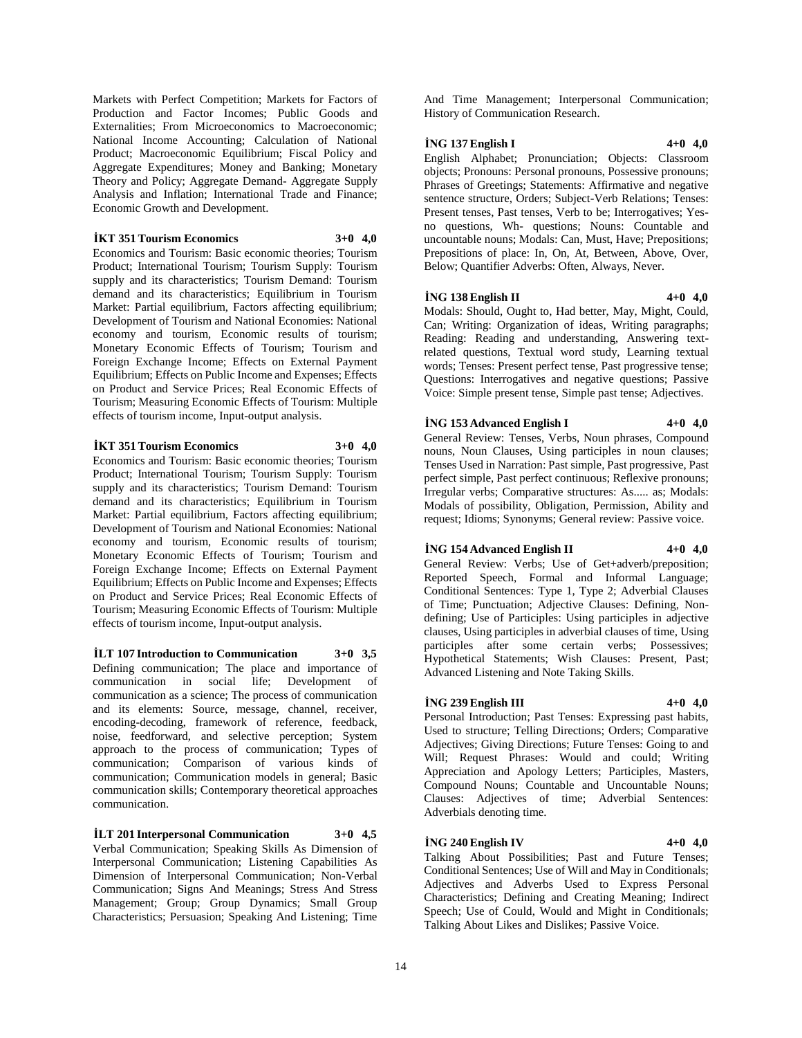Markets with Perfect Competition; Markets for Factors of Production and Factor Incomes; Public Goods and Externalities; From Microeconomics to Macroeconomic; National Income Accounting; Calculation of National Product; Macroeconomic Equilibrium; Fiscal Policy and Aggregate Expenditures; Money and Banking; Monetary Theory and Policy; Aggregate Demand- Aggregate Supply Analysis and Inflation; International Trade and Finance; Economic Growth and Development.

**İKT 351 Tourism Economics 3+0 4,0**

Economics and Tourism: Basic economic theories; Tourism Product; International Tourism; Tourism Supply: Tourism supply and its characteristics; Tourism Demand: Tourism demand and its characteristics; Equilibrium in Tourism Market: Partial equilibrium, Factors affecting equilibrium; Development of Tourism and National Economies: National economy and tourism, Economic results of tourism; Monetary Economic Effects of Tourism; Tourism and Foreign Exchange Income; Effects on External Payment Equilibrium; Effects on Public Income and Expenses; Effects on Product and Service Prices; Real Economic Effects of Tourism; Measuring Economic Effects of Tourism: Multiple effects of tourism income, Input-output analysis.

**İKT 351 Tourism Economics 3+0 4,0**

Economics and Tourism: Basic economic theories; Tourism Product; International Tourism; Tourism Supply: Tourism supply and its characteristics; Tourism Demand: Tourism demand and its characteristics; Equilibrium in Tourism Market: Partial equilibrium, Factors affecting equilibrium; Development of Tourism and National Economies: National economy and tourism, Economic results of tourism; Monetary Economic Effects of Tourism; Tourism and Foreign Exchange Income; Effects on External Payment Equilibrium; Effects on Public Income and Expenses; Effects on Product and Service Prices; Real Economic Effects of Tourism; Measuring Economic Effects of Tourism: Multiple effects of tourism income, Input-output analysis.

**İLT 107 Introduction to Communication 3+0 3,5**

Defining communication; The place and importance of communication in social life; Development of communication as a science; The process of communication and its elements: Source, message, channel, receiver, encoding-decoding, framework of reference, feedback, noise, feedforward, and selective perception; System approach to the process of communication; Types of communication; Comparison of various kinds of communication; Communication models in general; Basic communication skills; Contemporary theoretical approaches communication.

**İLT 201 Interpersonal Communication 3+0 4,5**

Verbal Communication; Speaking Skills As Dimension of Interpersonal Communication; Listening Capabilities As Dimension of Interpersonal Communication; Non-Verbal Communication; Signs And Meanings; Stress And Stress Management; Group; Group Dynamics; Small Group Characteristics; Persuasion; Speaking And Listening; Time And Time Management; Interpersonal Communication; History of Communication Research.

**İNG 137 English I 4+0 4,0**

English Alphabet; Pronunciation; Objects: Classroom objects; Pronouns: Personal pronouns, Possessive pronouns; Phrases of Greetings; Statements: Affirmative and negative sentence structure, Orders; Subject-Verb Relations; Tenses: Present tenses, Past tenses, Verb to be; Interrogatives; Yes-no questions, Wh- questions; Nouns: Countable and uncountable nouns; Modals: Can, Must, Have; Prepositions; Prepositions of place: In, On, At, Between, Above, Over, Below; Quantifier Adverbs: Often, Always, Never.

**İNG 138 English II 4+0 4,0**

Modals: Should, Ought to, Had better, May, Might, Could, Can; Writing: Organization of ideas, Writing paragraphs; Reading: Reading and understanding, Answering text-related questions, Textual word study, Learning textual words; Tenses: Present perfect tense, Past progressive tense; Questions: Interrogatives and negative questions; Passive Voice: Simple present tense, Simple past tense; Adjectives.

**İNG 153 Advanced English I 4+0 4,0**

General Review: Tenses, Verbs, Noun phrases, Compound nouns, Noun Clauses, Using participles in noun clauses; Tenses Used in Narration: Past simple, Past progressive, Past perfect simple, Past perfect continuous; Reflexive pronouns; Irregular verbs; Comparative structures: As..... as; Modals: Modals of possibility, Obligation, Permission, Ability and request; Idioms; Synonyms; General review: Passive voice.

**İNG 154 Advanced English II 4+0 4,0**

General Review: Verbs; Use of Get+adverb/preposition; Reported Speech, Formal and Informal Language; Conditional Sentences: Type 1, Type 2; Adverbial Clauses of Time; Punctuation; Adjective Clauses: Defining, Non-defining; Use of Participles: Using participles in adjective clauses, Using participles in adverbial clauses of time, Using participles after some certain verbs; Possessives; Hypothetical Statements; Wish Clauses: Present, Past; Advanced Listening and Note Taking Skills.

**İNG 239 English III 4+0 4,0**

Personal Introduction; Past Tenses: Expressing past habits, Used to structure; Telling Directions; Orders; Comparative Adjectives; Giving Directions; Future Tenses: Going to and Will; Request Phrases: Would and could; Writing Appreciation and Apology Letters; Participles, Masters, Compound Nouns; Countable and Uncountable Nouns; Clauses: Adjectives of time; Adverbial Sentences: Adverbials denoting time.

**İNG 240 English IV 4+0 4,0**

Talking About Possibilities; Past and Future Tenses; Conditional Sentences; Use of Will and May in Conditionals; Adjectives and Adverbs Used to Express Personal Characteristics; Defining and Creating Meaning; Indirect Speech; Use of Could, Would and Might in Conditionals; Talking About Likes and Dislikes; Passive Voice.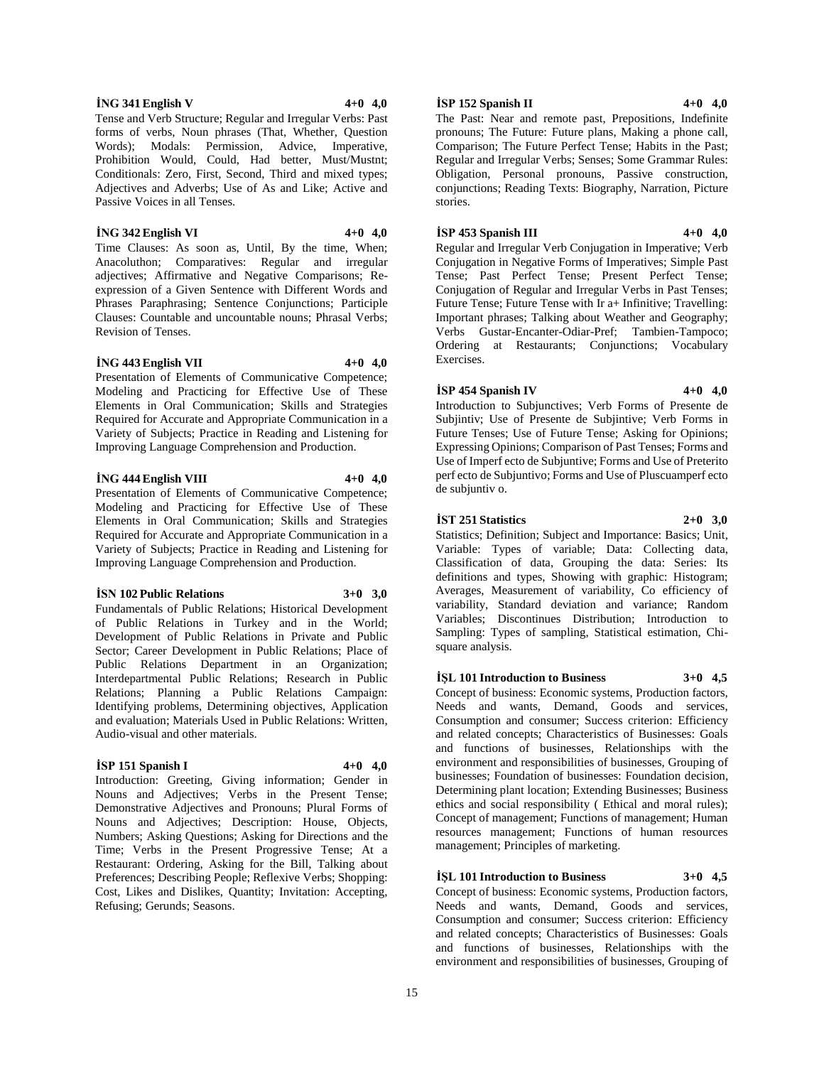### İNG 341 English V 4+0 4,0

Tense and Verb Structure; Regular and Irregular Verbs: Past forms of verbs, Noun phrases (That, Whether, Question Words); Modals: Permission, Advice, Imperative, Prohibition Would, Could, Had better, Must/Mustnt; Conditionals: Zero, First, Second, Third and mixed types; Adjectives and Adverbs; Use of As and Like; Active and Passive Voices in all Tenses.

### İNG 342 English VI 4+0 4,0

Time Clauses: As soon as, Until, By the time, When; Anacoluthon; Comparatives: Regular and irregular adjectives; Affirmative and Negative Comparisons; Re-expression of a Given Sentence with Different Words and Phrases Paraphrasing; Sentence Conjunctions; Participle Clauses: Countable and uncountable nouns; Phrasal Verbs; Revision of Tenses.

### İNG 443 English VII 4+0 4,0

Presentation of Elements of Communicative Competence; Modeling and Practicing for Effective Use of These Elements in Oral Communication; Skills and Strategies Required for Accurate and Appropriate Communication in a Variety of Subjects; Practice in Reading and Listening for Improving Language Comprehension and Production.

### İNG 444 English VIII 4+0 4,0

Presentation of Elements of Communicative Competence; Modeling and Practicing for Effective Use of These Elements in Oral Communication; Skills and Strategies Required for Accurate and Appropriate Communication in a Variety of Subjects; Practice in Reading and Listening for Improving Language Comprehension and Production.

### İSN 102 Public Relations 3+0 3,0

Fundamentals of Public Relations; Historical Development of Public Relations in Turkey and in the World; Development of Public Relations in Private and Public Sector; Career Development in Public Relations; Place of Public Relations Department in an Organization; Interdepartmental Public Relations; Research in Public Relations; Planning a Public Relations Campaign: Identifying problems, Determining objectives, Application and evaluation; Materials Used in Public Relations: Written, Audio-visual and other materials.

### İSP 151 Spanish I 4+0 4,0

Introduction: Greeting, Giving information; Gender in Nouns and Adjectives; Verbs in the Present Tense; Demonstrative Adjectives and Pronouns; Plural Forms of Nouns and Adjectives; Description: House, Objects, Numbers; Asking Questions; Asking for Directions and the Time; Verbs in the Present Progressive Tense; At a Restaurant: Ordering, Asking for the Bill, Talking about Preferences; Describing People; Reflexive Verbs; Shopping: Cost, Likes and Dislikes, Quantity; Invitation: Accepting, Refusing; Gerunds; Seasons.

### İSP 152 Spanish II 4+0 4,0

The Past: Near and remote past, Prepositions, Indefinite pronouns; The Future: Future plans, Making a phone call, Comparison; The Future Perfect Tense; Habits in the Past; Regular and Irregular Verbs; Senses; Some Grammar Rules: Obligation, Personal pronouns, Passive construction, conjunctions; Reading Texts: Biography, Narration, Picture stories.

### İSP 453 Spanish III 4+0 4,0

Regular and Irregular Verb Conjugation in Imperative; Verb Conjugation in Negative Forms of Imperatives; Simple Past Tense; Past Perfect Tense; Present Perfect Tense; Conjugation of Regular and Irregular Verbs in Past Tenses; Future Tense; Future Tense with Ir a+ Infinitive; Travelling: Important phrases; Talking about Weather and Geography; Verbs Gustar-Encanter-Odiar-Pref; Tambien-Tampoco; Ordering at Restaurants; Conjunctions; Vocabulary Exercises.

### İSP 454 Spanish IV 4+0 4,0

Introduction to Subjunctives; Verb Forms of Presente de Subjintiv; Use of Presente de Subjintive; Verb Forms in Future Tenses; Use of Future Tense; Asking for Opinions; Expressing Opinions; Comparison of Past Tenses; Forms and Use of Imperf ecto de Subjuntive; Forms and Use of Preterito perf ecto de Subjuntivo; Forms and Use of Pluscuamperf ecto de subjuntiv o.

### İST 251 Statistics 2+0 3,0

Statistics; Definition; Subject and Importance: Basics; Unit, Variable: Types of variable; Data: Collecting data, Classification of data, Grouping the data: Series: Its definitions and types, Showing with graphic: Histogram; Averages, Measurement of variability, Co efficiency of variability, Standard deviation and variance; Random Variables; Discontinues Distribution; Introduction to Sampling: Types of sampling, Statistical estimation, Chi-square analysis.

### İŞL 101 Introduction to Business 3+0 4,5

Concept of business: Economic systems, Production factors, Needs and wants, Demand, Goods and services, Consumption and consumer; Success criterion: Efficiency and related concepts; Characteristics of Businesses: Goals and functions of businesses, Relationships with the environment and responsibilities of businesses, Grouping of businesses; Foundation of businesses: Foundation decision, Determining plant location; Extending Businesses; Business ethics and social responsibility ( Ethical and moral rules); Concept of management; Functions of management; Human resources management; Functions of human resources management; Principles of marketing.

### İŞL 101 Introduction to Business 3+0 4,5

Concept of business: Economic systems, Production factors, Needs and wants, Demand, Goods and services, Consumption and consumer; Success criterion: Efficiency and related concepts; Characteristics of Businesses: Goals and functions of businesses, Relationships with the environment and responsibilities of businesses, Grouping of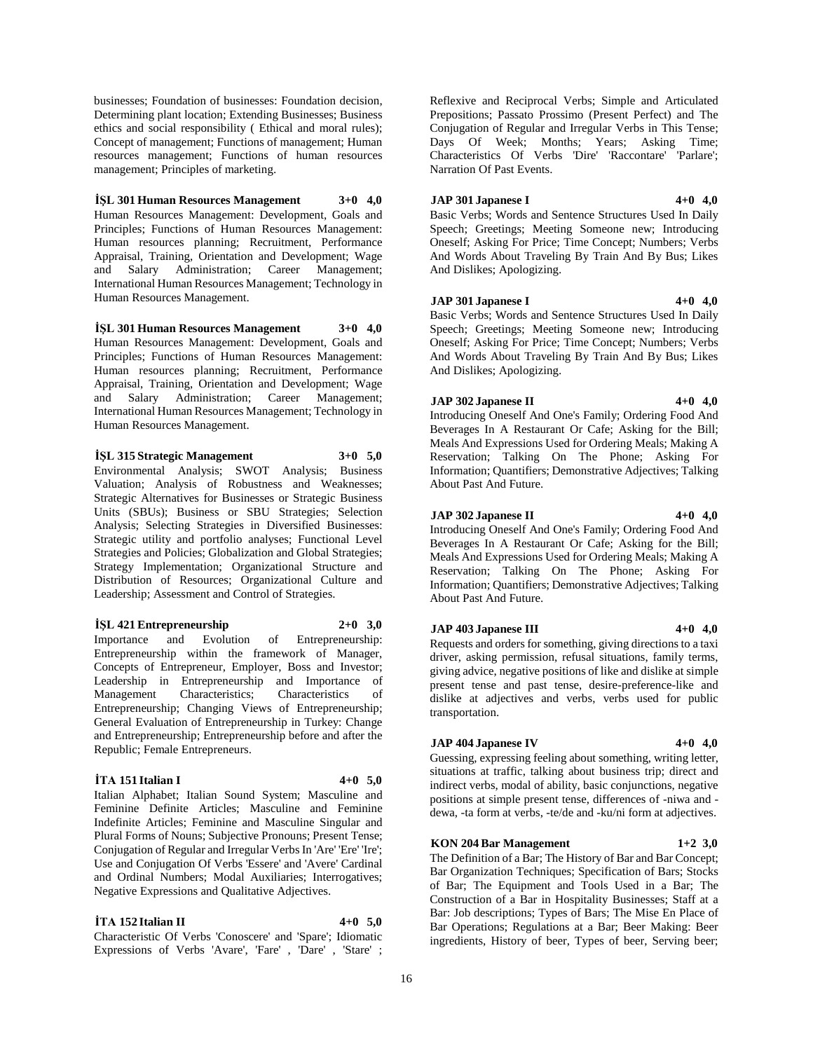businesses; Foundation of businesses: Foundation decision, Determining plant location; Extending Businesses; Business ethics and social responsibility ( Ethical and moral rules); Concept of management; Functions of management; Human resources management; Functions of human resources management; Principles of marketing.

**İŞL 301 Human Resources Management 3+0 4,0**

Human Resources Management: Development, Goals and Principles; Functions of Human Resources Management: Human resources planning; Recruitment, Performance Appraisal, Training, Orientation and Development; Wage and Salary Administration; Career Management; International Human Resources Management; Technology in Human Resources Management.

**İŞL 301 Human Resources Management 3+0 4,0**

Human Resources Management: Development, Goals and Principles; Functions of Human Resources Management: Human resources planning; Recruitment, Performance Appraisal, Training, Orientation and Development; Wage and Salary Administration; Career Management; International Human Resources Management; Technology in Human Resources Management.

**İŞL 315 Strategic Management 3+0 5,0**

Environmental Analysis; SWOT Analysis; Business Valuation; Analysis of Robustness and Weaknesses; Strategic Alternatives for Businesses or Strategic Business Units (SBUs); Business or SBU Strategies; Selection Analysis; Selecting Strategies in Diversified Businesses: Strategic utility and portfolio analyses; Functional Level Strategies and Policies; Globalization and Global Strategies; Strategy Implementation; Organizational Structure and Distribution of Resources; Organizational Culture and Leadership; Assessment and Control of Strategies.

**İŞL 421 Entrepreneurship 2+0 3,0**

Importance and Evolution of Entrepreneurship: Entrepreneurship within the framework of Manager, Concepts of Entrepreneur, Employer, Boss and Investor; Leadership in Entrepreneurship and Importance of Management Characteristics; Characteristics of Entrepreneurship; Changing Views of Entrepreneurship; General Evaluation of Entrepreneurship in Turkey: Change and Entrepreneurship; Entrepreneurship before and after the Republic; Female Entrepreneurs.

**İTA 151 Italian I 4+0 5,0**

Italian Alphabet; Italian Sound System; Masculine and Feminine Definite Articles; Masculine and Feminine Indefinite Articles; Feminine and Masculine Singular and Plural Forms of Nouns; Subjective Pronouns; Present Tense; Conjugation of Regular and Irregular Verbs In 'Are' 'Ere' 'Ire'; Use and Conjugation Of Verbs 'Essere' and 'Avere' Cardinal and Ordinal Numbers; Modal Auxiliaries; Interrogatives; Negative Expressions and Qualitative Adjectives.

**İTA 152 Italian II 4+0 5,0**

Characteristic Of Verbs 'Conoscere' and 'Spare'; Idiomatic Expressions of Verbs 'Avare', 'Fare' , 'Dare' , 'Stare' ; Reflexive and Reciprocal Verbs; Simple and Articulated Prepositions; Passato Prossimo (Present Perfect) and The Conjugation of Regular and Irregular Verbs in This Tense; Days Of Week; Months; Years; Asking Time; Characteristics Of Verbs 'Dire' 'Raccontare' 'Parlare'; Narration Of Past Events.

**JAP 301 Japanese I 4+0 4,0**

Basic Verbs; Words and Sentence Structures Used In Daily Speech; Greetings; Meeting Someone new; Introducing Oneself; Asking For Price; Time Concept; Numbers; Verbs And Words About Traveling By Train And By Bus; Likes And Dislikes; Apologizing.

**JAP 301 Japanese I 4+0 4,0**

Basic Verbs; Words and Sentence Structures Used In Daily Speech; Greetings; Meeting Someone new; Introducing Oneself; Asking For Price; Time Concept; Numbers; Verbs And Words About Traveling By Train And By Bus; Likes And Dislikes; Apologizing.

**JAP 302 Japanese II 4+0 4,0**

Introducing Oneself And One's Family; Ordering Food And Beverages In A Restaurant Or Cafe; Asking for the Bill; Meals And Expressions Used for Ordering Meals; Making A Reservation; Talking On The Phone; Asking For Information; Quantifiers; Demonstrative Adjectives; Talking About Past And Future.

**JAP 302 Japanese II 4+0 4,0**

Introducing Oneself And One's Family; Ordering Food And Beverages In A Restaurant Or Cafe; Asking for the Bill; Meals And Expressions Used for Ordering Meals; Making A Reservation; Talking On The Phone; Asking For Information; Quantifiers; Demonstrative Adjectives; Talking About Past And Future.

**JAP 403 Japanese III 4+0 4,0**

Requests and orders for something, giving directions to a taxi driver, asking permission, refusal situations, family terms, giving advice, negative positions of like and dislike at simple present tense and past tense, desire-preference-like and dislike at adjectives and verbs, verbs used for public transportation.

**JAP 404 Japanese IV 4+0 4,0**

Guessing, expressing feeling about something, writing letter, situations at traffic, talking about business trip; direct and indirect verbs, modal of ability, basic conjunctions, negative positions at simple present tense, differences of -niwa and -dewa, -ta form at verbs, -te/de and -ku/ni form at adjectives.

**KON 204 Bar Management 1+2 3,0**

The Definition of a Bar; The History of Bar and Bar Concept; Bar Organization Techniques; Specification of Bars; Stocks of Bar; The Equipment and Tools Used in a Bar; The Construction of a Bar in Hospitality Businesses; Staff at a Bar: Job descriptions; Types of Bars; The Mise En Place of Bar Operations; Regulations at a Bar; Beer Making: Beer ingredients, History of beer, Types of beer, Serving beer;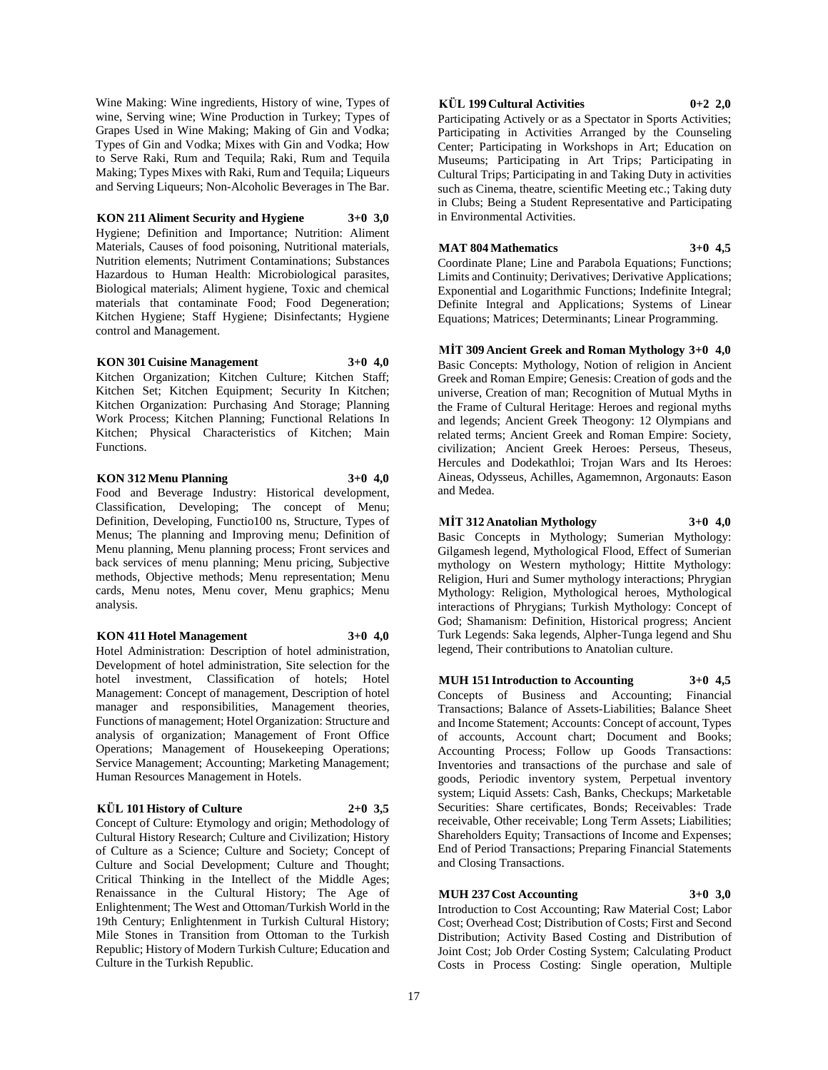Wine Making: Wine ingredients, History of wine, Types of wine, Serving wine; Wine Production in Turkey; Types of Grapes Used in Wine Making; Making of Gin and Vodka; Types of Gin and Vodka; Mixes with Gin and Vodka; How to Serve Raki, Rum and Tequila; Raki, Rum and Tequila Making; Types Mixes with Raki, Rum and Tequila; Liqueurs and Serving Liqueurs; Non-Alcoholic Beverages in The Bar.

**KON 211 Aliment Security and Hygiene 3+0 3,0**

Hygiene; Definition and Importance; Nutrition: Aliment Materials, Causes of food poisoning, Nutritional materials, Nutrition elements; Nutriment Contaminations; Substances Hazardous to Human Health: Microbiological parasites, Biological materials; Aliment hygiene, Toxic and chemical materials that contaminate Food; Food Degeneration; Kitchen Hygiene; Staff Hygiene; Disinfectants; Hygiene control and Management.

**KON 301 Cuisine Management 3+0 4,0**

Kitchen Organization; Kitchen Culture; Kitchen Staff; Kitchen Set; Kitchen Equipment; Security In Kitchen; Kitchen Organization: Purchasing And Storage; Planning Work Process; Kitchen Planning; Functional Relations In Kitchen; Physical Characteristics of Kitchen; Main Functions.

**KON 312 Menu Planning 3+0 4,0**

Food and Beverage Industry: Historical development, Classification, Developing; The concept of Menu; Definition, Developing, Functio100 ns, Structure, Types of Menus; The planning and Improving menu; Definition of Menu planning, Menu planning process; Front services and back services of menu planning; Menu pricing, Subjective methods, Objective methods; Menu representation; Menu cards, Menu notes, Menu cover, Menu graphics; Menu analysis.

**KON 411 Hotel Management 3+0 4,0**

Hotel Administration: Description of hotel administration, Development of hotel administration, Site selection for the hotel investment, Classification of hotels; Hotel Management: Concept of management, Description of hotel manager and responsibilities, Management theories, Functions of management; Hotel Organization: Structure and analysis of organization; Management of Front Office Operations; Management of Housekeeping Operations; Service Management; Accounting; Marketing Management; Human Resources Management in Hotels.

**KÜL 101 History of Culture 2+0 3,5**

Concept of Culture: Etymology and origin; Methodology of Cultural History Research; Culture and Civilization; History of Culture as a Science; Culture and Society; Concept of Culture and Social Development; Culture and Thought; Critical Thinking in the Intellect of the Middle Ages; Renaissance in the Cultural History; The Age of Enlightenment; The West and Ottoman/Turkish World in the 19th Century; Enlightenment in Turkish Cultural History; Mile Stones in Transition from Ottoman to the Turkish Republic; History of Modern Turkish Culture; Education and Culture in the Turkish Republic.

**KÜL 199 Cultural Activities 0+2 2,0**

Participating Actively or as a Spectator in Sports Activities; Participating in Activities Arranged by the Counseling Center; Participating in Workshops in Art; Education on Museums; Participating in Art Trips; Participating in Cultural Trips; Participating in and Taking Duty in activities such as Cinema, theatre, scientific Meeting etc.; Taking duty in Clubs; Being a Student Representative and Participating in Environmental Activities.

**MAT 804 Mathematics 3+0 4,5**

Coordinate Plane; Line and Parabola Equations; Functions; Limits and Continuity; Derivatives; Derivative Applications; Exponential and Logarithmic Functions; Indefinite Integral; Definite Integral and Applications; Systems of Linear Equations; Matrices; Determinants; Linear Programming.

**MİT 309 Ancient Greek and Roman Mythology 3+0 4,0**

Basic Concepts: Mythology, Notion of religion in Ancient Greek and Roman Empire; Genesis: Creation of gods and the universe, Creation of man; Recognition of Mutual Myths in the Frame of Cultural Heritage: Heroes and regional myths and legends; Ancient Greek Theogony: 12 Olympians and related terms; Ancient Greek and Roman Empire: Society, civilization; Ancient Greek Heroes: Perseus, Theseus, Hercules and Dodekathloi; Trojan Wars and Its Heroes: Aineas, Odysseus, Achilles, Agamemnon, Argonauts: Eason and Medea.

**MİT 312 Anatolian Mythology 3+0 4,0**

Basic Concepts in Mythology; Sumerian Mythology: Gilgamesh legend, Mythological Flood, Effect of Sumerian mythology on Western mythology; Hittite Mythology: Religion, Huri and Sumer mythology interactions; Phrygian Mythology: Religion, Mythological heroes, Mythological interactions of Phrygians; Turkish Mythology: Concept of God; Shamanism: Definition, Historical progress; Ancient Turk Legends: Saka legends, Alpher-Tunga legend and Shu legend, Their contributions to Anatolian culture.

**MUH 151 Introduction to Accounting 3+0 4,5**

Concepts of Business and Accounting; Financial Transactions; Balance of Assets-Liabilities; Balance Sheet and Income Statement; Accounts: Concept of account, Types of accounts, Account chart; Document and Books; Accounting Process; Follow up Goods Transactions: Inventories and transactions of the purchase and sale of goods, Periodic inventory system, Perpetual inventory system; Liquid Assets: Cash, Banks, Checkups; Marketable Securities: Share certificates, Bonds; Receivables: Trade receivable, Other receivable; Long Term Assets; Liabilities; Shareholders Equity; Transactions of Income and Expenses; End of Period Transactions; Preparing Financial Statements and Closing Transactions.

**MUH 237 Cost Accounting 3+0 3,0**

Introduction to Cost Accounting; Raw Material Cost; Labor Cost; Overhead Cost; Distribution of Costs; First and Second Distribution; Activity Based Costing and Distribution of Joint Cost; Job Order Costing System; Calculating Product Costs in Process Costing: Single operation, Multiple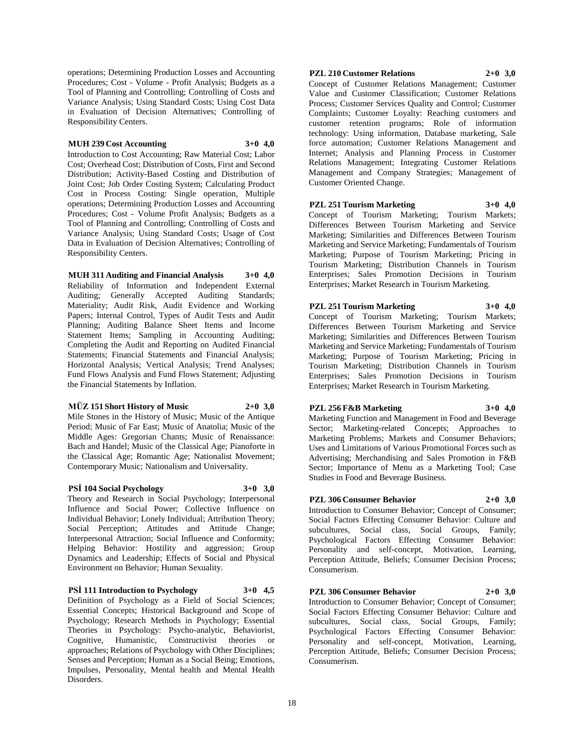operations; Determining Production Losses and Accounting Procedures; Cost - Volume - Profit Analysis; Budgets as a Tool of Planning and Controlling; Controlling of Costs and Variance Analysis; Using Standard Costs; Using Cost Data in Evaluation of Decision Alternatives; Controlling of Responsibility Centers.

**MUH 239 Cost Accounting 3+0 4,0**

Introduction to Cost Accounting; Raw Material Cost; Labor Cost; Overhead Cost; Distribution of Costs, First and Second Distribution; Activity-Based Costing and Distribution of Joint Cost; Job Order Costing System; Calculating Product Cost in Process Costing: Single operation, Multiple operations; Determining Production Losses and Accounting Procedures; Cost - Volume Profit Analysis; Budgets as a Tool of Planning and Controlling; Controlling of Costs and Variance Analysis; Using Standard Costs; Usage of Cost Data in Evaluation of Decision Alternatives; Controlling of Responsibility Centers.

**MUH 311 Auditing and Financial Analysis 3+0 4,0**

Reliability of Information and Independent External Auditing; Generally Accepted Auditing Standards; Materiality; Audit Risk, Audit Evidence and Working Papers; Internal Control, Types of Audit Tests and Audit Planning; Auditing Balance Sheet Items and Income Statement Items; Sampling in Accounting Auditing; Completing the Audit and Reporting on Audited Financial Statements; Financial Statements and Financial Analysis; Horizontal Analysis; Vertical Analysis; Trend Analyses; Fund Flows Analysis and Fund Flows Statement; Adjusting the Financial Statements by Inflation.

**MÜZ 151 Short History of Music 2+0 3,0**

Mile Stones in the History of Music; Music of the Antique Period; Music of Far East; Music of Anatolia; Music of the Middle Ages: Gregorian Chants; Music of Renaissance: Bach and Handel; Music of the Classical Age; Pianoforte in the Classical Age; Romantic Age; Nationalist Movement; Contemporary Music; Nationalism and Universality.

**PSİ 104 Social Psychology 3+0 3,0**

Theory and Research in Social Psychology; Interpersonal Influence and Social Power; Collective Influence on Individual Behavior; Lonely Individual; Attribution Theory; Social Perception; Attitudes and Attitude Change; Interpersonal Attraction; Social Influence and Conformity; Helping Behavior: Hostility and aggression; Group Dynamics and Leadership; Effects of Social and Physical Environment on Behavior; Human Sexuality.

**PSİ 111 Introduction to Psychology 3+0 4,5**

Definition of Psychology as a Field of Social Sciences; Essential Concepts; Historical Background and Scope of Psychology; Research Methods in Psychology; Essential Theories in Psychology: Psycho-analytic, Behaviorist, Cognitive, Humanistic, Constructivist theories or approaches; Relations of Psychology with Other Disciplines; Senses and Perception; Human as a Social Being; Emotions, Impulses, Personality, Mental health and Mental Health Disorders.

**PZL 210 Customer Relations 2+0 3,0**

Concept of Customer Relations Management; Customer Value and Customer Classification; Customer Relations Process; Customer Services Quality and Control; Customer Complaints; Customer Loyalty: Reaching customers and customer retention programs; Role of information technology: Using information, Database marketing, Sale force automation; Customer Relations Management and Internet; Analysis and Planning Process in Customer Relations Management; Integrating Customer Relations Management and Company Strategies; Management of Customer Oriented Change.

**PZL 251 Tourism Marketing 3+0 4,0**

Concept of Tourism Marketing; Tourism Markets; Differences Between Tourism Marketing and Service Marketing; Similarities and Differences Between Tourism Marketing and Service Marketing; Fundamentals of Tourism Marketing; Purpose of Tourism Marketing; Pricing in Tourism Marketing; Distribution Channels in Tourism Enterprises; Sales Promotion Decisions in Tourism Enterprises; Market Research in Tourism Marketing.

**PZL 251 Tourism Marketing 3+0 4,0**

Concept of Tourism Marketing; Tourism Markets; Differences Between Tourism Marketing and Service Marketing; Similarities and Differences Between Tourism Marketing and Service Marketing; Fundamentals of Tourism Marketing; Purpose of Tourism Marketing; Pricing in Tourism Marketing; Distribution Channels in Tourism Enterprises; Sales Promotion Decisions in Tourism Enterprises; Market Research in Tourism Marketing.

**PZL 256 F&B Marketing 3+0 4,0**

Marketing Function and Management in Food and Beverage Sector; Marketing-related Concepts; Approaches to Marketing Problems; Markets and Consumer Behaviors; Uses and Limitations of Various Promotional Forces such as Advertising; Merchandising and Sales Promotion in F&B Sector; Importance of Menu as a Marketing Tool; Case Studies in Food and Beverage Business.

**PZL 306 Consumer Behavior 2+0 3,0**

Introduction to Consumer Behavior; Concept of Consumer; Social Factors Effecting Consumer Behavior: Culture and subcultures, Social class, Social Groups, Family; Psychological Factors Effecting Consumer Behavior: Personality and self-concept, Motivation, Learning, Perception Attitude, Beliefs; Consumer Decision Process; Consumerism.

**PZL 306 Consumer Behavior 2+0 3,0**

Introduction to Consumer Behavior; Concept of Consumer; Social Factors Effecting Consumer Behavior: Culture and subcultures, Social class, Social Groups, Family; Psychological Factors Effecting Consumer Behavior: Personality and self-concept, Motivation, Learning, Perception Attitude, Beliefs; Consumer Decision Process; Consumerism.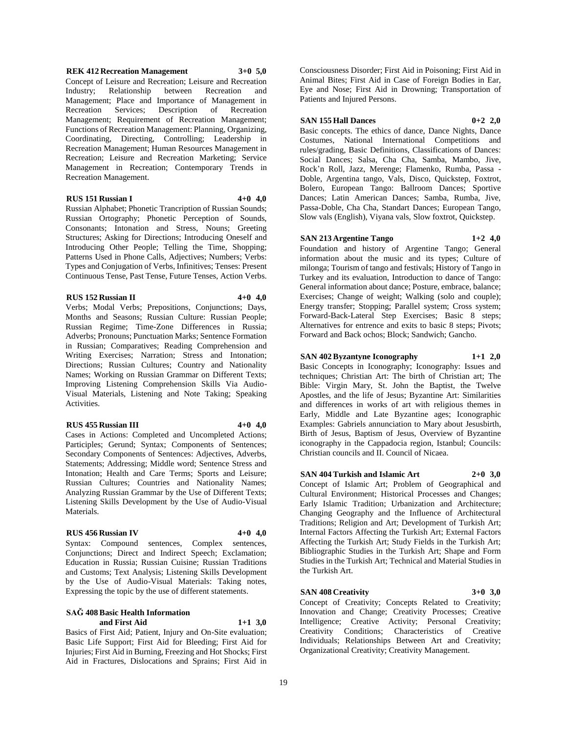**REK 412 Recreation Management 3+0 5,0**

Concept of Leisure and Recreation; Leisure and Recreation Industry; Relationship between Recreation and Management; Place and Importance of Management in Recreation Services; Description of Recreation Management; Requirement of Recreation Management; Functions of Recreation Management: Planning, Organizing, Coordinating, Directing, Controlling; Leadership in Recreation Management; Human Resources Management in Recreation; Leisure and Recreation Marketing; Service Management in Recreation; Contemporary Trends in Recreation Management.

**RUS 151 Russian I 4+0 4,0**

Russian Alphabet; Phonetic Trancription of Russian Sounds; Russian Ortography; Phonetic Perception of Sounds, Consonants; Intonation and Stress, Nouns; Greeting Structures; Asking for Directions; Introducing Oneself and Introducing Other People; Telling the Time, Shopping; Patterns Used in Phone Calls, Adjectives; Numbers; Verbs: Types and Conjugation of Verbs, Infinitives; Tenses: Present Continuous Tense, Past Tense, Future Tenses, Action Verbs.

**RUS 152 Russian II 4+0 4,0**

Verbs; Modal Verbs; Prepositions, Conjunctions; Days, Months and Seasons; Russian Culture: Russian People; Russian Regime; Time-Zone Differences in Russia; Adverbs; Pronouns; Punctuation Marks; Sentence Formation in Russian; Comparatives; Reading Comprehension and Writing Exercises; Narration; Stress and Intonation; Directions; Russian Cultures; Country and Nationality Names; Working on Russian Grammar on Different Texts; Improving Listening Comprehension Skills Via Audio-Visual Materials, Listening and Note Taking; Speaking Activities.

**RUS 455 Russian III 4+0 4,0**

Cases in Actions: Completed and Uncompleted Actions; Participles; Gerund; Syntax; Components of Sentences; Secondary Components of Sentences: Adjectives, Adverbs, Statements; Addressing; Middle word; Sentence Stress and Intonation; Health and Care Terms; Sports and Leisure; Russian Cultures; Countries and Nationality Names; Analyzing Russian Grammar by the Use of Different Texts; Listening Skills Development by the Use of Audio-Visual Materials.

**RUS 456 Russian IV 4+0 4,0**

Syntax: Compound sentences, Complex sentences, Conjunctions; Direct and Indirect Speech; Exclamation; Education in Russia; Russian Cuisine; Russian Traditions and Customs; Text Analysis; Listening Skills Development by the Use of Audio-Visual Materials: Taking notes, Expressing the topic by the use of different statements.

**SAĞ 408 Basic Health Information and First Aid 1+1 3,0**

Basics of First Aid; Patient, Injury and On-Site evaluation; Basic Life Support; First Aid for Bleeding; First Aid for Injuries; First Aid in Burning, Freezing and Hot Shocks; First Aid in Fractures, Dislocations and Sprains; First Aid in Consciousness Disorder; First Aid in Poisoning; First Aid in Animal Bites; First Aid in Case of Foreign Bodies in Ear, Eye and Nose; First Aid in Drowning; Transportation of Patients and Injured Persons.

**SAN 155 Hall Dances 0+2 2,0**

Basic concepts. The ethics of dance, Dance Nights, Dance Costumes, National International Competitions and rules/grading, Basic Definitions, Classifications of Dances: Social Dances; Salsa, Cha Cha, Samba, Mambo, Jive, Rock'n Roll, Jazz, Merenge; Flamenko, Rumba, Passa - Doble, Argentina tango, Vals, Disco, Quickstep, Foxtrot, Bolero, European Tango: Ballroom Dances; Sportive Dances; Latin American Dances; Samba, Rumba, Jive, Passa-Doble, Cha Cha, Standart Dances; European Tango, Slow vals (English), Viyana vals, Slow foxtrot, Quickstep.

**SAN 213 Argentine Tango 1+2 4,0**

Foundation and history of Argentine Tango; General information about the music and its types; Culture of milonga; Tourism of tango and festivals; History of Tango in Turkey and its evaluation, Introduction to dance of Tango: General information about dance; Posture, embrace, balance; Exercises; Change of weight; Walking (solo and couple); Energy transfer; Stopping; Parallel system; Cross system; Forward-Back-Lateral Step Exercises; Basic 8 steps; Alternatives for entrence and exits to basic 8 steps; Pivots; Forward and Back ochos; Block; Sandwich; Gancho.

**SAN 402 Byzantyne Iconography 1+1 2,0**

Basic Concepts in Iconography; Iconography: Issues and techniques; Christian Art: The birth of Christian art; The Bible: Virgin Mary, St. John the Baptist, the Twelve Apostles, and the life of Jesus; Byzantine Art: Similarities and differences in works of art with religious themes in Early, Middle and Late Byzantine ages; Iconographic Examples: Gabriels annunciation to Mary about Jesusbirth, Birth of Jesus, Baptism of Jesus, Overview of Byzantine iconography in the Cappadocia region, Istanbul; Councils: Christian councils and II. Council of Nicaea.

**SAN 404 Turkish and Islamic Art 2+0 3,0**

Concept of Islamic Art; Problem of Geographical and Cultural Environment; Historical Processes and Changes; Early Islamic Tradition; Urbanization and Architecture; Changing Geography and the Influence of Architectural Traditions; Religion and Art; Development of Turkish Art; Internal Factors Affecting the Turkish Art; External Factors Affecting the Turkish Art; Study Fields in the Turkish Art; Bibliographic Studies in the Turkish Art; Shape and Form Studies in the Turkish Art; Technical and Material Studies in the Turkish Art.

**SAN 408 Creativity 3+0 3,0**

Concept of Creativity; Concepts Related to Creativity; Innovation and Change; Creativity Processes; Creative Intelligence; Creative Activity; Personal Creativity; Creativity Conditions; Characteristics of Creative Individuals; Relationships Between Art and Creativity; Organizational Creativity; Creativity Management.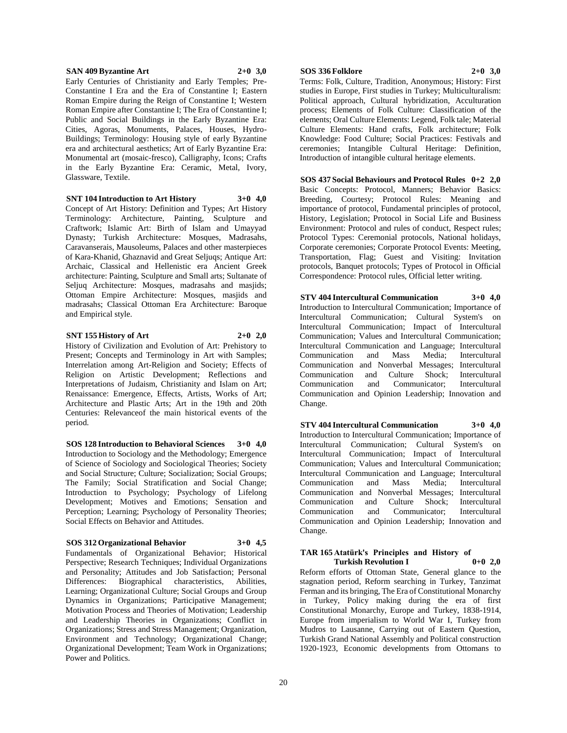**SAN 409 Byzantine Art 2+0 3,0**

Early Centuries of Christianity and Early Temples; Pre-Constantine I Era and the Era of Constantine I; Eastern Roman Empire during the Reign of Constantine I; Western Roman Empire after Constantine I; The Era of Constantine I; Public and Social Buildings in the Early Byzantine Era: Cities, Agoras, Monuments, Palaces, Houses, Hydro-Buildings; Terminology: Housing style of early Byzantine era and architectural aesthetics; Art of Early Byzantine Era: Monumental art (mosaic-fresco), Calligraphy, Icons; Crafts in the Early Byzantine Era: Ceramic, Metal, Ivory, Glassware, Textile.

**SNT 104 Introduction to Art History 3+0 4,0**

Concept of Art History: Definition and Types; Art History Terminology: Architecture, Painting, Sculpture and Craftwork; Islamic Art: Birth of Islam and Umayyad Dynasty; Turkish Architecture: Mosques, Madrasahs, Caravanserais, Mausoleums, Palaces and other masterpieces of Kara-Khanid, Ghaznavid and Great Seljuqs; Antique Art: Archaic, Classical and Hellenistic era Ancient Greek architecture: Painting, Sculpture and Small arts; Sultanate of Seljuq Architecture: Mosques, madrasahs and masjids; Ottoman Empire Architecture: Mosques, masjids and madrasahs; Classical Ottoman Era Architecture: Baroque and Empirical style.

**SNT 155 History of Art 2+0 2,0**

History of Civilization and Evolution of Art: Prehistory to Present; Concepts and Terminology in Art with Samples; Interrelation among Art-Religion and Society; Effects of Religion on Artistic Development; Reflections and Interpretations of Judaism, Christianity and Islam on Art; Renaissance: Emergence, Effects, Artists, Works of Art; Architecture and Plastic Arts; Art in the 19th and 20th Centuries: Relevanceof the main historical events of the period.

**SOS 128 Introduction to Behavioral Sciences 3+0 4,0**

Introduction to Sociology and the Methodology; Emergence of Science of Sociology and Sociological Theories; Society and Social Structure; Culture; Socialization; Social Groups; The Family; Social Stratification and Social Change; Introduction to Psychology; Psychology of Lifelong Development; Motives and Emotions; Sensation and Perception; Learning; Psychology of Personality Theories; Social Effects on Behavior and Attitudes.

**SOS 312 Organizational Behavior 3+0 4,5**

Fundamentals of Organizational Behavior; Historical Perspective; Research Techniques; Individual Organizations and Personality; Attitudes and Job Satisfaction; Personal Differences: Biographical characteristics, Abilities, Learning; Organizational Culture; Social Groups and Group Dynamics in Organizations; Participative Management; Motivation Process and Theories of Motivation; Leadership and Leadership Theories in Organizations; Conflict in Organizations; Stress and Stress Management; Organization, Environment and Technology; Organizational Change; Organizational Development; Team Work in Organizations; Power and Politics.

**SOS 336 Folklore 2+0 3,0**

Terms: Folk, Culture, Tradition, Anonymous; History: First studies in Europe, First studies in Turkey; Multiculturalism: Political approach, Cultural hybridization, Acculturation process; Elements of Folk Culture: Classification of the elements; Oral Culture Elements: Legend, Folk tale; Material Culture Elements: Hand crafts, Folk architecture; Folk Knowledge: Food Culture; Social Practices: Festivals and ceremonies; Intangible Cultural Heritage: Definition, Introduction of intangible cultural heritage elements.

**SOS 437 Social Behaviours and Protocol Rules 0+2 2,0**

Basic Concepts: Protocol, Manners; Behavior Basics: Breeding, Courtesy; Protocol Rules: Meaning and importance of protocol, Fundamental principles of protocol, History, Legislation; Protocol in Social Life and Business Environment: Protocol and rules of conduct, Respect rules; Protocol Types: Ceremonial protocols, National holidays, Corporate ceremonies; Corporate Protocol Events: Meeting, Transportation, Flag; Guest and Visiting: Invitation protocols, Banquet protocols; Types of Protocol in Official Correspondence: Protocol rules, Official letter writing.

**STV 404 Intercultural Communication 3+0 4,0**

Introduction to Intercultural Communication; Importance of Intercultural Communication; Cultural System's on Intercultural Communication; Impact of Intercultural Communication; Values and Intercultural Communication; Intercultural Communication and Language; Intercultural Communication and Mass Media; Intercultural Communication and Nonverbal Messages; Intercultural Communication and Culture Shock; Intercultural Communication and Communicator; Intercultural Communication and Opinion Leadership; Innovation and Change.

**STV 404 Intercultural Communication 3+0 4,0**

Introduction to Intercultural Communication; Importance of Intercultural Communication; Cultural System's on Intercultural Communication; Impact of Intercultural Communication; Values and Intercultural Communication; Intercultural Communication and Language; Intercultural Communication and Mass Media; Intercultural Communication and Nonverbal Messages; Intercultural Communication and Culture Shock; Intercultural Communication and Communicator; Intercultural Communication and Opinion Leadership; Innovation and Change.

**TAR 165 Atatürk's Principles and History of Turkish Revolution I 0+0 2,0**

Reform efforts of Ottoman State, General glance to the stagnation period, Reform searching in Turkey, Tanzimat Ferman and its bringing, The Era of Constitutional Monarchy in Turkey, Policy making during the era of first Constitutional Monarchy, Europe and Turkey, 1838-1914, Europe from imperialism to World War I, Turkey from Mudros to Lausanne, Carrying out of Eastern Question, Turkish Grand National Assembly and Political construction 1920-1923, Economic developments from Ottomans to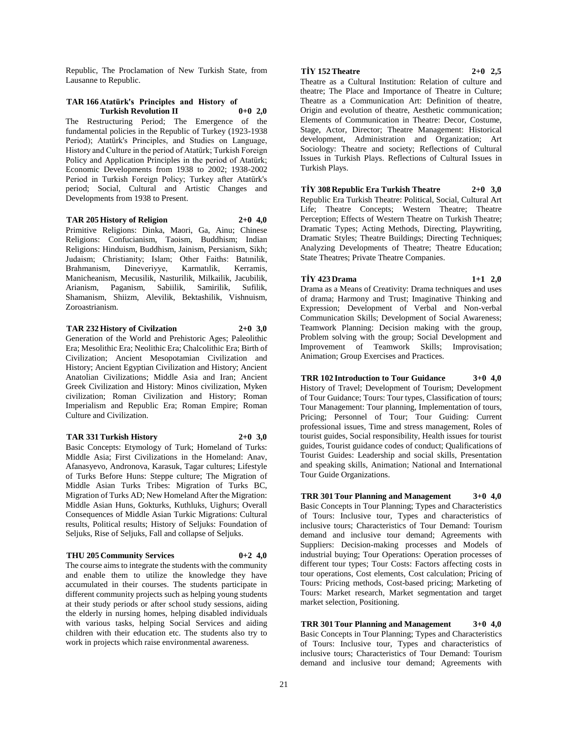Republic, The Proclamation of New Turkish State, from Lausanne to Republic.

**TAR 166 Atatürk's Principles and History of Turkish Revolution II 0+0 2,0**

The Restructuring Period; The Emergence of the fundamental policies in the Republic of Turkey (1923-1938 Period); Atatürk's Principles, and Studies on Language, History and Culture in the period of Atatürk; Turkish Foreign Policy and Application Principles in the period of Atatürk; Economic Developments from 1938 to 2002; 1938-2002 Period in Turkish Foreign Policy; Turkey after Atatürk's period; Social, Cultural and Artistic Changes and Developments from 1938 to Present.

**TAR 205 History of Religion 2+0 4,0**

Primitive Religions: Dinka, Maori, Ga, Ainu; Chinese Religions: Confucianism, Taoism, Buddhism; Indian Religions: Hinduism, Buddhism, Jainism, Persianism, Sikh; Judaism; Christianity; Islam; Other Faiths: Batınilik, Brahmanism, Dineveriyye, Karmatılık, Kerramis, Manicheanism, Mecusilik, Nasturilik, Milkailik, Jacubilik, Arianism, Paganism, Sabiilik, Samirilik, Sufilik, Shamanism, Shiizm, Alevilik, Bektashilik, Vishnuism, Zoroastrianism.

**TAR 232 History of Civilzation 2+0 3,0**

Generation of the World and Prehistoric Ages; Paleolithic Era; Mesolithic Era; Neolithic Era; Chalcolithic Era; Birth of Civilization; Ancient Mesopotamian Civilization and History; Ancient Egyptian Civilization and History; Ancient Anatolian Civilizations; Middle Asia and Iran; Ancient Greek Civilization and History: Minos civilization, Myken civilization; Roman Civilization and History; Roman Imperialism and Republic Era; Roman Empire; Roman Culture and Civilization.

**TAR 331 Turkish History 2+0 3,0**

Basic Concepts: Etymology of Turk; Homeland of Turks: Middle Asia; First Civilizations in the Homeland: Anav, Afanasyevo, Andronova, Karasuk, Tagar cultures; Lifestyle of Turks Before Huns: Steppe culture; The Migration of Middle Asian Turks Tribes: Migration of Turks BC, Migration of Turks AD; New Homeland After the Migration: Middle Asian Huns, Gokturks, Kuthluks, Uighurs; Overall Consequences of Middle Asian Turkic Migrations: Cultural results, Political results; History of Seljuks: Foundation of Seljuks, Rise of Seljuks, Fall and collapse of Seljuks.

**THU 205 Community Services 0+2 4,0**

The course aims to integrate the students with the community and enable them to utilize the knowledge they have accumulated in their courses. The students participate in different community projects such as helping young students at their study periods or after school study sessions, aiding the elderly in nursing homes, helping disabled individuals with various tasks, helping Social Services and aiding children with their education etc. The students also try to work in projects which raise environmental awareness.

**TİY 152 Theatre 2+0 2,5**

Theatre as a Cultural Institution: Relation of culture and theatre; The Place and Importance of Theatre in Culture; Theatre as a Communication Art: Definition of theatre, Origin and evolution of theatre, Aesthetic communication; Elements of Communication in Theatre: Decor, Costume, Stage, Actor, Director; Theatre Management: Historical development, Administration and Organization; Art Sociology: Theatre and society; Reflections of Cultural Issues in Turkish Plays. Reflections of Cultural Issues in Turkish Plays.

**TİY 308 Republic Era Turkish Theatre 2+0 3,0**

Republic Era Turkish Theatre: Political, Social, Cultural Art Life; Theatre Concepts; Western Theatre; Theatre Perception; Effects of Western Theatre on Turkish Theatre; Dramatic Types; Acting Methods, Directing, Playwriting, Dramatic Styles; Theatre Buildings; Directing Techniques; Analyzing Developments of Theatre; Theatre Education; State Theatres; Private Theatre Companies.

**TİY 423 Drama 1+1 2,0**

Drama as a Means of Creativity: Drama techniques and uses of drama; Harmony and Trust; Imaginative Thinking and Expression; Development of Verbal and Non-verbal Communication Skills; Development of Social Awareness; Teamwork Planning: Decision making with the group, Problem solving with the group; Social Development and Improvement of Teamwork Skills; Improvisation; Animation; Group Exercises and Practices.

**TRR 102 Introduction to Tour Guidance 3+0 4,0**

History of Travel; Development of Tourism; Development of Tour Guidance; Tours: Tour types, Classification of tours; Tour Management: Tour planning, Implementation of tours, Pricing; Personnel of Tour; Tour Guiding: Current professional issues, Time and stress management, Roles of tourist guides, Social responsibility, Health issues for tourist guides, Tourist guidance codes of conduct; Qualifications of Tourist Guides: Leadership and social skills, Presentation and speaking skills, Animation; National and International Tour Guide Organizations.

**TRR 301 Tour Planning and Management 3+0 4,0**

Basic Concepts in Tour Planning; Types and Characteristics of Tours: Inclusive tour, Types and characteristics of inclusive tours; Characteristics of Tour Demand: Tourism demand and inclusive tour demand; Agreements with Suppliers: Decision-making processes and Models of industrial buying; Tour Operations: Operation processes of different tour types; Tour Costs: Factors affecting costs in tour operations, Cost elements, Cost calculation; Pricing of Tours: Pricing methods, Cost-based pricing; Marketing of Tours: Market research, Market segmentation and target market selection, Positioning.

**TRR 301 Tour Planning and Management 3+0 4,0**

Basic Concepts in Tour Planning; Types and Characteristics of Tours: Inclusive tour, Types and characteristics of inclusive tours; Characteristics of Tour Demand: Tourism demand and inclusive tour demand; Agreements with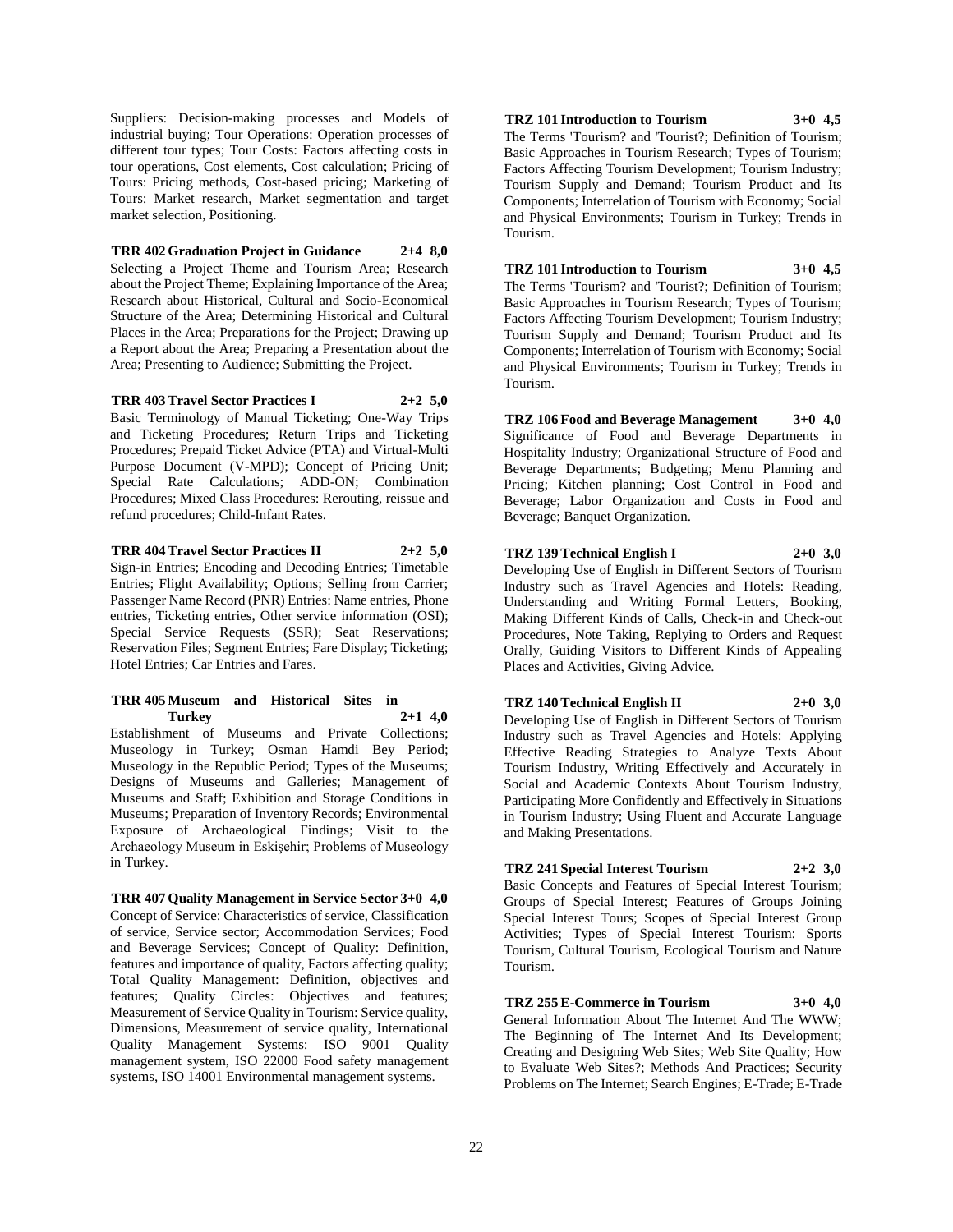Suppliers: Decision-making processes and Models of industrial buying; Tour Operations: Operation processes of different tour types; Tour Costs: Factors affecting costs in tour operations, Cost elements, Cost calculation; Pricing of Tours: Pricing methods, Cost-based pricing; Marketing of Tours: Market research, Market segmentation and target market selection, Positioning.

**TRR 402 Graduation Project in Guidance 2+4 8,0**

Selecting a Project Theme and Tourism Area; Research about the Project Theme; Explaining Importance of the Area; Research about Historical, Cultural and Socio-Economical Structure of the Area; Determining Historical and Cultural Places in the Area; Preparations for the Project; Drawing up a Report about the Area; Preparing a Presentation about the Area; Presenting to Audience; Submitting the Project.

**TRR 403 Travel Sector Practices I 2+2 5,0**

Basic Terminology of Manual Ticketing; One-Way Trips and Ticketing Procedures; Return Trips and Ticketing Procedures; Prepaid Ticket Advice (PTA) and Virtual-Multi Purpose Document (V-MPD); Concept of Pricing Unit; Special Rate Calculations; ADD-ON; Combination Procedures; Mixed Class Procedures: Rerouting, reissue and refund procedures; Child-Infant Rates.

**TRR 404 Travel Sector Practices II 2+2 5,0**

Sign-in Entries; Encoding and Decoding Entries; Timetable Entries; Flight Availability; Options; Selling from Carrier; Passenger Name Record (PNR) Entries: Name entries, Phone entries, Ticketing entries, Other service information (OSI); Special Service Requests (SSR); Seat Reservations; Reservation Files; Segment Entries; Fare Display; Ticketing; Hotel Entries; Car Entries and Fares.

**TRR 405 Museum and Historical Sites in Turkey 2+1 4,0**

Establishment of Museums and Private Collections; Museology in Turkey; Osman Hamdi Bey Period; Museology in the Republic Period; Types of the Museums; Designs of Museums and Galleries; Management of Museums and Staff; Exhibition and Storage Conditions in Museums; Preparation of Inventory Records; Environmental Exposure of Archaeological Findings; Visit to the Archaeology Museum in Eskişehir; Problems of Museology in Turkey.

**TRR 407 Quality Management in Service Sector 3+0 4,0**

Concept of Service: Characteristics of service, Classification of service, Service sector; Accommodation Services; Food and Beverage Services; Concept of Quality: Definition, features and importance of quality, Factors affecting quality; Total Quality Management: Definition, objectives and features; Quality Circles: Objectives and features; Measurement of Service Quality in Tourism: Service quality, Dimensions, Measurement of service quality, International Quality Management Systems: ISO 9001 Quality management system, ISO 22000 Food safety management systems, ISO 14001 Environmental management systems.

**TRZ 101 Introduction to Tourism 3+0 4,5**

The Terms 'Tourism? and 'Tourist?; Definition of Tourism; Basic Approaches in Tourism Research; Types of Tourism; Factors Affecting Tourism Development; Tourism Industry; Tourism Supply and Demand; Tourism Product and Its Components; Interrelation of Tourism with Economy; Social and Physical Environments; Tourism in Turkey; Trends in Tourism.

**TRZ 101 Introduction to Tourism 3+0 4,5**

The Terms 'Tourism? and 'Tourist?; Definition of Tourism; Basic Approaches in Tourism Research; Types of Tourism; Factors Affecting Tourism Development; Tourism Industry; Tourism Supply and Demand; Tourism Product and Its Components; Interrelation of Tourism with Economy; Social and Physical Environments; Tourism in Turkey; Trends in Tourism.

**TRZ 106 Food and Beverage Management 3+0 4,0**

Significance of Food and Beverage Departments in Hospitality Industry; Organizational Structure of Food and Beverage Departments; Budgeting; Menu Planning and Pricing; Kitchen planning; Cost Control in Food and Beverage; Labor Organization and Costs in Food and Beverage; Banquet Organization.

**TRZ 139 Technical English I 2+0 3,0**

Developing Use of English in Different Sectors of Tourism Industry such as Travel Agencies and Hotels: Reading, Understanding and Writing Formal Letters, Booking, Making Different Kinds of Calls, Check-in and Check-out Procedures, Note Taking, Replying to Orders and Request Orally, Guiding Visitors to Different Kinds of Appealing Places and Activities, Giving Advice.

**TRZ 140 Technical English II 2+0 3,0**

Developing Use of English in Different Sectors of Tourism Industry such as Travel Agencies and Hotels: Applying Effective Reading Strategies to Analyze Texts About Tourism Industry, Writing Effectively and Accurately in Social and Academic Contexts About Tourism Industry, Participating More Confidently and Effectively in Situations in Tourism Industry; Using Fluent and Accurate Language and Making Presentations.

**TRZ 241 Special Interest Tourism 2+2 3,0**

Basic Concepts and Features of Special Interest Tourism; Groups of Special Interest; Features of Groups Joining Special Interest Tours; Scopes of Special Interest Group Activities; Types of Special Interest Tourism: Sports Tourism, Cultural Tourism, Ecological Tourism and Nature Tourism.

**TRZ 255 E-Commerce in Tourism 3+0 4,0**

General Information About The Internet And The WWW; The Beginning of The Internet And Its Development; Creating and Designing Web Sites; Web Site Quality; How to Evaluate Web Sites?; Methods And Practices; Security Problems on The Internet; Search Engines; E-Trade; E-Trade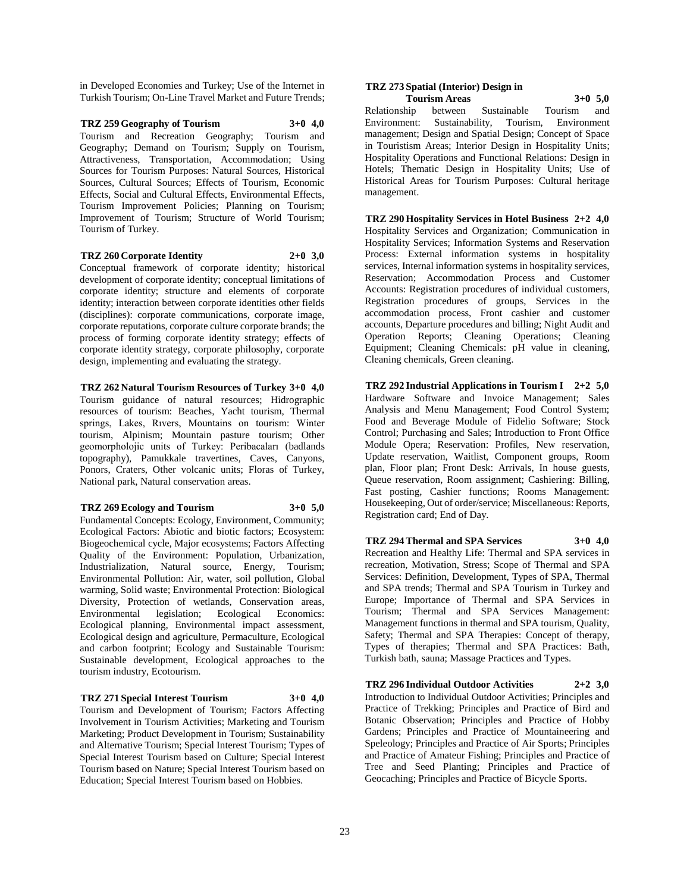in Developed Economies and Turkey; Use of the Internet in Turkish Tourism; On-Line Travel Market and Future Trends;

**TRZ 259 Geography of Tourism 3+0 4,0**

Tourism and Recreation Geography; Tourism and Geography; Demand on Tourism; Supply on Tourism, Attractiveness, Transportation, Accommodation; Using Sources for Tourism Purposes: Natural Sources, Historical Sources, Cultural Sources; Effects of Tourism, Economic Effects, Social and Cultural Effects, Environmental Effects, Tourism Improvement Policies; Planning on Tourism; Improvement of Tourism; Structure of World Tourism; Tourism of Turkey.

**TRZ 260 Corporate Identity 2+0 3,0**

Conceptual framework of corporate identity; historical development of corporate identity; conceptual limitations of corporate identity; structure and elements of corporate identity; interaction between corporate identities other fields (disciplines): corporate communications, corporate image, corporate reputations, corporate culture corporate brands; the process of forming corporate identity strategy; effects of corporate identity strategy, corporate philosophy, corporate design, implementing and evaluating the strategy.

**TRZ 262 Natural Tourism Resources of Turkey 3+0 4,0**

Tourism guidance of natural resources; Hidrographic resources of tourism: Beaches, Yacht tourism, Thermal springs, Lakes, Rıvers, Mountains on tourism: Winter tourism, Alpinism; Mountain pasture tourism; Other geomorpholojic units of Turkey: Peribacaları (badlands topography), Pamukkale travertines, Caves, Canyons, Ponors, Craters, Other volcanic units; Floras of Turkey, National park, Natural conservation areas.

**TRZ 269 Ecology and Tourism 3+0 5,0**

Fundamental Concepts: Ecology, Environment, Community; Ecological Factors: Abiotic and biotic factors; Ecosystem: Biogeochemical cycle, Major ecosystems; Factors Affecting Quality of the Environment: Population, Urbanization, Industrialization, Natural source, Energy, Tourism; Environmental Pollution: Air, water, soil pollution, Global warming, Solid waste; Environmental Protection: Biological Diversity, Protection of wetlands, Conservation areas, Environmental legislation; Ecological Economics: Ecological planning, Environmental impact assessment, Ecological design and agriculture, Permaculture, Ecological and carbon footprint; Ecology and Sustainable Tourism: Sustainable development, Ecological approaches to the tourism industry, Ecotourism.

**TRZ 271 Special Interest Tourism 3+0 4,0**

Tourism and Development of Tourism; Factors Affecting Involvement in Tourism Activities; Marketing and Tourism Marketing; Product Development in Tourism; Sustainability and Alternative Tourism; Special Interest Tourism; Types of Special Interest Tourism based on Culture; Special Interest Tourism based on Nature; Special Interest Tourism based on Education; Special Interest Tourism based on Hobbies.

**TRZ 273 Spatial (Interior) Design in Tourism Areas 3+0 5,0**

Relationship between Sustainable Tourism and Environment: Sustainability, Tourism, Environment management; Design and Spatial Design; Concept of Space in Touristism Areas; Interior Design in Hospitality Units; Hospitality Operations and Functional Relations: Design in Hotels; Thematic Design in Hospitality Units; Use of Historical Areas for Tourism Purposes: Cultural heritage management.

**TRZ 290 Hospitality Services in Hotel Business 2+2 4,0**

Hospitality Services and Organization; Communication in Hospitality Services; Information Systems and Reservation Process: External information systems in hospitality services, Internal information systems in hospitality services, Reservation; Accommodation Process and Customer Accounts: Registration procedures of individual customers, Registration procedures of groups, Services in the accommodation process, Front cashier and customer accounts, Departure procedures and billing; Night Audit and Operation Reports; Cleaning Operations; Cleaning Equipment; Cleaning Chemicals: pH value in cleaning, Cleaning chemicals, Green cleaning.

**TRZ 292 Industrial Applications in Tourism I 2+2 5,0**

Hardware Software and Invoice Management; Sales Analysis and Menu Management; Food Control System; Food and Beverage Module of Fidelio Software; Stock Control; Purchasing and Sales; Introduction to Front Office Module Opera; Reservation: Profiles, New reservation, Update reservation, Waitlist, Component groups, Room plan, Floor plan; Front Desk: Arrivals, In house guests, Queue reservation, Room assignment; Cashiering: Billing, Fast posting, Cashier functions; Rooms Management: Housekeeping, Out of order/service; Miscellaneous: Reports, Registration card; End of Day.

**TRZ 294 Thermal and SPA Services 3+0 4,0**

Recreation and Healthy Life: Thermal and SPA services in recreation, Motivation, Stress; Scope of Thermal and SPA Services: Definition, Development, Types of SPA, Thermal and SPA trends; Thermal and SPA Tourism in Turkey and Europe; Importance of Thermal and SPA Services in Tourism; Thermal and SPA Services Management: Management functions in thermal and SPA tourism, Quality, Safety; Thermal and SPA Therapies: Concept of therapy, Types of therapies; Thermal and SPA Practices: Bath, Turkish bath, sauna; Massage Practices and Types.

**TRZ 296 Individual Outdoor Activities 2+2 3,0**

Introduction to Individual Outdoor Activities; Principles and Practice of Trekking; Principles and Practice of Bird and Botanic Observation; Principles and Practice of Hobby Gardens; Principles and Practice of Mountaineering and Speleology; Principles and Practice of Air Sports; Principles and Practice of Amateur Fishing; Principles and Practice of Tree and Seed Planting; Principles and Practice of Geocaching; Principles and Practice of Bicycle Sports.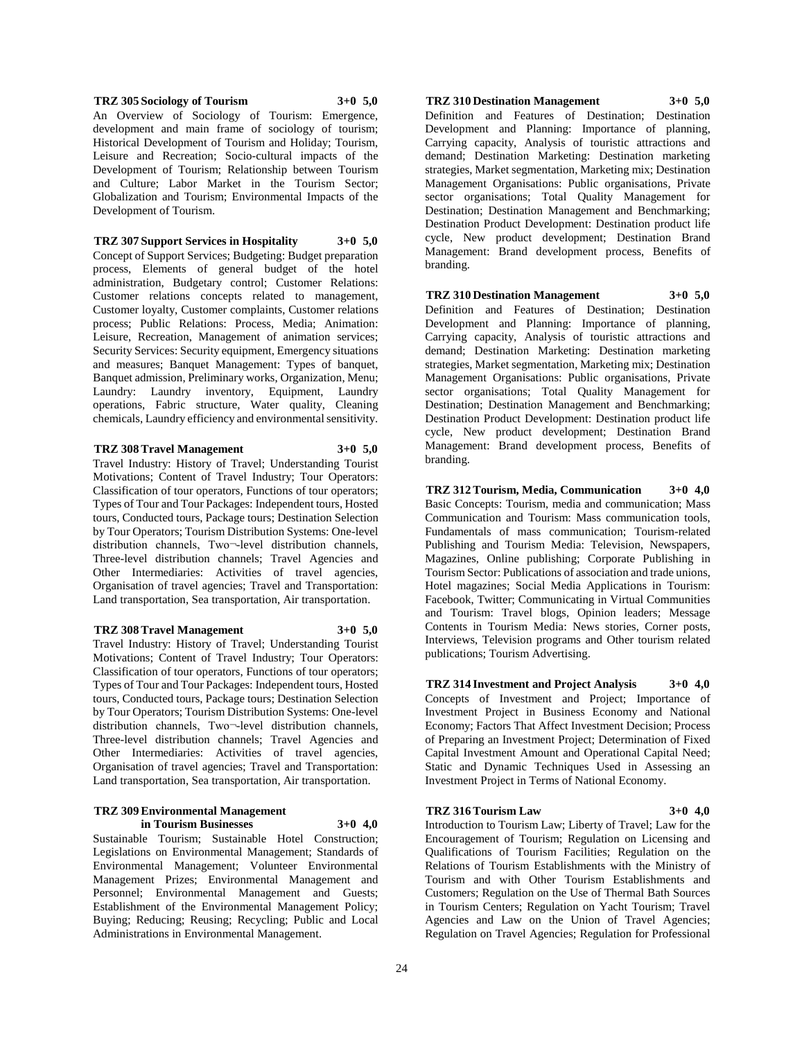**TRZ 305 Sociology of Tourism 3+0 5,0**

An Overview of Sociology of Tourism: Emergence, development and main frame of sociology of tourism; Historical Development of Tourism and Holiday; Tourism, Leisure and Recreation; Socio-cultural impacts of the Development of Tourism; Relationship between Tourism and Culture; Labor Market in the Tourism Sector; Globalization and Tourism; Environmental Impacts of the Development of Tourism.

**TRZ 307 Support Services in Hospitality 3+0 5,0**

Concept of Support Services; Budgeting: Budget preparation process, Elements of general budget of the hotel administration, Budgetary control; Customer Relations: Customer relations concepts related to management, Customer loyalty, Customer complaints, Customer relations process; Public Relations: Process, Media; Animation: Leisure, Recreation, Management of animation services; Security Services: Security equipment, Emergency situations and measures; Banquet Management: Types of banquet, Banquet admission, Preliminary works, Organization, Menu; Laundry: Laundry inventory, Equipment, Laundry operations, Fabric structure, Water quality, Cleaning chemicals, Laundry efficiency and environmental sensitivity.

**TRZ 308 Travel Management 3+0 5,0**

Travel Industry: History of Travel; Understanding Tourist Motivations; Content of Travel Industry; Tour Operators: Classification of tour operators, Functions of tour operators; Types of Tour and Tour Packages: Independent tours, Hosted tours, Conducted tours, Package tours; Destination Selection by Tour Operators; Tourism Distribution Systems: One-level distribution channels, Two¬-level distribution channels, Three-level distribution channels; Travel Agencies and Other Intermediaries: Activities of travel agencies, Organisation of travel agencies; Travel and Transportation: Land transportation, Sea transportation, Air transportation.

**TRZ 308 Travel Management 3+0 5,0**

Travel Industry: History of Travel; Understanding Tourist Motivations; Content of Travel Industry; Tour Operators: Classification of tour operators, Functions of tour operators; Types of Tour and Tour Packages: Independent tours, Hosted tours, Conducted tours, Package tours; Destination Selection by Tour Operators; Tourism Distribution Systems: One-level distribution channels, Two¬-level distribution channels, Three-level distribution channels; Travel Agencies and Other Intermediaries: Activities of travel agencies, Organisation of travel agencies; Travel and Transportation: Land transportation, Sea transportation, Air transportation.

**TRZ 309 Environmental Management in Tourism Businesses 3+0 4,0**

Sustainable Tourism; Sustainable Hotel Construction; Legislations on Environmental Management; Standards of Environmental Management; Volunteer Environmental Management Prizes; Environmental Management and Personnel; Environmental Management and Guests; Establishment of the Environmental Management Policy; Buying; Reducing; Reusing; Recycling; Public and Local Administrations in Environmental Management.

**TRZ 310 Destination Management 3+0 5,0**

Definition and Features of Destination; Destination Development and Planning: Importance of planning, Carrying capacity, Analysis of touristic attractions and demand; Destination Marketing: Destination marketing strategies, Market segmentation, Marketing mix; Destination Management Organisations: Public organisations, Private sector organisations; Total Quality Management for Destination; Destination Management and Benchmarking; Destination Product Development: Destination product life cycle, New product development; Destination Brand Management: Brand development process, Benefits of branding.

**TRZ 310 Destination Management 3+0 5,0**

Definition and Features of Destination; Destination Development and Planning: Importance of planning, Carrying capacity, Analysis of touristic attractions and demand; Destination Marketing: Destination marketing strategies, Market segmentation, Marketing mix; Destination Management Organisations: Public organisations, Private sector organisations; Total Quality Management for Destination; Destination Management and Benchmarking; Destination Product Development: Destination product life cycle, New product development; Destination Brand Management: Brand development process, Benefits of branding.

**TRZ 312 Tourism, Media, Communication 3+0 4,0**

Basic Concepts: Tourism, media and communication; Mass Communication and Tourism: Mass communication tools, Fundamentals of mass communication; Tourism-related Publishing and Tourism Media: Television, Newspapers, Magazines, Online publishing; Corporate Publishing in Tourism Sector: Publications of association and trade unions, Hotel magazines; Social Media Applications in Tourism: Facebook, Twitter; Communicating in Virtual Communities and Tourism: Travel blogs, Opinion leaders; Message Contents in Tourism Media: News stories, Corner posts, Interviews, Television programs and Other tourism related publications; Tourism Advertising.

**TRZ 314 Investment and Project Analysis 3+0 4,0**

Concepts of Investment and Project; Importance of Investment Project in Business Economy and National Economy; Factors That Affect Investment Decision; Process of Preparing an Investment Project; Determination of Fixed Capital Investment Amount and Operational Capital Need; Static and Dynamic Techniques Used in Assessing an Investment Project in Terms of National Economy.

**TRZ 316 Tourism Law 3+0 4,0**

Introduction to Tourism Law; Liberty of Travel; Law for the Encouragement of Tourism; Regulation on Licensing and Qualifications of Tourism Facilities; Regulation on the Relations of Tourism Establishments with the Ministry of Tourism and with Other Tourism Establishments and Customers; Regulation on the Use of Thermal Bath Sources in Tourism Centers; Regulation on Yacht Tourism; Travel Agencies and Law on the Union of Travel Agencies; Regulation on Travel Agencies; Regulation for Professional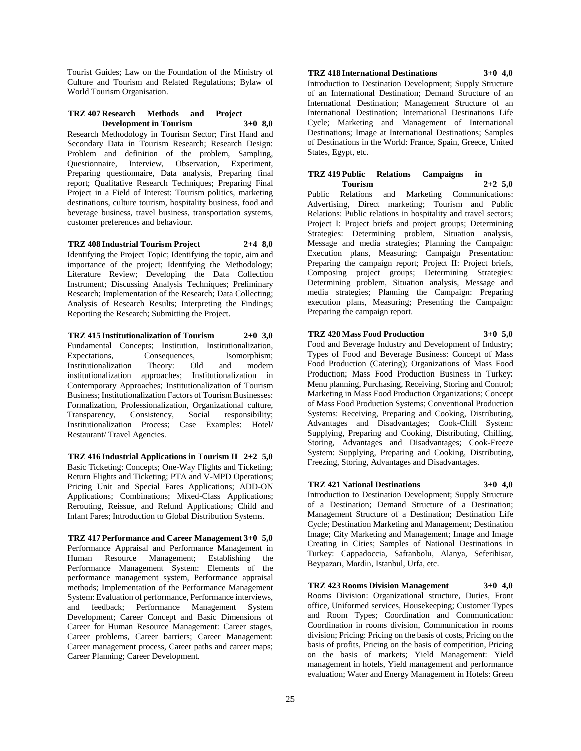Tourist Guides; Law on the Foundation of the Ministry of Culture and Tourism and Related Regulations; Bylaw of World Tourism Organisation.

**TRZ 407 Research Methods and Project Development in Tourism 3+0 8,0**

Research Methodology in Tourism Sector; First Hand and Secondary Data in Tourism Research; Research Design: Problem and definition of the problem, Sampling, Questionnaire, Interview, Observation, Experiment, Preparing questionnaire, Data analysis, Preparing final report; Qualitative Research Techniques; Preparing Final Project in a Field of Interest: Tourism politics, marketing destinations, culture tourism, hospitality business, food and beverage business, travel business, transportation systems, customer preferences and behaviour.

**TRZ 408 Industrial Tourism Project 2+4 8,0**

Identifying the Project Topic; Identifying the topic, aim and importance of the project; Identifying the Methodology; Literature Review; Developing the Data Collection Instrument; Discussing Analysis Techniques; Preliminary Research; Implementation of the Research; Data Collecting; Analysis of Research Results; Interpreting the Findings; Reporting the Research; Submitting the Project.

**TRZ 415 Institutionalization of Tourism 2+0 3,0**

Fundamental Concepts; Institution, Institutionalization, Expectations, Consequences, Isomorphism; Institutionalization Theory: Old and modern institutionalization approaches; Institutionalization in Contemporary Approaches; Institutionalization of Tourism Business; Institutionalization Factors of Tourism Businesses: Formalization, Professionalization, Organizational culture, Transparency, Consistency, Social responsibility; Institutionalization Process; Case Examples: Hotel/ Restaurant/ Travel Agencies.

**TRZ 416 Industrial Applications in Tourism II 2+2 5,0**

Basic Ticketing: Concepts; One-Way Flights and Ticketing; Return Flights and Ticketing; PTA and V-MPD Operations; Pricing Unit and Special Fares Applications; ADD-ON Applications; Combinations; Mixed-Class Applications; Rerouting, Reissue, and Refund Applications; Child and Infant Fares; Introduction to Global Distribution Systems.

**TRZ 417 Performance and Career Management 3+0 5,0**

Performance Appraisal and Performance Management in Human Resource Management; Establishing the Performance Management System: Elements of the performance management system, Performance appraisal methods; Implementation of the Performance Management System: Evaluation of performance, Performance interviews, and feedback; Performance Management System Development; Career Concept and Basic Dimensions of Career for Human Resource Management: Career stages, Career problems, Career barriers; Career Management: Career management process, Career paths and career maps; Career Planning; Career Development.

**TRZ 418 International Destinations 3+0 4,0**

Introduction to Destination Development; Supply Structure of an International Destination; Demand Structure of an International Destination; Management Structure of an International Destination; International Destinations Life Cycle; Marketing and Management of International Destinations; Image at International Destinations; Samples of Destinations in the World: France, Spain, Greece, United States, Egypt, etc.

**TRZ 419 Public Relations Campaigns in Tourism 2+2 5,0**

Public Relations and Marketing Communications: Advertising, Direct marketing; Tourism and Public Relations: Public relations in hospitality and travel sectors; Project I: Project briefs and project groups; Determining Strategies: Determining problem, Situation analysis, Message and media strategies; Planning the Campaign: Execution plans, Measuring; Campaign Presentation: Preparing the campaign report; Project II: Project briefs, Composing project groups; Determining Strategies: Determining problem, Situation analysis, Message and media strategies; Planning the Campaign: Preparing execution plans, Measuring; Presenting the Campaign: Preparing the campaign report.

**TRZ 420 Mass Food Production 3+0 5,0**

Food and Beverage Industry and Development of Industry; Types of Food and Beverage Business: Concept of Mass Food Production (Catering); Organizations of Mass Food Production; Mass Food Production Business in Turkey: Menu planning, Purchasing, Receiving, Storing and Control; Marketing in Mass Food Production Organizations; Concept of Mass Food Production Systems; Conventional Production Systems: Receiving, Preparing and Cooking, Distributing, Advantages and Disadvantages; Cook-Chill System: Supplying, Preparing and Cooking, Distributing, Chilling, Storing, Advantages and Disadvantages; Cook-Freeze System: Supplying, Preparing and Cooking, Distributing, Freezing, Storing, Advantages and Disadvantages.

**TRZ 421 National Destinations 3+0 4,0**

Introduction to Destination Development; Supply Structure of a Destination; Demand Structure of a Destination; Management Structure of a Destination; Destination Life Cycle; Destination Marketing and Management; Destination Image; City Marketing and Management; Image and Image Creating in Cities; Samples of National Destinations in Turkey: Cappadoccia, Safranbolu, Alanya, Seferihisar, Beypazarı, Mardin, Istanbul, Urfa, etc.

**TRZ 423 Rooms Division Management 3+0 4,0**

Rooms Division: Organizational structure, Duties, Front office, Uniformed services, Housekeeping; Customer Types and Room Types; Coordination and Communication: Coordination in rooms division, Communication in rooms division; Pricing: Pricing on the basis of costs, Pricing on the basis of profits, Pricing on the basis of competition, Pricing on the basis of markets; Yield Management: Yield management in hotels, Yield management and performance evaluation; Water and Energy Management in Hotels: Green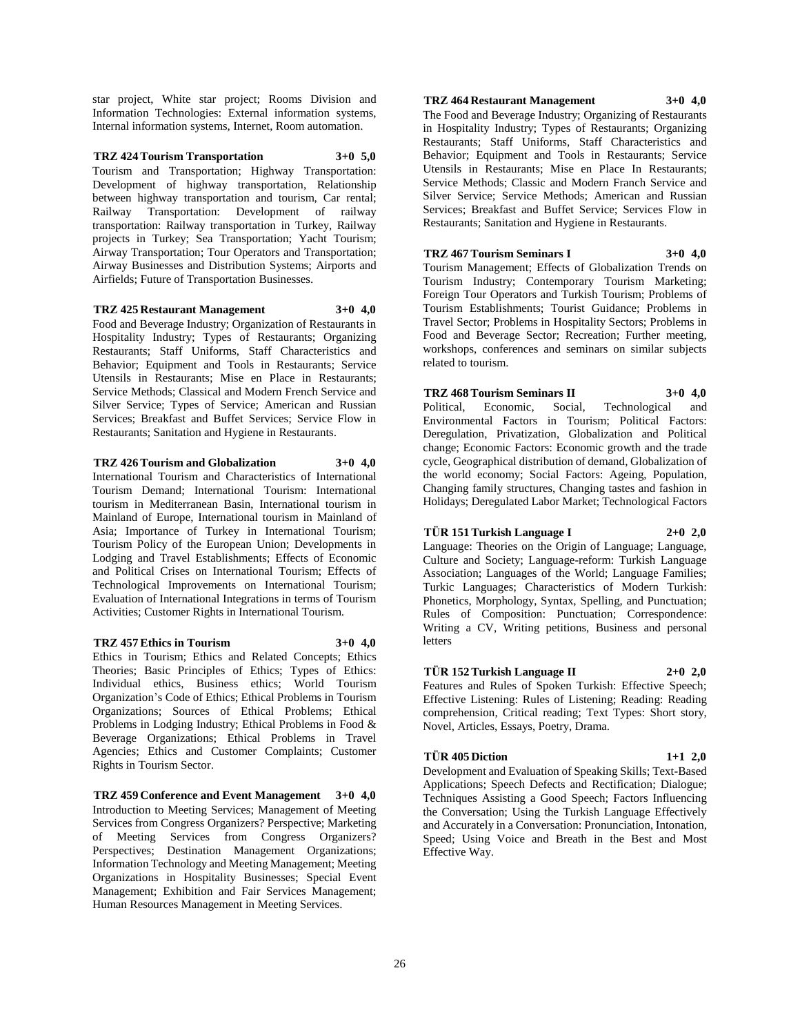star project, White star project; Rooms Division and Information Technologies: External information systems, Internal information systems, Internet, Room automation.

**TRZ 424 Tourism Transportation 3+0 5,0**

Tourism and Transportation; Highway Transportation: Development of highway transportation, Relationship between highway transportation and tourism, Car rental; Railway Transportation: Development of railway transportation: Railway transportation in Turkey, Railway projects in Turkey; Sea Transportation; Yacht Tourism; Airway Transportation; Tour Operators and Transportation; Airway Businesses and Distribution Systems; Airports and Airfields; Future of Transportation Businesses.

**TRZ 425 Restaurant Management 3+0 4,0**

Food and Beverage Industry; Organization of Restaurants in Hospitality Industry; Types of Restaurants; Organizing Restaurants; Staff Uniforms, Staff Characteristics and Behavior; Equipment and Tools in Restaurants; Service Utensils in Restaurants; Mise en Place in Restaurants; Service Methods; Classical and Modern French Service and Silver Service; Types of Service; American and Russian Services; Breakfast and Buffet Services; Service Flow in Restaurants; Sanitation and Hygiene in Restaurants.

**TRZ 426 Tourism and Globalization 3+0 4,0**

International Tourism and Characteristics of International Tourism Demand; International Tourism: International tourism in Mediterranean Basin, International tourism in Mainland of Europe, International tourism in Mainland of Asia; Importance of Turkey in International Tourism; Tourism Policy of the European Union; Developments in Lodging and Travel Establishments; Effects of Economic and Political Crises on International Tourism; Effects of Technological Improvements on International Tourism; Evaluation of International Integrations in terms of Tourism Activities; Customer Rights in International Tourism.

**TRZ 457 Ethics in Tourism 3+0 4,0**

Ethics in Tourism; Ethics and Related Concepts; Ethics Theories; Basic Principles of Ethics; Types of Ethics: Individual ethics, Business ethics; World Tourism Organization's Code of Ethics; Ethical Problems in Tourism Organizations; Sources of Ethical Problems; Ethical Problems in Lodging Industry; Ethical Problems in Food & Beverage Organizations; Ethical Problems in Travel Agencies; Ethics and Customer Complaints; Customer Rights in Tourism Sector.

**TRZ 459 Conference and Event Management 3+0 4,0**

Introduction to Meeting Services; Management of Meeting Services from Congress Organizers? Perspective; Marketing of Meeting Services from Congress Organizers? Perspectives; Destination Management Organizations; Information Technology and Meeting Management; Meeting Organizations in Hospitality Businesses; Special Event Management; Exhibition and Fair Services Management; Human Resources Management in Meeting Services.

**TRZ 464 Restaurant Management 3+0 4,0**

The Food and Beverage Industry; Organizing of Restaurants in Hospitality Industry; Types of Restaurants; Organizing Restaurants; Staff Uniforms, Staff Characteristics and Behavior; Equipment and Tools in Restaurants; Service Utensils in Restaurants; Mise en Place In Restaurants; Service Methods; Classic and Modern Franch Service and Silver Service; Service Methods; American and Russian Services; Breakfast and Buffet Service; Services Flow in Restaurants; Sanitation and Hygiene in Restaurants.

**TRZ 467 Tourism Seminars I 3+0 4,0**

Tourism Management; Effects of Globalization Trends on Tourism Industry; Contemporary Tourism Marketing; Foreign Tour Operators and Turkish Tourism; Problems of Tourism Establishments; Tourist Guidance; Problems in Travel Sector; Problems in Hospitality Sectors; Problems in Food and Beverage Sector; Recreation; Further meeting, workshops, conferences and seminars on similar subjects related to tourism.

**TRZ 468 Tourism Seminars II 3+0 4,0**

Political, Economic, Social, Technological and Environmental Factors in Tourism; Political Factors: Deregulation, Privatization, Globalization and Political change; Economic Factors: Economic growth and the trade cycle, Geographical distribution of demand, Globalization of the world economy; Social Factors: Ageing, Population, Changing family structures, Changing tastes and fashion in Holidays; Deregulated Labor Market; Technological Factors

**TÜR 151 Turkish Language I 2+0 2,0**

Language: Theories on the Origin of Language; Language, Culture and Society; Language-reform: Turkish Language Association; Languages of the World; Language Families; Turkic Languages; Characteristics of Modern Turkish: Phonetics, Morphology, Syntax, Spelling, and Punctuation; Rules of Composition: Punctuation; Correspondence: Writing a CV, Writing petitions, Business and personal letters

**TÜR 152 Turkish Language II 2+0 2,0**

Features and Rules of Spoken Turkish: Effective Speech; Effective Listening: Rules of Listening; Reading: Reading comprehension, Critical reading; Text Types: Short story, Novel, Articles, Essays, Poetry, Drama.

**TÜR 405 Diction 1+1 2,0**

Development and Evaluation of Speaking Skills; Text-Based Applications; Speech Defects and Rectification; Dialogue; Techniques Assisting a Good Speech; Factors Influencing the Conversation; Using the Turkish Language Effectively and Accurately in a Conversation: Pronunciation, Intonation, Speed; Using Voice and Breath in the Best and Most Effective Way.